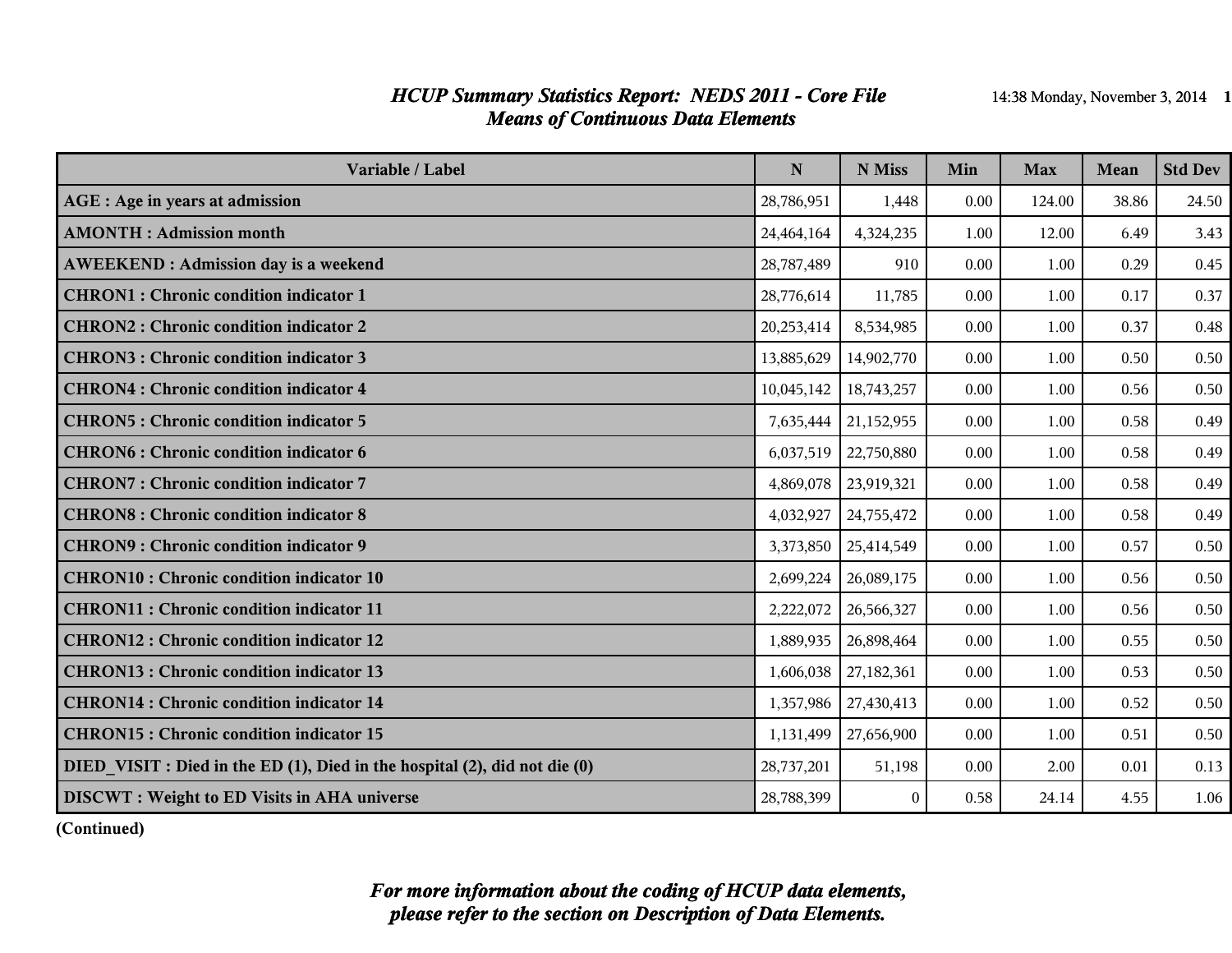# *HCUP Summary Statistics Report: NEDS 2011 - Core File*
## *Means of Continuous Data Elements*

| Variable / Label | N | N Miss | Min | Max | Mean | Std Dev |
|---|---|---|---|---|---|---|
| **AGE : Age in years at admission** | 28,786,951 | 1,448 | 0.00 | 124.00 | 38.86 | 24.50 |
| **AMONTH : Admission month** | 24,464,164 | 4,324,235 | 1.00 | 12.00 | 6.49 | 3.43 |
| **AWEEKEND : Admission day is a weekend** | 28,787,489 | 910 | 0.00 | 1.00 | 0.29 | 0.45 |
| **CHRON1 : Chronic condition indicator 1** | 28,776,614 | 11,785 | 0.00 | 1.00 | 0.17 | 0.37 |
| **CHRON2 : Chronic condition indicator 2** | 20,253,414 | 8,534,985 | 0.00 | 1.00 | 0.37 | 0.48 |
| **CHRON3 : Chronic condition indicator 3** | 13,885,629 | 14,902,770 | 0.00 | 1.00 | 0.50 | 0.50 |
| **CHRON4 : Chronic condition indicator 4** | 10,045,142 | 18,743,257 | 0.00 | 1.00 | 0.56 | 0.50 |
| **CHRON5 : Chronic condition indicator 5** | 7,635,444 | 21,152,955 | 0.00 | 1.00 | 0.58 | 0.49 |
| **CHRON6 : Chronic condition indicator 6** | 6,037,519 | 22,750,880 | 0.00 | 1.00 | 0.58 | 0.49 |
| **CHRON7 : Chronic condition indicator 7** | 4,869,078 | 23,919,321 | 0.00 | 1.00 | 0.58 | 0.49 |
| **CHRON8 : Chronic condition indicator 8** | 4,032,927 | 24,755,472 | 0.00 | 1.00 | 0.58 | 0.49 |
| **CHRON9 : Chronic condition indicator 9** | 3,373,850 | 25,414,549 | 0.00 | 1.00 | 0.57 | 0.50 |
| **CHRON10 : Chronic condition indicator 10** | 2,699,224 | 26,089,175 | 0.00 | 1.00 | 0.56 | 0.50 |
| **CHRON11 : Chronic condition indicator 11** | 2,222,072 | 26,566,327 | 0.00 | 1.00 | 0.56 | 0.50 |
| **CHRON12 : Chronic condition indicator 12** | 1,889,935 | 26,898,464 | 0.00 | 1.00 | 0.55 | 0.50 |
| **CHRON13 : Chronic condition indicator 13** | 1,606,038 | 27,182,361 | 0.00 | 1.00 | 0.53 | 0.50 |
| **CHRON14 : Chronic condition indicator 14** | 1,357,986 | 27,430,413 | 0.00 | 1.00 | 0.52 | 0.50 |
| **CHRON15 : Chronic condition indicator 15** | 1,131,499 | 27,656,900 | 0.00 | 1.00 | 0.51 | 0.50 |
| **DIED_VISIT : Died in the ED (1), Died in the hospital (2), did not die (0)** | 28,737,201 | 51,198 | 0.00 | 2.00 | 0.01 | 0.13 |
| **DISCWT : Weight to ED Visits in AHA universe** | 28,788,399 | 0 | 0.58 | 24.14 | 4.55 | 1.06 |

**(Continued)**

***For more information about the coding of HCUP data elements, please refer to the section on Description of Data Elements.***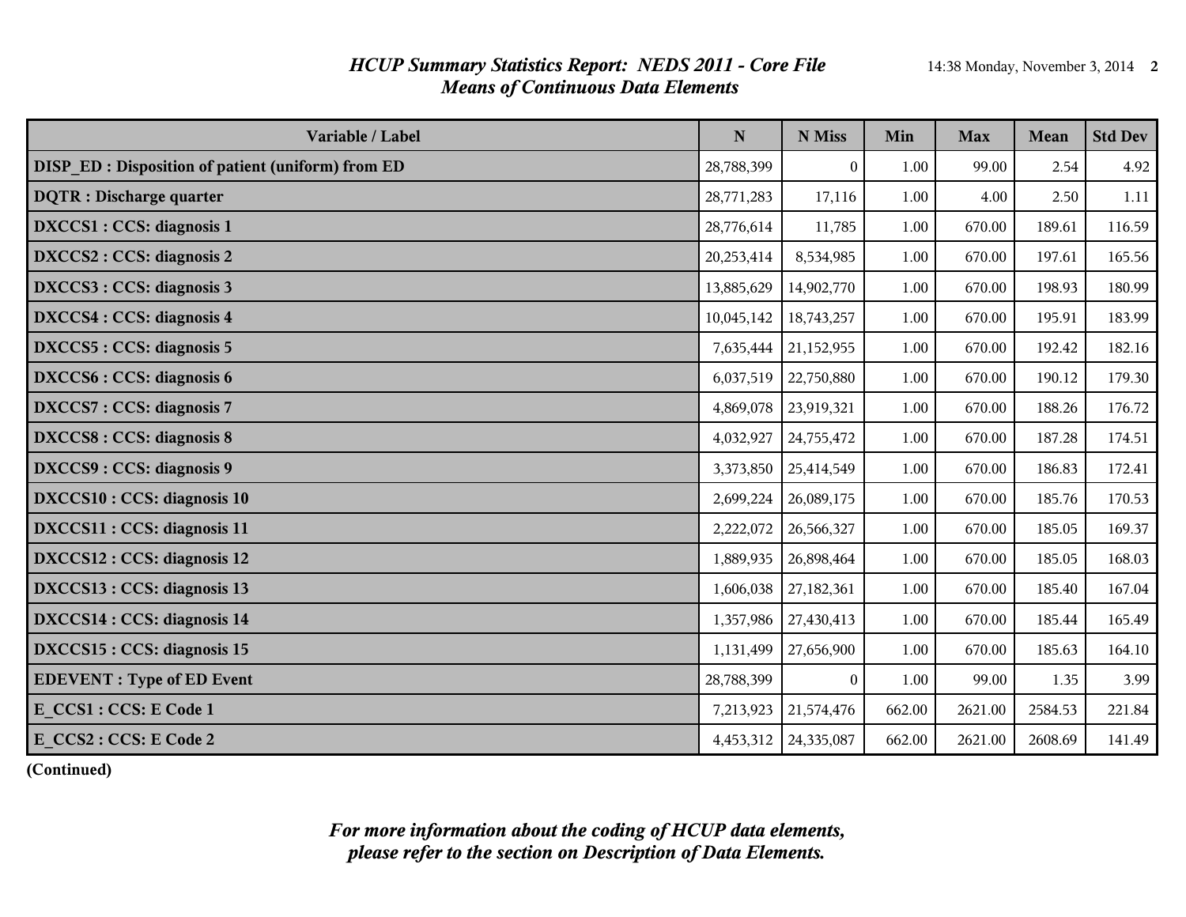## *HCUP Summary Statistics Report: NEDS 2011 - Core File*
## *Means of Continuous Data Elements*

| Variable / Label | N | N Miss | Min | Max | Mean | Std Dev |
|---|---|---|---|---|---|---|
| **DISP_ED : Disposition of patient (uniform) from ED** | 28,788,399 | 0 | 1.00 | 99.00 | 2.54 | 4.92 |
| **DQTR : Discharge quarter** | 28,771,283 | 17,116 | 1.00 | 4.00 | 2.50 | 1.11 |
| **DXCCS1 : CCS: diagnosis 1** | 28,776,614 | 11,785 | 1.00 | 670.00 | 189.61 | 116.59 |
| **DXCCS2 : CCS: diagnosis 2** | 20,253,414 | 8,534,985 | 1.00 | 670.00 | 197.61 | 165.56 |
| **DXCCS3 : CCS: diagnosis 3** | 13,885,629 | 14,902,770 | 1.00 | 670.00 | 198.93 | 180.99 |
| **DXCCS4 : CCS: diagnosis 4** | 10,045,142 | 18,743,257 | 1.00 | 670.00 | 195.91 | 183.99 |
| **DXCCS5 : CCS: diagnosis 5** | 7,635,444 | 21,152,955 | 1.00 | 670.00 | 192.42 | 182.16 |
| **DXCCS6 : CCS: diagnosis 6** | 6,037,519 | 22,750,880 | 1.00 | 670.00 | 190.12 | 179.30 |
| **DXCCS7 : CCS: diagnosis 7** | 4,869,078 | 23,919,321 | 1.00 | 670.00 | 188.26 | 176.72 |
| **DXCCS8 : CCS: diagnosis 8** | 4,032,927 | 24,755,472 | 1.00 | 670.00 | 187.28 | 174.51 |
| **DXCCS9 : CCS: diagnosis 9** | 3,373,850 | 25,414,549 | 1.00 | 670.00 | 186.83 | 172.41 |
| **DXCCS10 : CCS: diagnosis 10** | 2,699,224 | 26,089,175 | 1.00 | 670.00 | 185.76 | 170.53 |
| **DXCCS11 : CCS: diagnosis 11** | 2,222,072 | 26,566,327 | 1.00 | 670.00 | 185.05 | 169.37 |
| **DXCCS12 : CCS: diagnosis 12** | 1,889,935 | 26,898,464 | 1.00 | 670.00 | 185.05 | 168.03 |
| **DXCCS13 : CCS: diagnosis 13** | 1,606,038 | 27,182,361 | 1.00 | 670.00 | 185.40 | 167.04 |
| **DXCCS14 : CCS: diagnosis 14** | 1,357,986 | 27,430,413 | 1.00 | 670.00 | 185.44 | 165.49 |
| **DXCCS15 : CCS: diagnosis 15** | 1,131,499 | 27,656,900 | 1.00 | 670.00 | 185.63 | 164.10 |
| **EDEVENT : Type of ED Event** | 28,788,399 | 0 | 1.00 | 99.00 | 1.35 | 3.99 |
| **E_CCS1 : CCS: E Code 1** | 7,213,923 | 21,574,476 | 662.00 | 2621.00 | 2584.53 | 221.84 |
| **E_CCS2 : CCS: E Code 2** | 4,453,312 | 24,335,087 | 662.00 | 2621.00 | 2608.69 | 141.49 |

**(Continued)**

*For more information about the coding of HCUP data elements, please refer to the section on Description of Data Elements.*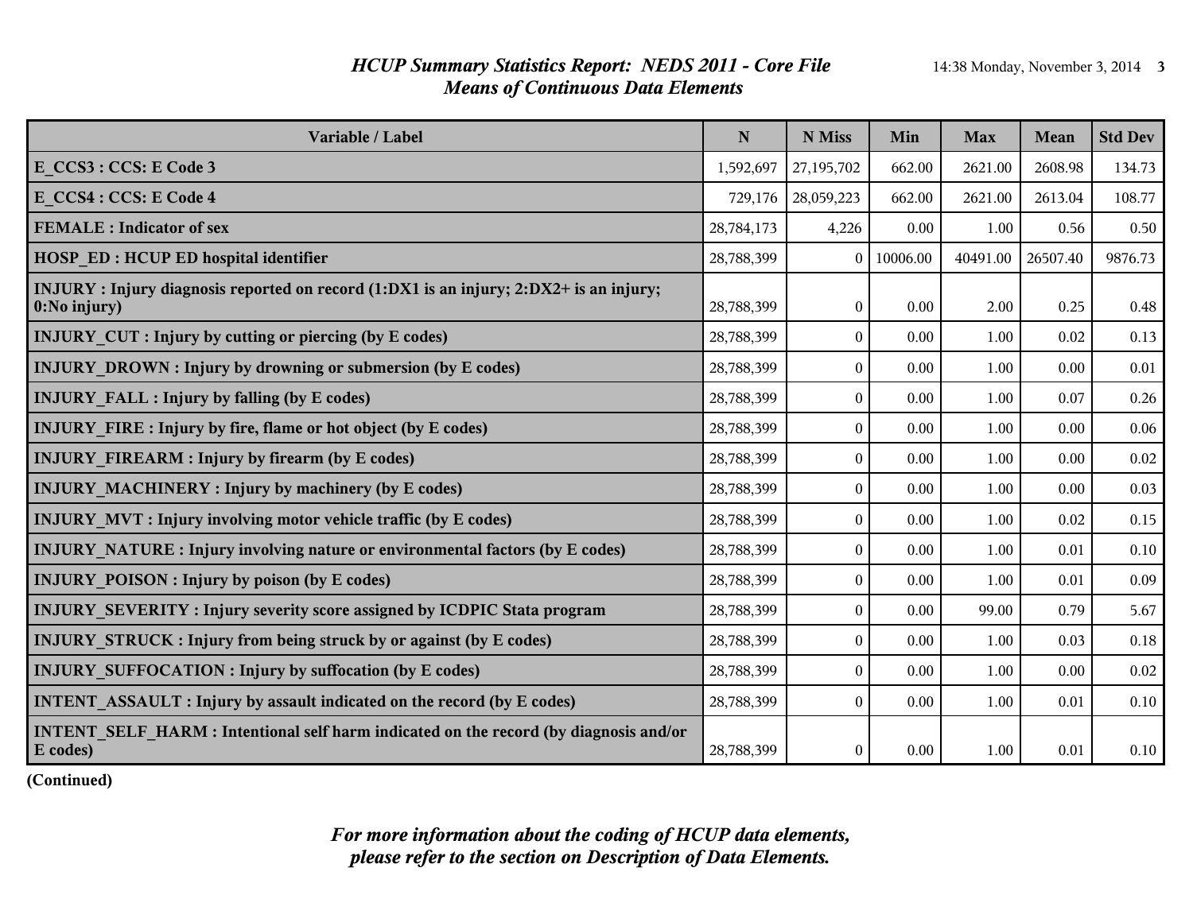## *HCUP Summary Statistics Report: NEDS 2011 - Core File*
## *Means of Continuous Data Elements*

| Variable / Label | N | N Miss | Min | Max | Mean | Std Dev |
|---|---|---|---|---|---|---|
| **E_CCS3 : CCS: E Code 3** | 1,592,697 | 27,195,702 | 662.00 | 2621.00 | 2608.98 | 134.73 |
| **E_CCS4 : CCS: E Code 4** | 729,176 | 28,059,223 | 662.00 | 2621.00 | 2613.04 | 108.77 |
| **FEMALE : Indicator of sex** | 28,784,173 | 4,226 | 0.00 | 1.00 | 0.56 | 0.50 |
| **HOSP_ED : HCUP ED hospital identifier** | 28,788,399 | 0 | 10006.00 | 40491.00 | 26507.40 | 9876.73 |
| **INJURY : Injury diagnosis reported on record (1:DX1 is an injury; 2:DX2+ is an injury; 0:No injury)** | 28,788,399 | 0 | 0.00 | 2.00 | 0.25 | 0.48 |
| **INJURY_CUT : Injury by cutting or piercing (by E codes)** | 28,788,399 | 0 | 0.00 | 1.00 | 0.02 | 0.13 |
| **INJURY_DROWN : Injury by drowning or submersion (by E codes)** | 28,788,399 | 0 | 0.00 | 1.00 | 0.00 | 0.01 |
| **INJURY_FALL : Injury by falling (by E codes)** | 28,788,399 | 0 | 0.00 | 1.00 | 0.07 | 0.26 |
| **INJURY_FIRE : Injury by fire, flame or hot object (by E codes)** | 28,788,399 | 0 | 0.00 | 1.00 | 0.00 | 0.06 |
| **INJURY_FIREARM : Injury by firearm (by E codes)** | 28,788,399 | 0 | 0.00 | 1.00 | 0.00 | 0.02 |
| **INJURY_MACHINERY : Injury by machinery (by E codes)** | 28,788,399 | 0 | 0.00 | 1.00 | 0.00 | 0.03 |
| **INJURY_MVT : Injury involving motor vehicle traffic (by E codes)** | 28,788,399 | 0 | 0.00 | 1.00 | 0.02 | 0.15 |
| **INJURY_NATURE : Injury involving nature or environmental factors (by E codes)** | 28,788,399 | 0 | 0.00 | 1.00 | 0.01 | 0.10 |
| **INJURY_POISON : Injury by poison (by E codes)** | 28,788,399 | 0 | 0.00 | 1.00 | 0.01 | 0.09 |
| **INJURY_SEVERITY : Injury severity score assigned by ICDPIC Stata program** | 28,788,399 | 0 | 0.00 | 99.00 | 0.79 | 5.67 |
| **INJURY_STRUCK : Injury from being struck by or against (by E codes)** | 28,788,399 | 0 | 0.00 | 1.00 | 0.03 | 0.18 |
| **INJURY_SUFFOCATION : Injury by suffocation (by E codes)** | 28,788,399 | 0 | 0.00 | 1.00 | 0.00 | 0.02 |
| **INTENT_ASSAULT : Injury by assault indicated on the record (by E codes)** | 28,788,399 | 0 | 0.00 | 1.00 | 0.01 | 0.10 |
| **INTENT_SELF_HARM : Intentional self harm indicated on the record (by diagnosis and/or E codes)** | 28,788,399 | 0 | 0.00 | 1.00 | 0.01 | 0.10 |

**(Continued)**

*For more information about the coding of HCUP data elements, please refer to the section on Description of Data Elements.*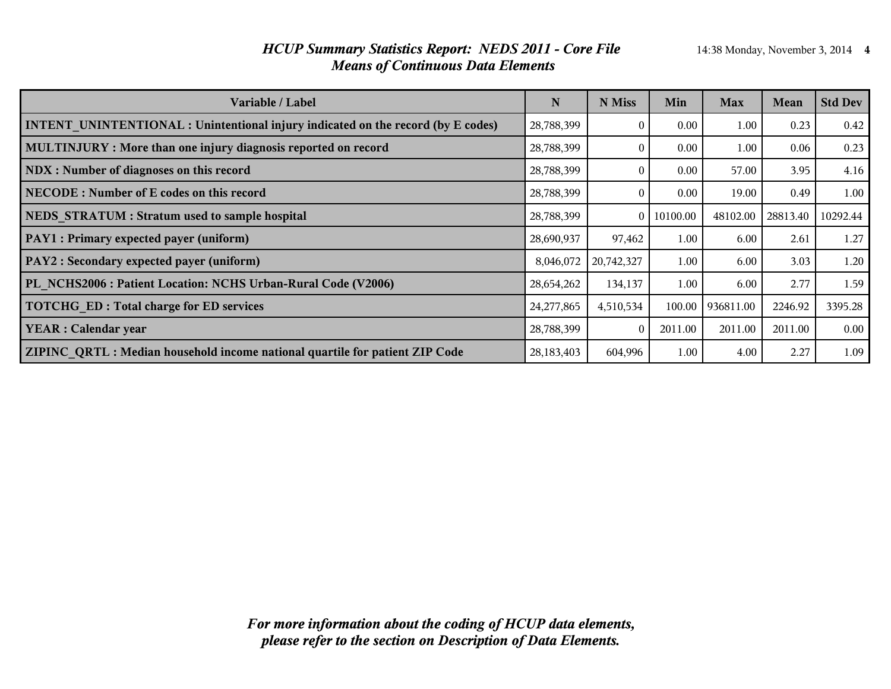# *HCUP Summary Statistics Report: NEDS 2011 - Core File*
## *Means of Continuous Data Elements*

| Variable / Label | N | N Miss | Min | Max | Mean | Std Dev |
|---|---|---|---|---|---|---|
| **INTENT_UNINTENTIONAL : Unintentional injury indicated on the record (by E codes)** | 28,788,399 | 0 | 0.00 | 1.00 | 0.23 | 0.42 |
| **MULTINJURY : More than one injury diagnosis reported on record** | 28,788,399 | 0 | 0.00 | 1.00 | 0.06 | 0.23 |
| **NDX : Number of diagnoses on this record** | 28,788,399 | 0 | 0.00 | 57.00 | 3.95 | 4.16 |
| **NECODE : Number of E codes on this record** | 28,788,399 | 0 | 0.00 | 19.00 | 0.49 | 1.00 |
| **NEDS_STRATUM : Stratum used to sample hospital** | 28,788,399 | 0 | 10100.00 | 48102.00 | 28813.40 | 10292.44 |
| **PAY1 : Primary expected payer (uniform)** | 28,690,937 | 97,462 | 1.00 | 6.00 | 2.61 | 1.27 |
| **PAY2 : Secondary expected payer (uniform)** | 8,046,072 | 20,742,327 | 1.00 | 6.00 | 3.03 | 1.20 |
| **PL_NCHS2006 : Patient Location: NCHS Urban-Rural Code (V2006)** | 28,654,262 | 134,137 | 1.00 | 6.00 | 2.77 | 1.59 |
| **TOTCHG_ED : Total charge for ED services** | 24,277,865 | 4,510,534 | 100.00 | 936811.00 | 2246.92 | 3395.28 |
| **YEAR : Calendar year** | 28,788,399 | 0 | 2011.00 | 2011.00 | 2011.00 | 0.00 |
| **ZIPINC_QRTL : Median household income national quartile for patient ZIP Code** | 28,183,403 | 604,996 | 1.00 | 4.00 | 2.27 | 1.09 |

*For more information about the coding of HCUP data elements, please refer to the section on Description of Data Elements.*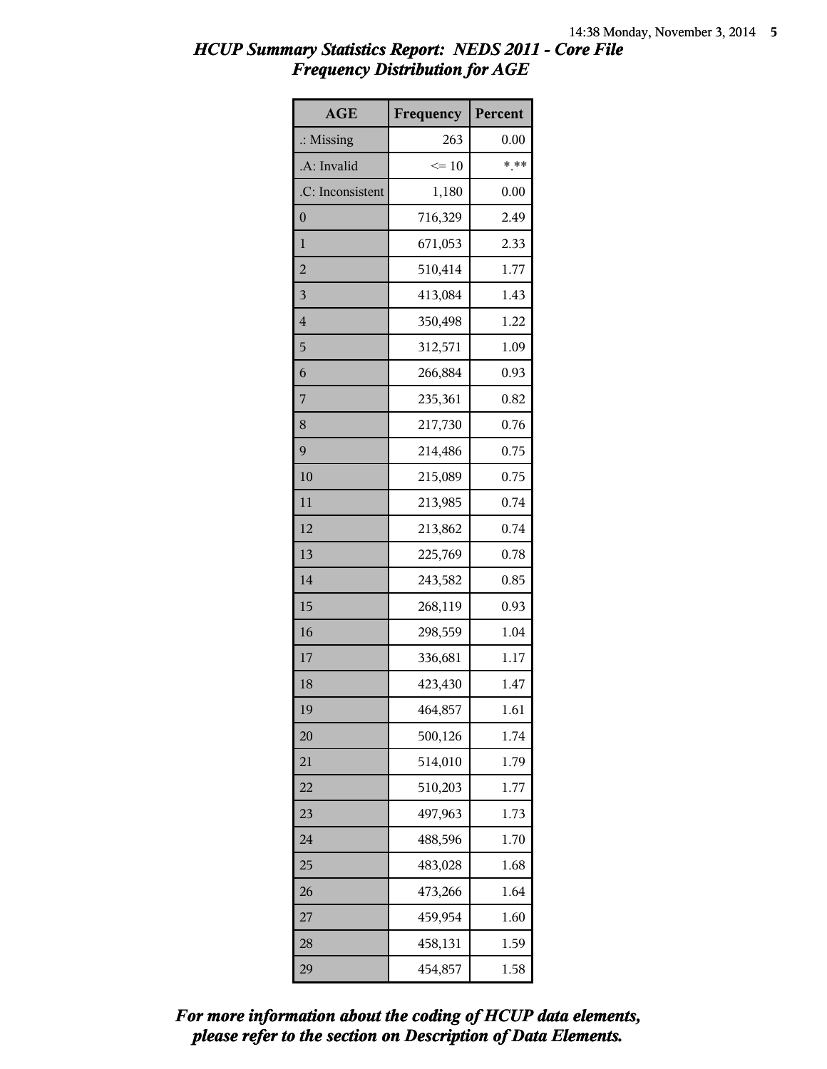## HCUP Summary Statistics Report: NEDS 2011 - Core File
## Frequency Distribution for AGE

| AGE | Frequency | Percent |
|---|---|---|
| .: Missing | 263 | 0.00 |
| .A: Invalid | <= 10 | *.** |
| .C: Inconsistent | 1,180 | 0.00 |
| 0 | 716,329 | 2.49 |
| 1 | 671,053 | 2.33 |
| 2 | 510,414 | 1.77 |
| 3 | 413,084 | 1.43 |
| 4 | 350,498 | 1.22 |
| 5 | 312,571 | 1.09 |
| 6 | 266,884 | 0.93 |
| 7 | 235,361 | 0.82 |
| 8 | 217,730 | 0.76 |
| 9 | 214,486 | 0.75 |
| 10 | 215,089 | 0.75 |
| 11 | 213,985 | 0.74 |
| 12 | 213,862 | 0.74 |
| 13 | 225,769 | 0.78 |
| 14 | 243,582 | 0.85 |
| 15 | 268,119 | 0.93 |
| 16 | 298,559 | 1.04 |
| 17 | 336,681 | 1.17 |
| 18 | 423,430 | 1.47 |
| 19 | 464,857 | 1.61 |
| 20 | 500,126 | 1.74 |
| 21 | 514,010 | 1.79 |
| 22 | 510,203 | 1.77 |
| 23 | 497,963 | 1.73 |
| 24 | 488,596 | 1.70 |
| 25 | 483,028 | 1.68 |
| 26 | 473,266 | 1.64 |
| 27 | 459,954 | 1.60 |
| 28 | 458,131 | 1.59 |
| 29 | 454,857 | 1.58 |

***For more information about the coding of HCUP data elements, please refer to the section on Description of Data Elements.***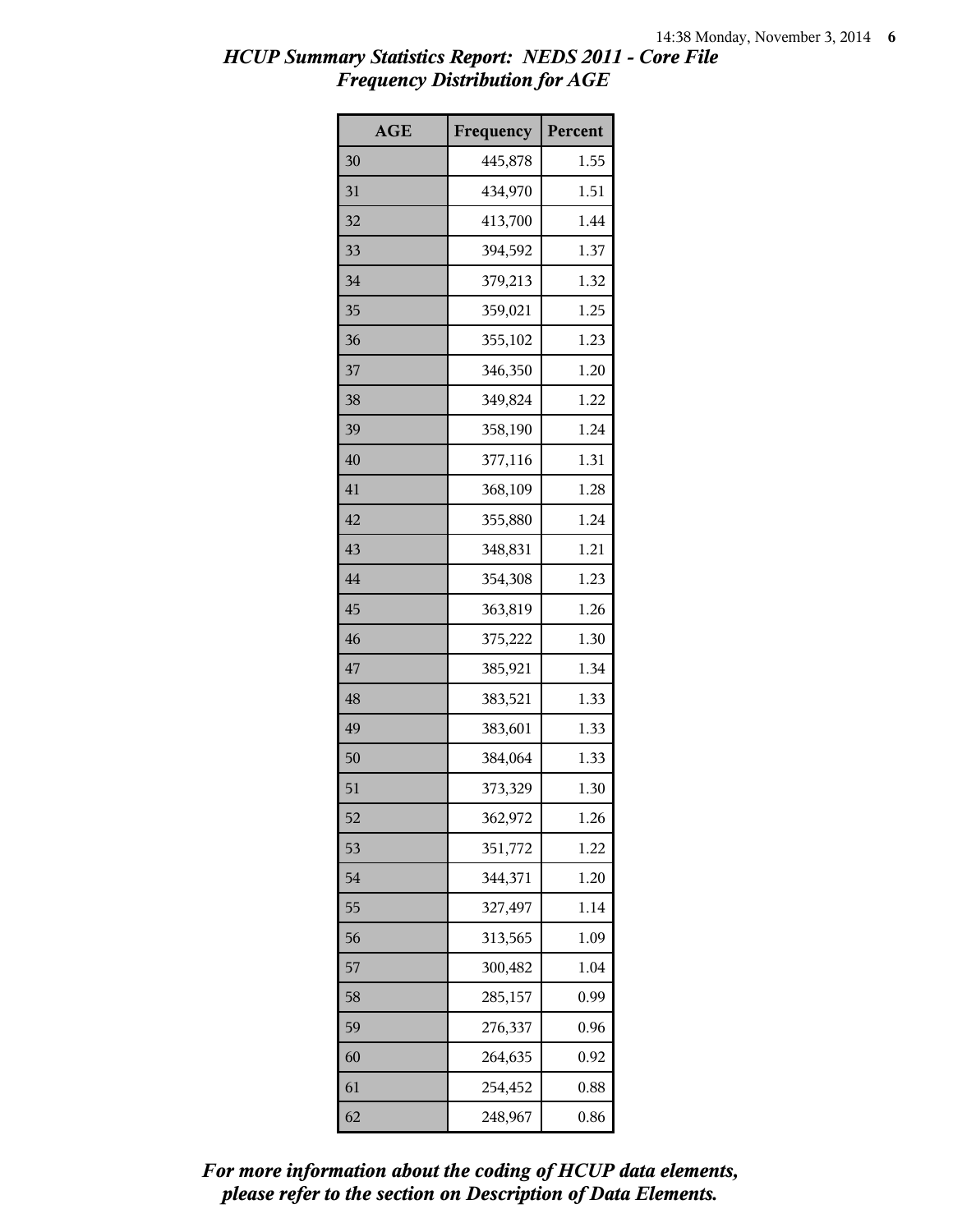# *HCUP Summary Statistics Report: NEDS 2011 - Core File*
## *Frequency Distribution for AGE*

| AGE | Frequency | Percent |
|---|---|---|
| 30 | 445,878 | 1.55 |
| 31 | 434,970 | 1.51 |
| 32 | 413,700 | 1.44 |
| 33 | 394,592 | 1.37 |
| 34 | 379,213 | 1.32 |
| 35 | 359,021 | 1.25 |
| 36 | 355,102 | 1.23 |
| 37 | 346,350 | 1.20 |
| 38 | 349,824 | 1.22 |
| 39 | 358,190 | 1.24 |
| 40 | 377,116 | 1.31 |
| 41 | 368,109 | 1.28 |
| 42 | 355,880 | 1.24 |
| 43 | 348,831 | 1.21 |
| 44 | 354,308 | 1.23 |
| 45 | 363,819 | 1.26 |
| 46 | 375,222 | 1.30 |
| 47 | 385,921 | 1.34 |
| 48 | 383,521 | 1.33 |
| 49 | 383,601 | 1.33 |
| 50 | 384,064 | 1.33 |
| 51 | 373,329 | 1.30 |
| 52 | 362,972 | 1.26 |
| 53 | 351,772 | 1.22 |
| 54 | 344,371 | 1.20 |
| 55 | 327,497 | 1.14 |
| 56 | 313,565 | 1.09 |
| 57 | 300,482 | 1.04 |
| 58 | 285,157 | 0.99 |
| 59 | 276,337 | 0.96 |
| 60 | 264,635 | 0.92 |
| 61 | 254,452 | 0.88 |
| 62 | 248,967 | 0.86 |

***For more information about the coding of HCUP data elements, please refer to the section on Description of Data Elements.***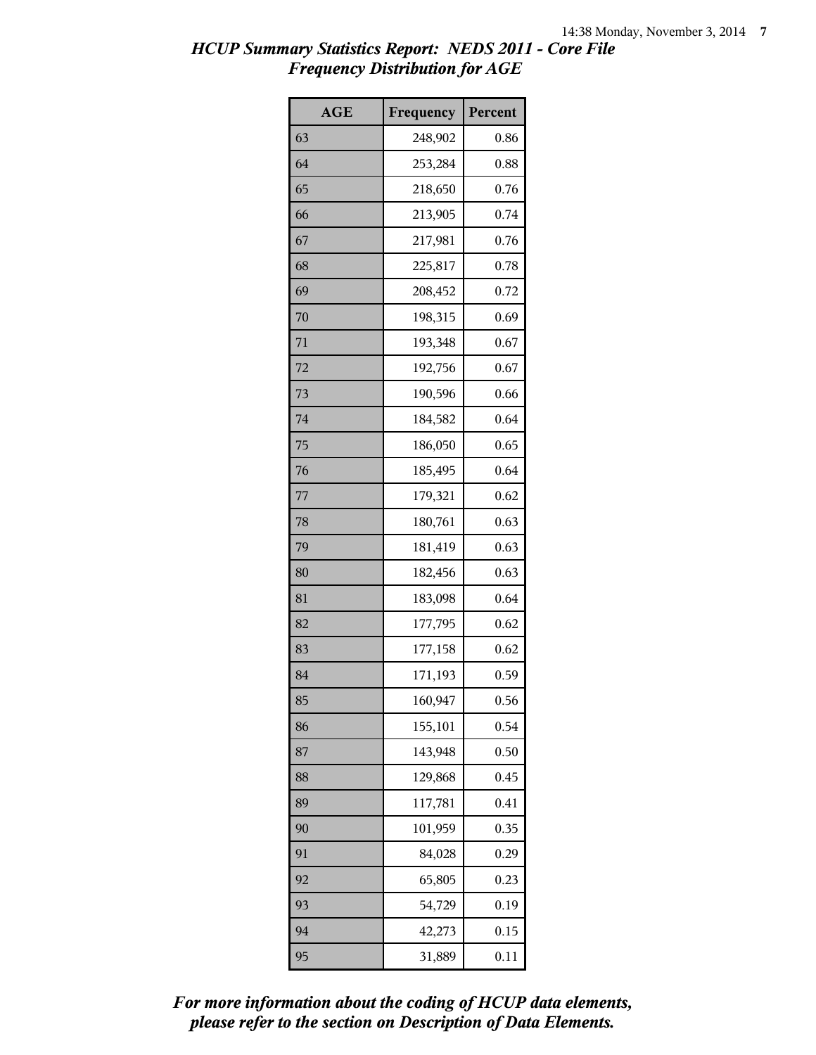# HCUP Summary Statistics Report: NEDS 2011 - Core File

## Frequency Distribution for AGE

| AGE | Frequency | Percent |
|---|---|---|
| 63 | 248,902 | 0.86 |
| 64 | 253,284 | 0.88 |
| 65 | 218,650 | 0.76 |
| 66 | 213,905 | 0.74 |
| 67 | 217,981 | 0.76 |
| 68 | 225,817 | 0.78 |
| 69 | 208,452 | 0.72 |
| 70 | 198,315 | 0.69 |
| 71 | 193,348 | 0.67 |
| 72 | 192,756 | 0.67 |
| 73 | 190,596 | 0.66 |
| 74 | 184,582 | 0.64 |
| 75 | 186,050 | 0.65 |
| 76 | 185,495 | 0.64 |
| 77 | 179,321 | 0.62 |
| 78 | 180,761 | 0.63 |
| 79 | 181,419 | 0.63 |
| 80 | 182,456 | 0.63 |
| 81 | 183,098 | 0.64 |
| 82 | 177,795 | 0.62 |
| 83 | 177,158 | 0.62 |
| 84 | 171,193 | 0.59 |
| 85 | 160,947 | 0.56 |
| 86 | 155,101 | 0.54 |
| 87 | 143,948 | 0.50 |
| 88 | 129,868 | 0.45 |
| 89 | 117,781 | 0.41 |
| 90 | 101,959 | 0.35 |
| 91 | 84,028 | 0.29 |
| 92 | 65,805 | 0.23 |
| 93 | 54,729 | 0.19 |
| 94 | 42,273 | 0.15 |
| 95 | 31,889 | 0.11 |

***For more information about the coding of HCUP data elements, please refer to the section on Description of Data Elements.***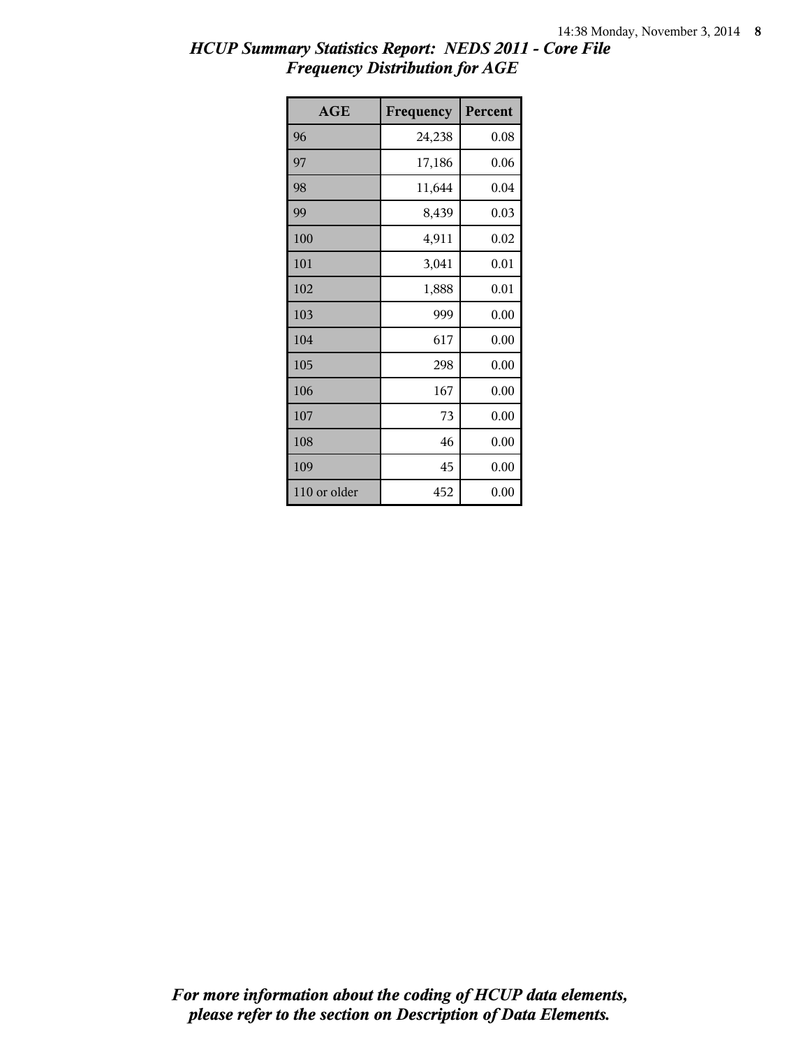## HCUP Summary Statistics Report: NEDS 2011 - Core File
## Frequency Distribution for AGE

| AGE | Frequency | Percent |
|---|---|---|
| 96 | 24,238 | 0.08 |
| 97 | 17,186 | 0.06 |
| 98 | 11,644 | 0.04 |
| 99 | 8,439 | 0.03 |
| 100 | 4,911 | 0.02 |
| 101 | 3,041 | 0.01 |
| 102 | 1,888 | 0.01 |
| 103 | 999 | 0.00 |
| 104 | 617 | 0.00 |
| 105 | 298 | 0.00 |
| 106 | 167 | 0.00 |
| 107 | 73 | 0.00 |
| 108 | 46 | 0.00 |
| 109 | 45 | 0.00 |
| 110 or older | 452 | 0.00 |

*For more information about the coding of HCUP data elements, please refer to the section on Description of Data Elements.*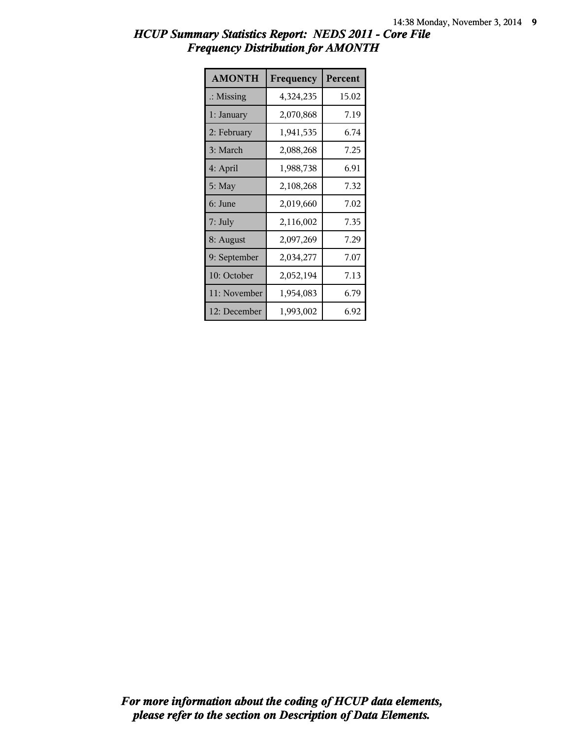## *HCUP Summary Statistics Report: NEDS 2011 - Core File*
## *Frequency Distribution for AMONTH*

| AMONTH | Frequency | Percent |
|---|---|---|
| .: Missing | 4,324,235 | 15.02 |
| 1: January | 2,070,868 | 7.19 |
| 2: February | 1,941,535 | 6.74 |
| 3: March | 2,088,268 | 7.25 |
| 4: April | 1,988,738 | 6.91 |
| 5: May | 2,108,268 | 7.32 |
| 6: June | 2,019,660 | 7.02 |
| 7: July | 2,116,002 | 7.35 |
| 8: August | 2,097,269 | 7.29 |
| 9: September | 2,034,277 | 7.07 |
| 10: October | 2,052,194 | 7.13 |
| 11: November | 1,954,083 | 6.79 |
| 12: December | 1,993,002 | 6.92 |

***For more information about the coding of HCUP data elements, please refer to the section on Description of Data Elements.***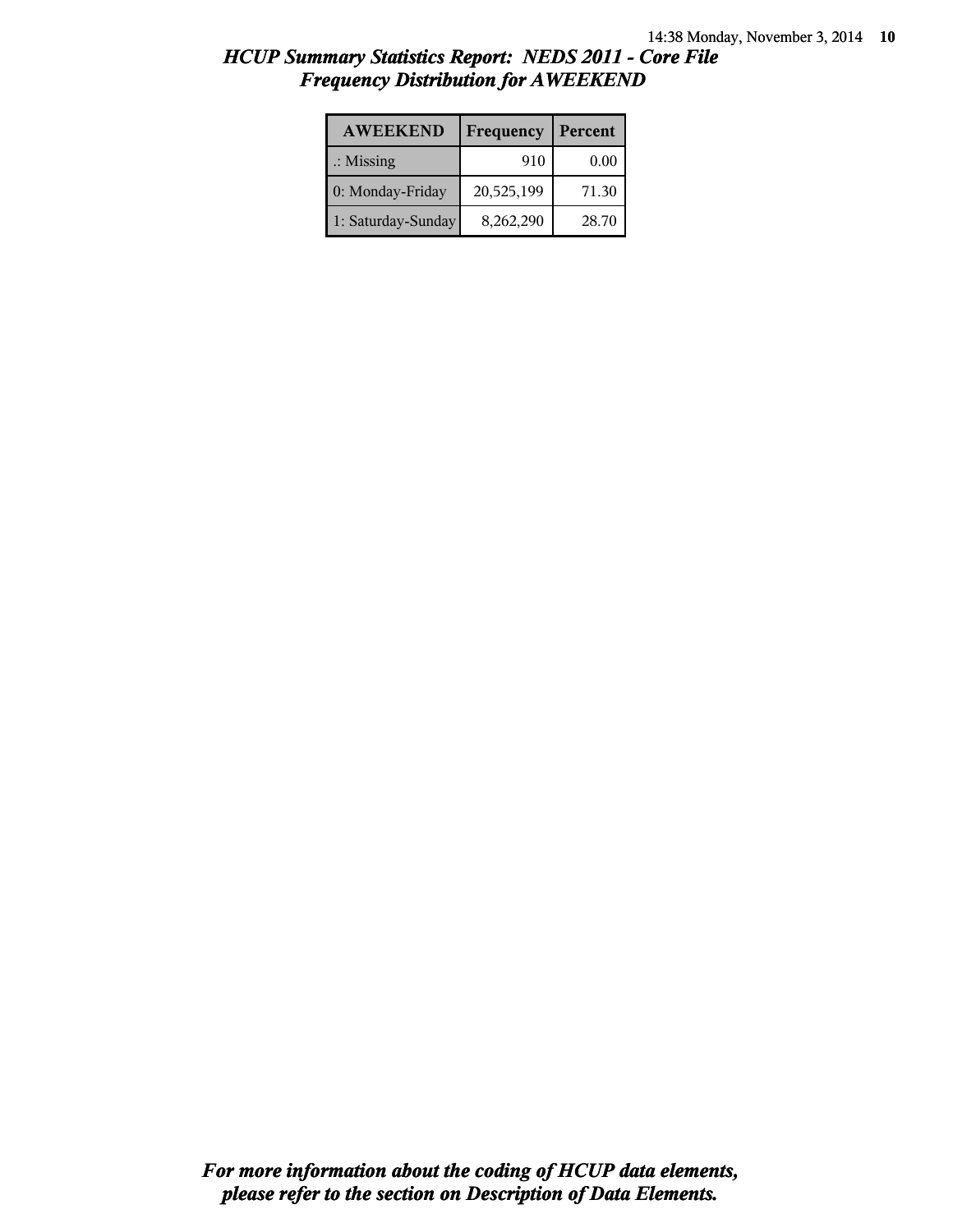## *HCUP Summary Statistics Report: NEDS 2011 - Core File*
## *Frequency Distribution for AWEEKEND*

| AWEEKEND | Frequency | Percent |
|---|---|---|
| .: Missing | 910 | 0.00 |
| 0: Monday-Friday | 20,525,199 | 71.30 |
| 1: Saturday-Sunday | 8,262,290 | 28.70 |

***For more information about the coding of HCUP data elements, please refer to the section on Description of Data Elements.***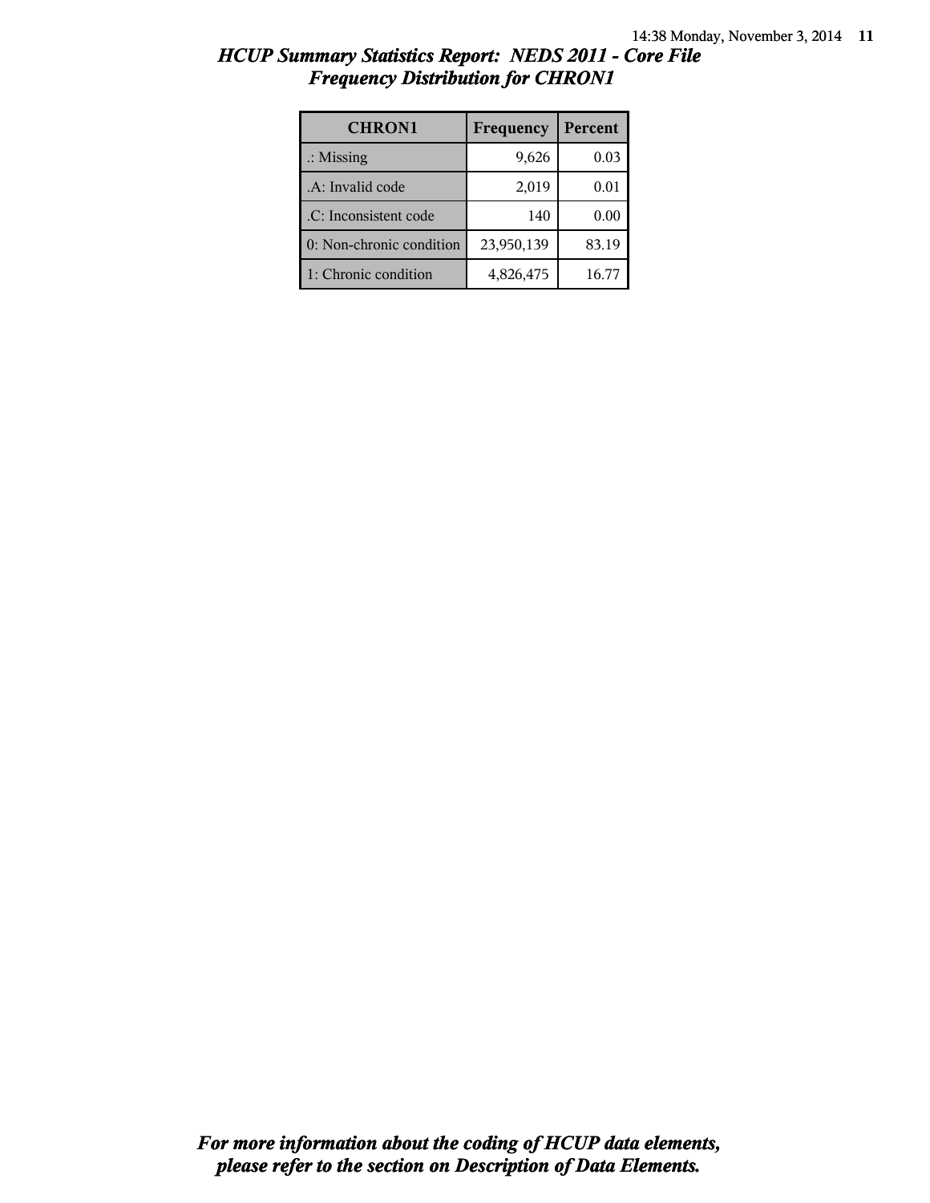## *HCUP Summary Statistics Report: NEDS 2011 - Core File*
## *Frequency Distribution for CHRON1*

| CHRON1 | Frequency | Percent |
|---|---|---|
| .: Missing | 9,626 | 0.03 |
| .A: Invalid code | 2,019 | 0.01 |
| .C: Inconsistent code | 140 | 0.00 |
| 0: Non-chronic condition | 23,950,139 | 83.19 |
| 1: Chronic condition | 4,826,475 | 16.77 |

***For more information about the coding of HCUP data elements, please refer to the section on Description of Data Elements.***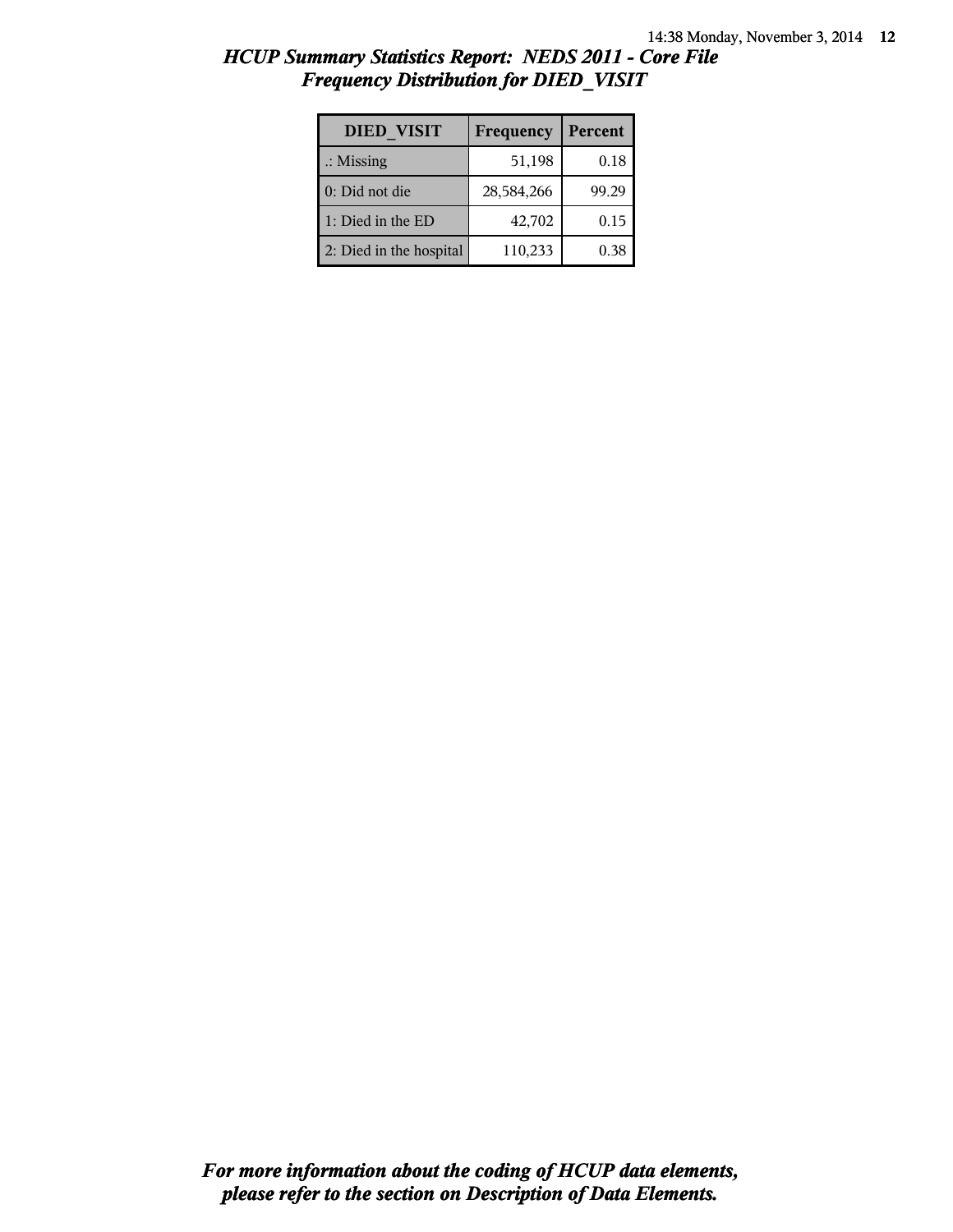## *HCUP Summary Statistics Report: NEDS 2011 - Core File*
## *Frequency Distribution for DIED_VISIT*

| DIED_VISIT | Frequency | Percent |
|---|---|---|
| .: Missing | 51,198 | 0.18 |
| 0: Did not die | 28,584,266 | 99.29 |
| 1: Died in the ED | 42,702 | 0.15 |
| 2: Died in the hospital | 110,233 | 0.38 |

***For more information about the coding of HCUP data elements, please refer to the section on Description of Data Elements.***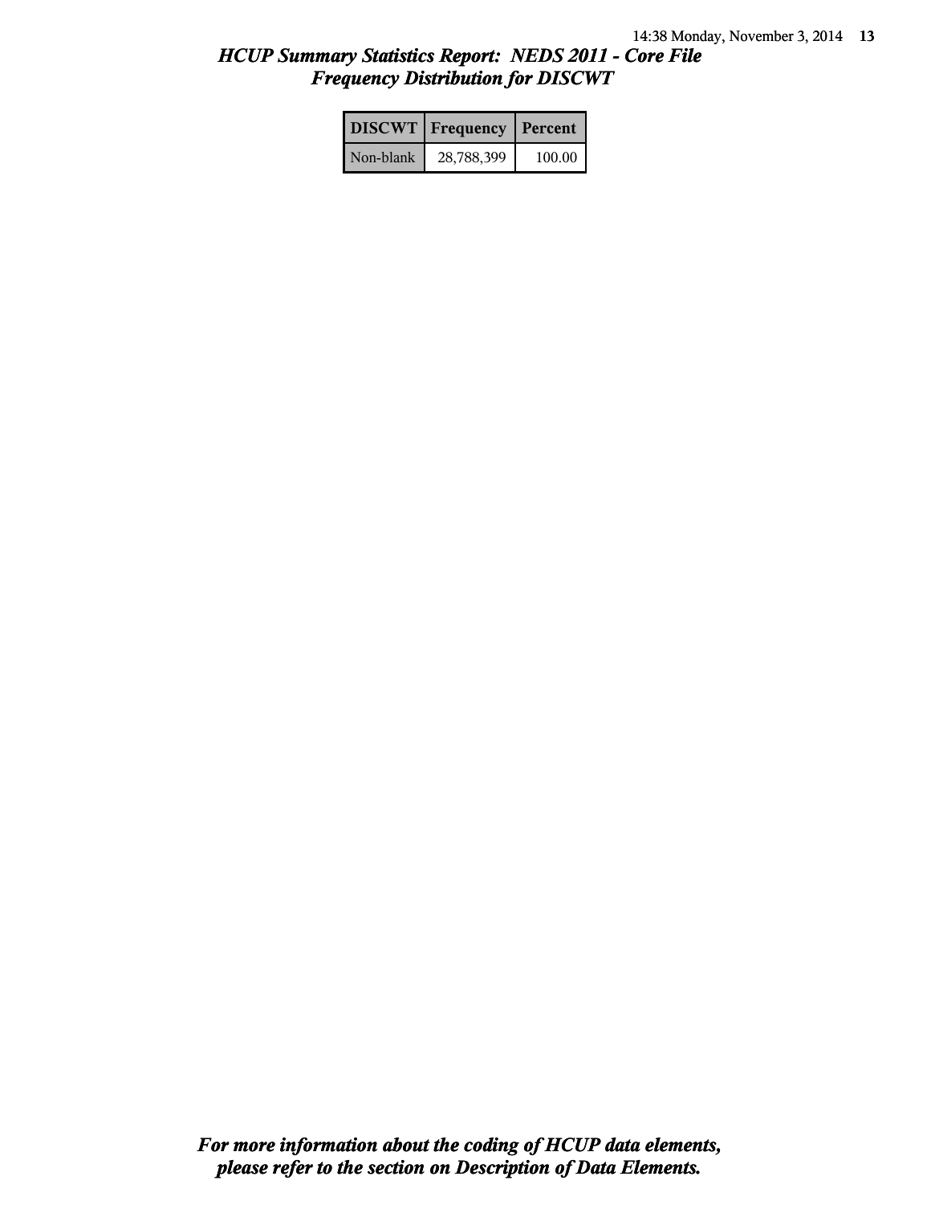## *HCUP Summary Statistics Report: NEDS 2011 - Core File*
## *Frequency Distribution for DISCWT*

| DISCWT | Frequency | Percent |
|---|---|---|
| Non-blank | 28,788,399 | 100.00 |

***For more information about the coding of HCUP data elements, please refer to the section on Description of Data Elements.***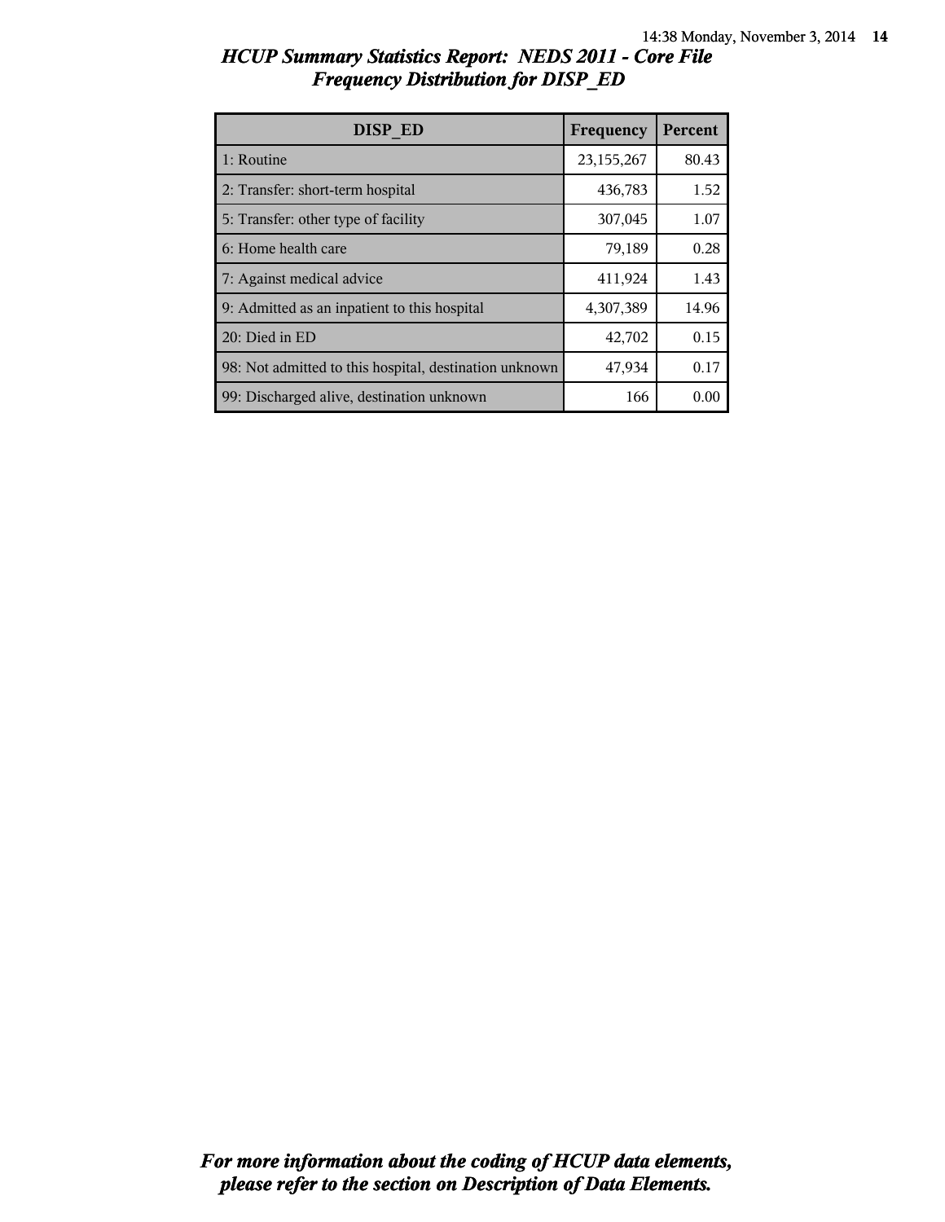## *HCUP Summary Statistics Report: NEDS 2011 - Core File*
## *Frequency Distribution for DISP_ED*

| DISP_ED | Frequency | Percent |
|---|---|---|
| 1: Routine | 23,155,267 | 80.43 |
| 2: Transfer: short-term hospital | 436,783 | 1.52 |
| 5: Transfer: other type of facility | 307,045 | 1.07 |
| 6: Home health care | 79,189 | 0.28 |
| 7: Against medical advice | 411,924 | 1.43 |
| 9: Admitted as an inpatient to this hospital | 4,307,389 | 14.96 |
| 20: Died in ED | 42,702 | 0.15 |
| 98: Not admitted to this hospital, destination unknown | 47,934 | 0.17 |
| 99: Discharged alive, destination unknown | 166 | 0.00 |

*For more information about the coding of HCUP data elements, please refer to the section on Description of Data Elements.*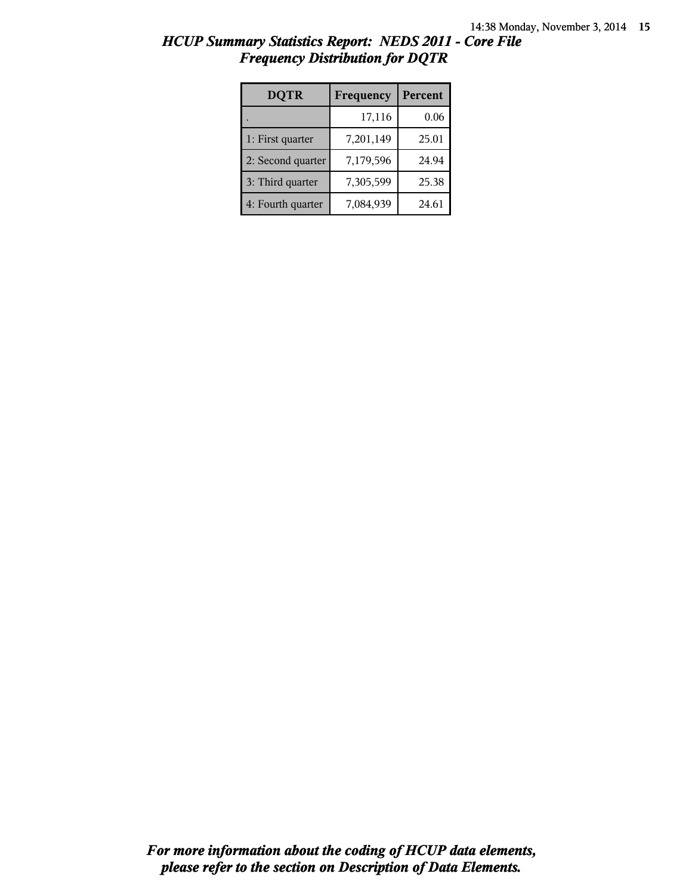# *HCUP Summary Statistics Report: NEDS 2011 - Core File*
## *Frequency Distribution for DQTR*

| DQTR | Frequency | Percent |
|---|---|---|
| . | 17,116 | 0.06 |
| 1: First quarter | 7,201,149 | 25.01 |
| 2: Second quarter | 7,179,596 | 24.94 |
| 3: Third quarter | 7,305,599 | 25.38 |
| 4: Fourth quarter | 7,084,939 | 24.61 |

***For more information about the coding of HCUP data elements, please refer to the section on Description of Data Elements.***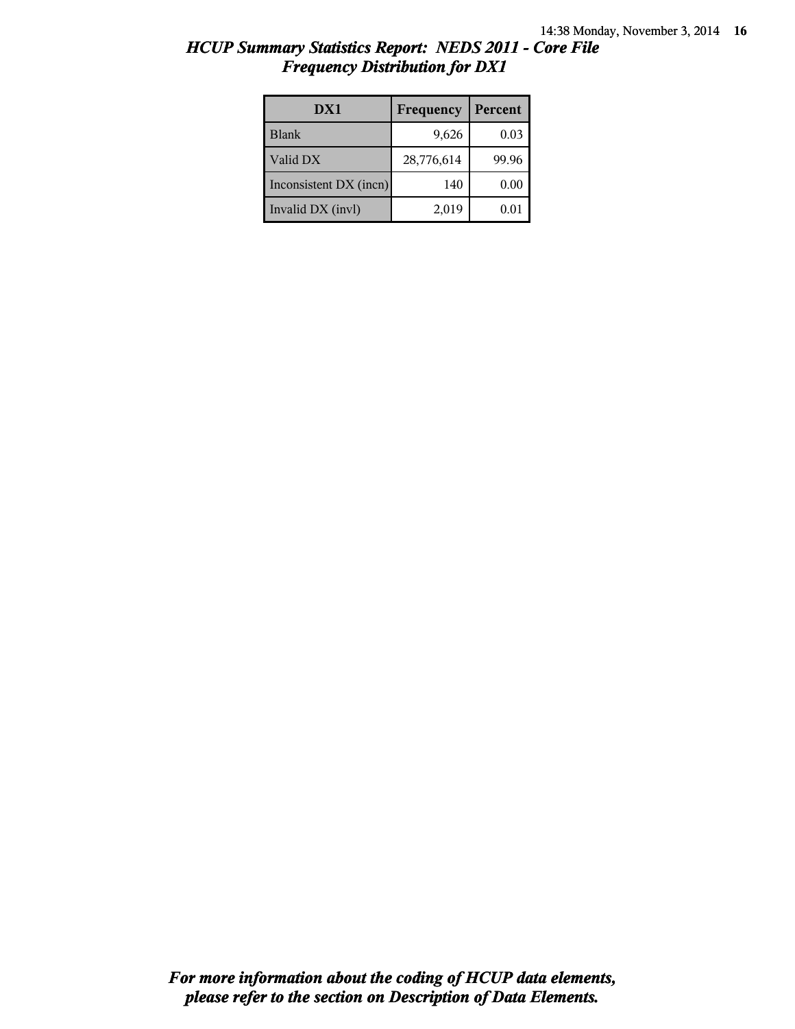*HCUP Summary Statistics Report: NEDS 2011 - Core File*
*Frequency Distribution for DX1*

| DX1 | Frequency | Percent |
|---|---|---|
| Blank | 9,626 | 0.03 |
| Valid DX | 28,776,614 | 99.96 |
| Inconsistent DX (incn) | 140 | 0.00 |
| Invalid DX (invl) | 2,019 | 0.01 |

***For more information about the coding of HCUP data elements, please refer to the section on Description of Data Elements.***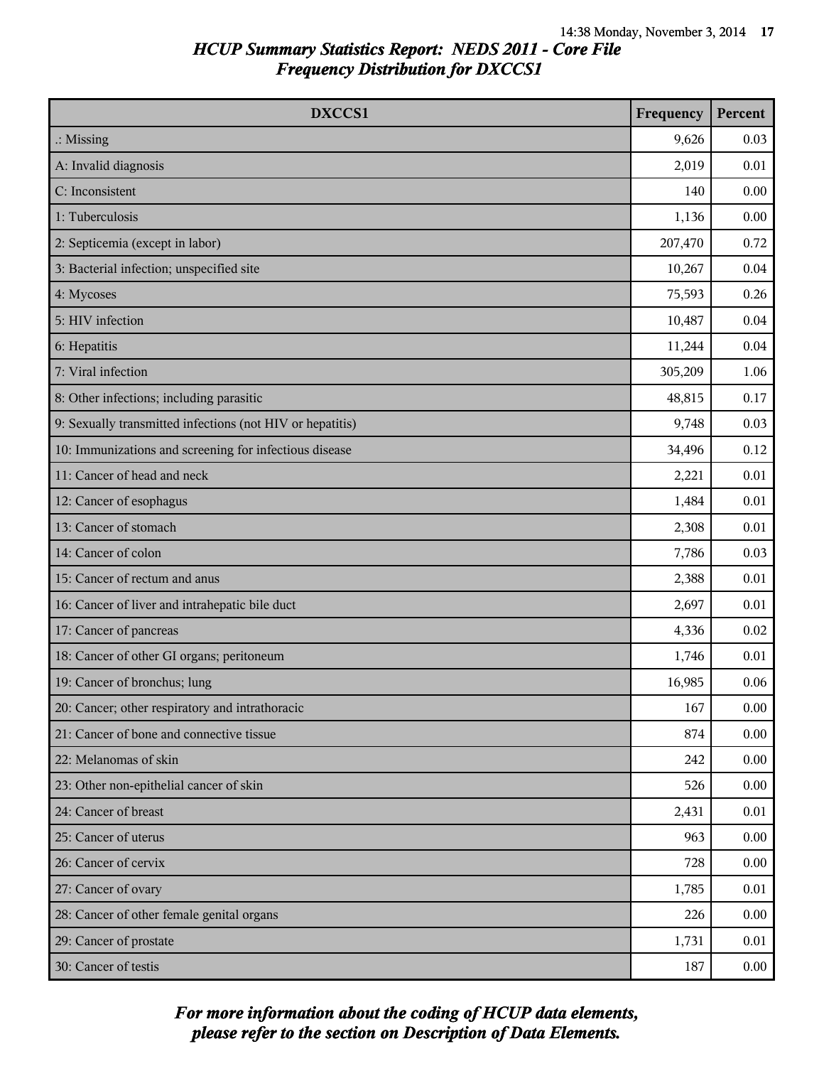# HCUP Summary Statistics Report: NEDS 2011 - Core File
## Frequency Distribution for DXCCS1

| DXCCS1 | Frequency | Percent |
|---|---|---|
| .: Missing | 9,626 | 0.03 |
| A: Invalid diagnosis | 2,019 | 0.01 |
| C: Inconsistent | 140 | 0.00 |
| 1: Tuberculosis | 1,136 | 0.00 |
| 2: Septicemia (except in labor) | 207,470 | 0.72 |
| 3: Bacterial infection; unspecified site | 10,267 | 0.04 |
| 4: Mycoses | 75,593 | 0.26 |
| 5: HIV infection | 10,487 | 0.04 |
| 6: Hepatitis | 11,244 | 0.04 |
| 7: Viral infection | 305,209 | 1.06 |
| 8: Other infections; including parasitic | 48,815 | 0.17 |
| 9: Sexually transmitted infections (not HIV or hepatitis) | 9,748 | 0.03 |
| 10: Immunizations and screening for infectious disease | 34,496 | 0.12 |
| 11: Cancer of head and neck | 2,221 | 0.01 |
| 12: Cancer of esophagus | 1,484 | 0.01 |
| 13: Cancer of stomach | 2,308 | 0.01 |
| 14: Cancer of colon | 7,786 | 0.03 |
| 15: Cancer of rectum and anus | 2,388 | 0.01 |
| 16: Cancer of liver and intrahepatic bile duct | 2,697 | 0.01 |
| 17: Cancer of pancreas | 4,336 | 0.02 |
| 18: Cancer of other GI organs; peritoneum | 1,746 | 0.01 |
| 19: Cancer of bronchus; lung | 16,985 | 0.06 |
| 20: Cancer; other respiratory and intrathoracic | 167 | 0.00 |
| 21: Cancer of bone and connective tissue | 874 | 0.00 |
| 22: Melanomas of skin | 242 | 0.00 |
| 23: Other non-epithelial cancer of skin | 526 | 0.00 |
| 24: Cancer of breast | 2,431 | 0.01 |
| 25: Cancer of uterus | 963 | 0.00 |
| 26: Cancer of cervix | 728 | 0.00 |
| 27: Cancer of ovary | 1,785 | 0.01 |
| 28: Cancer of other female genital organs | 226 | 0.00 |
| 29: Cancer of prostate | 1,731 | 0.01 |
| 30: Cancer of testis | 187 | 0.00 |

*For more information about the coding of HCUP data elements, please refer to the section on Description of Data Elements.*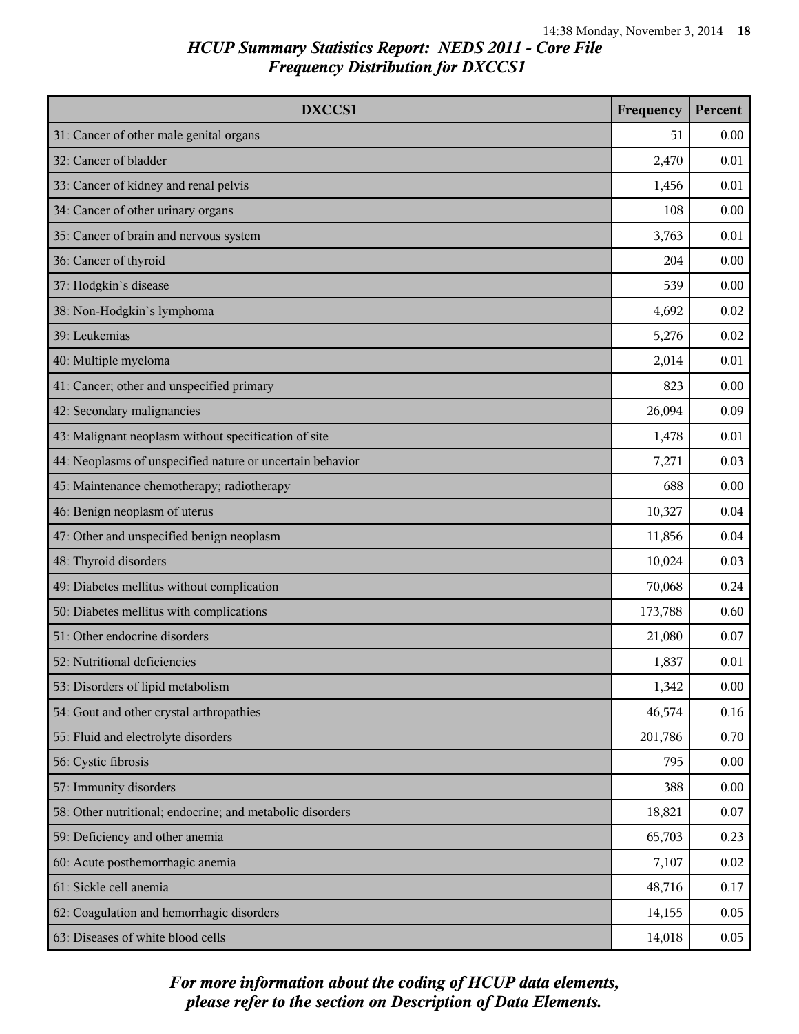# HCUP Summary Statistics Report: NEDS 2011 - Core File
## Frequency Distribution for DXCCS1

| DXCCS1 | Frequency | Percent |
|---|---|---|
| 31: Cancer of other male genital organs | 51 | 0.00 |
| 32: Cancer of bladder | 2,470 | 0.01 |
| 33: Cancer of kidney and renal pelvis | 1,456 | 0.01 |
| 34: Cancer of other urinary organs | 108 | 0.00 |
| 35: Cancer of brain and nervous system | 3,763 | 0.01 |
| 36: Cancer of thyroid | 204 | 0.00 |
| 37: Hodgkin`s disease | 539 | 0.00 |
| 38: Non-Hodgkin`s lymphoma | 4,692 | 0.02 |
| 39: Leukemias | 5,276 | 0.02 |
| 40: Multiple myeloma | 2,014 | 0.01 |
| 41: Cancer; other and unspecified primary | 823 | 0.00 |
| 42: Secondary malignancies | 26,094 | 0.09 |
| 43: Malignant neoplasm without specification of site | 1,478 | 0.01 |
| 44: Neoplasms of unspecified nature or uncertain behavior | 7,271 | 0.03 |
| 45: Maintenance chemotherapy; radiotherapy | 688 | 0.00 |
| 46: Benign neoplasm of uterus | 10,327 | 0.04 |
| 47: Other and unspecified benign neoplasm | 11,856 | 0.04 |
| 48: Thyroid disorders | 10,024 | 0.03 |
| 49: Diabetes mellitus without complication | 70,068 | 0.24 |
| 50: Diabetes mellitus with complications | 173,788 | 0.60 |
| 51: Other endocrine disorders | 21,080 | 0.07 |
| 52: Nutritional deficiencies | 1,837 | 0.01 |
| 53: Disorders of lipid metabolism | 1,342 | 0.00 |
| 54: Gout and other crystal arthropathies | 46,574 | 0.16 |
| 55: Fluid and electrolyte disorders | 201,786 | 0.70 |
| 56: Cystic fibrosis | 795 | 0.00 |
| 57: Immunity disorders | 388 | 0.00 |
| 58: Other nutritional; endocrine; and metabolic disorders | 18,821 | 0.07 |
| 59: Deficiency and other anemia | 65,703 | 0.23 |
| 60: Acute posthemorrhagic anemia | 7,107 | 0.02 |
| 61: Sickle cell anemia | 48,716 | 0.17 |
| 62: Coagulation and hemorrhagic disorders | 14,155 | 0.05 |
| 63: Diseases of white blood cells | 14,018 | 0.05 |

*For more information about the coding of HCUP data elements, please refer to the section on Description of Data Elements.*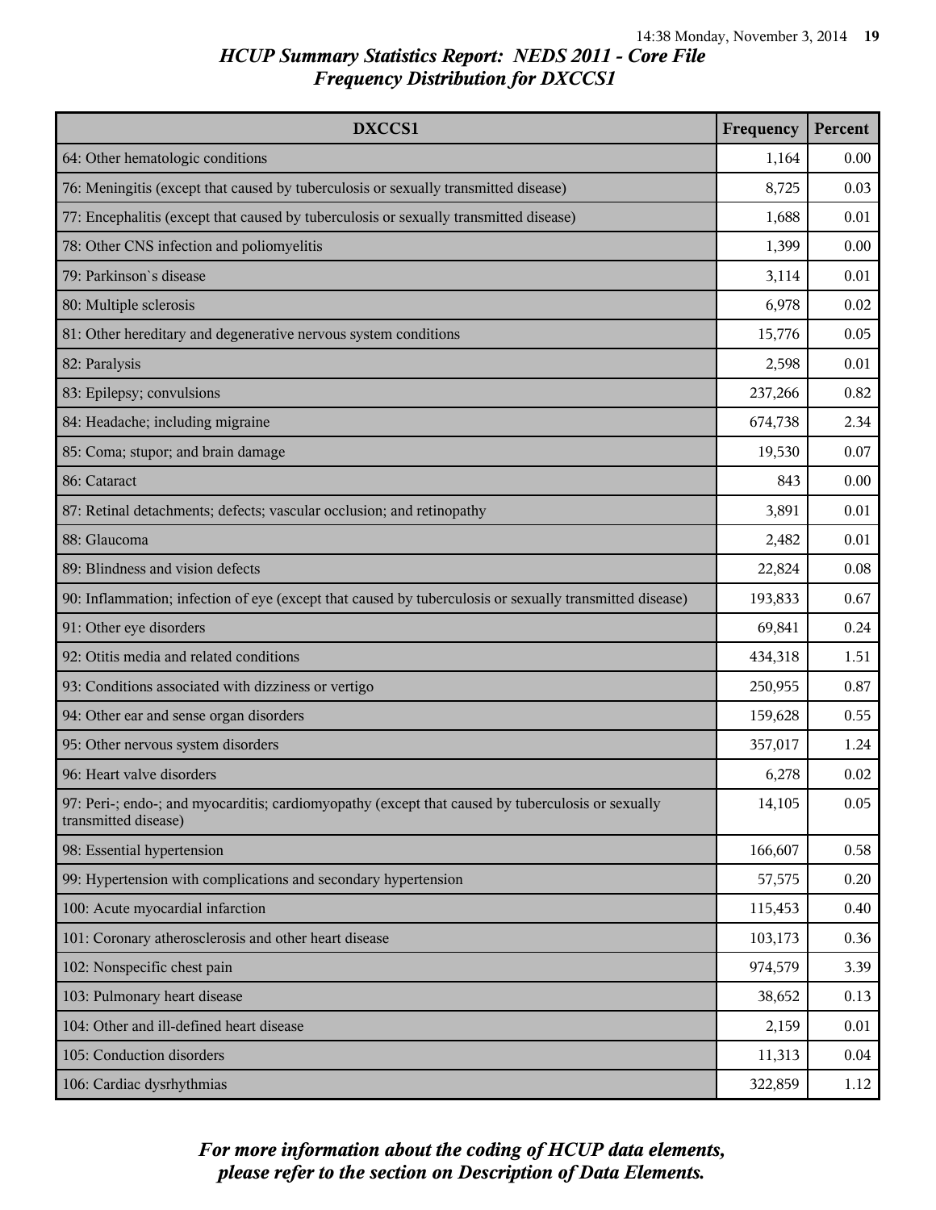## HCUP Summary Statistics Report: NEDS 2011 - Core File
## Frequency Distribution for DXCCS1

| DXCCS1 | Frequency | Percent |
|---|---|---|
| 64: Other hematologic conditions | 1,164 | 0.00 |
| 76: Meningitis (except that caused by tuberculosis or sexually transmitted disease) | 8,725 | 0.03 |
| 77: Encephalitis (except that caused by tuberculosis or sexually transmitted disease) | 1,688 | 0.01 |
| 78: Other CNS infection and poliomyelitis | 1,399 | 0.00 |
| 79: Parkinson`s disease | 3,114 | 0.01 |
| 80: Multiple sclerosis | 6,978 | 0.02 |
| 81: Other hereditary and degenerative nervous system conditions | 15,776 | 0.05 |
| 82: Paralysis | 2,598 | 0.01 |
| 83: Epilepsy; convulsions | 237,266 | 0.82 |
| 84: Headache; including migraine | 674,738 | 2.34 |
| 85: Coma; stupor; and brain damage | 19,530 | 0.07 |
| 86: Cataract | 843 | 0.00 |
| 87: Retinal detachments; defects; vascular occlusion; and retinopathy | 3,891 | 0.01 |
| 88: Glaucoma | 2,482 | 0.01 |
| 89: Blindness and vision defects | 22,824 | 0.08 |
| 90: Inflammation; infection of eye (except that caused by tuberculosis or sexually transmitted disease) | 193,833 | 0.67 |
| 91: Other eye disorders | 69,841 | 0.24 |
| 92: Otitis media and related conditions | 434,318 | 1.51 |
| 93: Conditions associated with dizziness or vertigo | 250,955 | 0.87 |
| 94: Other ear and sense organ disorders | 159,628 | 0.55 |
| 95: Other nervous system disorders | 357,017 | 1.24 |
| 96: Heart valve disorders | 6,278 | 0.02 |
| 97: Peri-; endo-; and myocarditis; cardiomyopathy (except that caused by tuberculosis or sexually transmitted disease) | 14,105 | 0.05 |
| 98: Essential hypertension | 166,607 | 0.58 |
| 99: Hypertension with complications and secondary hypertension | 57,575 | 0.20 |
| 100: Acute myocardial infarction | 115,453 | 0.40 |
| 101: Coronary atherosclerosis and other heart disease | 103,173 | 0.36 |
| 102: Nonspecific chest pain | 974,579 | 3.39 |
| 103: Pulmonary heart disease | 38,652 | 0.13 |
| 104: Other and ill-defined heart disease | 2,159 | 0.01 |
| 105: Conduction disorders | 11,313 | 0.04 |
| 106: Cardiac dysrhythmias | 322,859 | 1.12 |

*For more information about the coding of HCUP data elements, please refer to the section on Description of Data Elements.*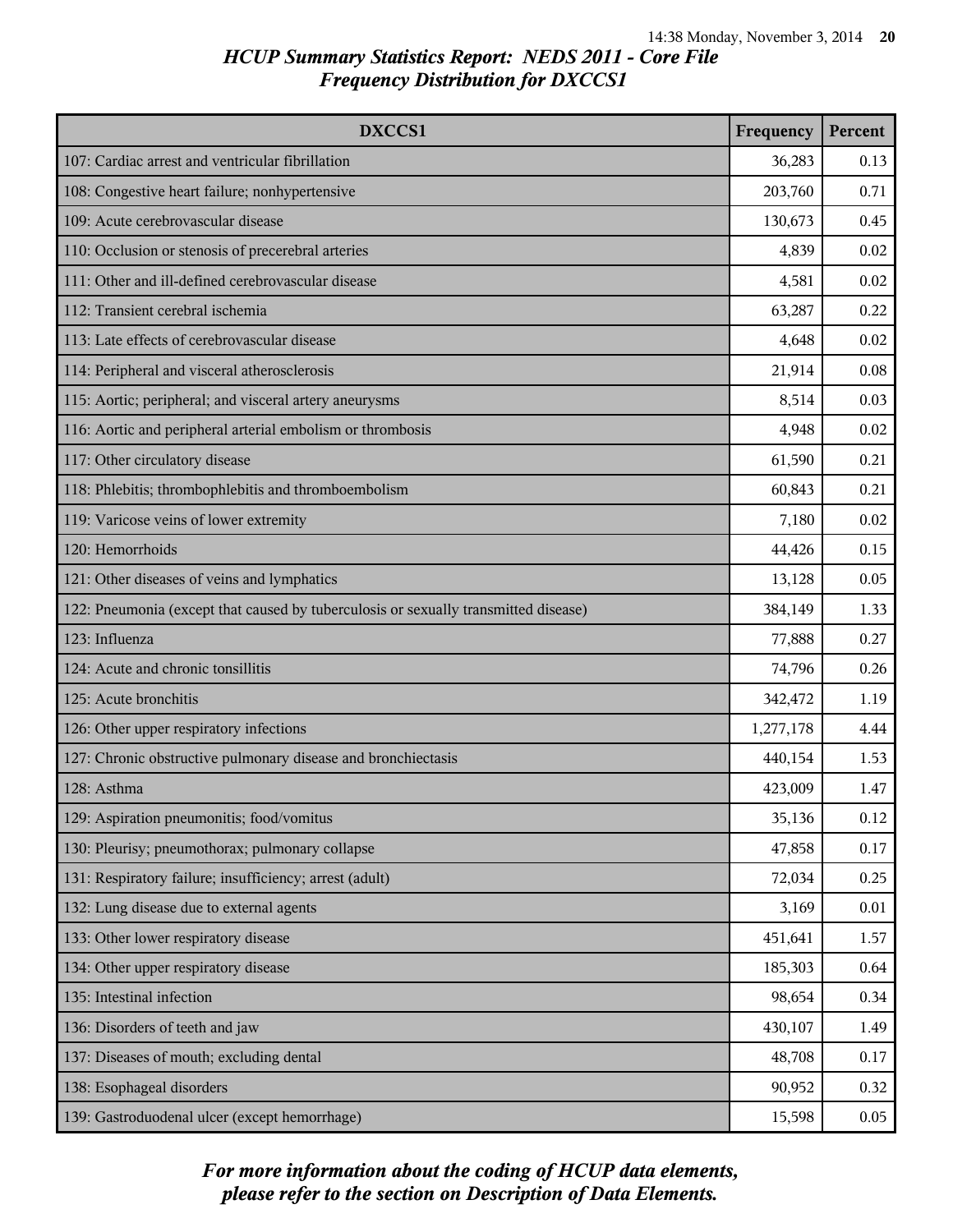## HCUP Summary Statistics Report: NEDS 2011 - Core File
## Frequency Distribution for DXCCS1

| DXCCS1 | Frequency | Percent |
|---|---|---|
| 107: Cardiac arrest and ventricular fibrillation | 36,283 | 0.13 |
| 108: Congestive heart failure; nonhypertensive | 203,760 | 0.71 |
| 109: Acute cerebrovascular disease | 130,673 | 0.45 |
| 110: Occlusion or stenosis of precerebral arteries | 4,839 | 0.02 |
| 111: Other and ill-defined cerebrovascular disease | 4,581 | 0.02 |
| 112: Transient cerebral ischemia | 63,287 | 0.22 |
| 113: Late effects of cerebrovascular disease | 4,648 | 0.02 |
| 114: Peripheral and visceral atherosclerosis | 21,914 | 0.08 |
| 115: Aortic; peripheral; and visceral artery aneurysms | 8,514 | 0.03 |
| 116: Aortic and peripheral arterial embolism or thrombosis | 4,948 | 0.02 |
| 117: Other circulatory disease | 61,590 | 0.21 |
| 118: Phlebitis; thrombophlebitis and thromboembolism | 60,843 | 0.21 |
| 119: Varicose veins of lower extremity | 7,180 | 0.02 |
| 120: Hemorrhoids | 44,426 | 0.15 |
| 121: Other diseases of veins and lymphatics | 13,128 | 0.05 |
| 122: Pneumonia (except that caused by tuberculosis or sexually transmitted disease) | 384,149 | 1.33 |
| 123: Influenza | 77,888 | 0.27 |
| 124: Acute and chronic tonsillitis | 74,796 | 0.26 |
| 125: Acute bronchitis | 342,472 | 1.19 |
| 126: Other upper respiratory infections | 1,277,178 | 4.44 |
| 127: Chronic obstructive pulmonary disease and bronchiectasis | 440,154 | 1.53 |
| 128: Asthma | 423,009 | 1.47 |
| 129: Aspiration pneumonitis; food/vomitus | 35,136 | 0.12 |
| 130: Pleurisy; pneumothorax; pulmonary collapse | 47,858 | 0.17 |
| 131: Respiratory failure; insufficiency; arrest (adult) | 72,034 | 0.25 |
| 132: Lung disease due to external agents | 3,169 | 0.01 |
| 133: Other lower respiratory disease | 451,641 | 1.57 |
| 134: Other upper respiratory disease | 185,303 | 0.64 |
| 135: Intestinal infection | 98,654 | 0.34 |
| 136: Disorders of teeth and jaw | 430,107 | 1.49 |
| 137: Diseases of mouth; excluding dental | 48,708 | 0.17 |
| 138: Esophageal disorders | 90,952 | 0.32 |
| 139: Gastroduodenal ulcer (except hemorrhage) | 15,598 | 0.05 |

*For more information about the coding of HCUP data elements, please refer to the section on Description of Data Elements.*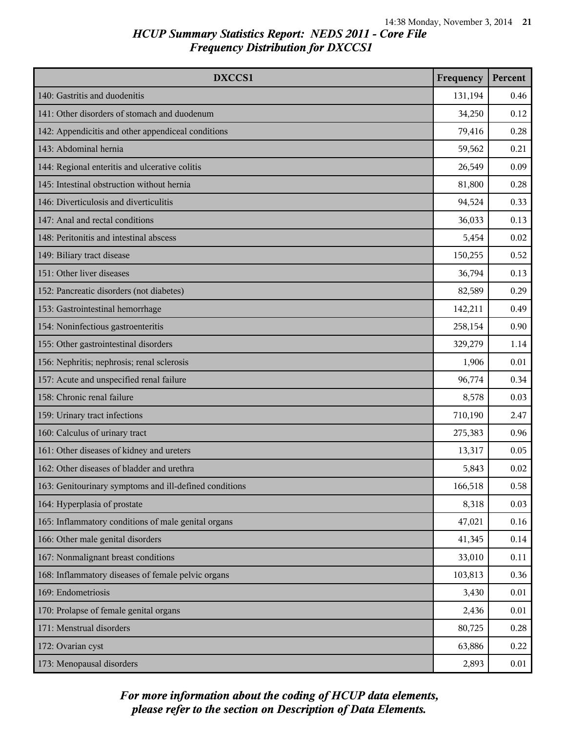# HCUP Summary Statistics Report: NEDS 2011 - Core File
## Frequency Distribution for DXCCS1

| DXCCS1 | Frequency | Percent |
|---|---|---|
| 140: Gastritis and duodenitis | 131,194 | 0.46 |
| 141: Other disorders of stomach and duodenum | 34,250 | 0.12 |
| 142: Appendicitis and other appendiceal conditions | 79,416 | 0.28 |
| 143: Abdominal hernia | 59,562 | 0.21 |
| 144: Regional enteritis and ulcerative colitis | 26,549 | 0.09 |
| 145: Intestinal obstruction without hernia | 81,800 | 0.28 |
| 146: Diverticulosis and diverticulitis | 94,524 | 0.33 |
| 147: Anal and rectal conditions | 36,033 | 0.13 |
| 148: Peritonitis and intestinal abscess | 5,454 | 0.02 |
| 149: Biliary tract disease | 150,255 | 0.52 |
| 151: Other liver diseases | 36,794 | 0.13 |
| 152: Pancreatic disorders (not diabetes) | 82,589 | 0.29 |
| 153: Gastrointestinal hemorrhage | 142,211 | 0.49 |
| 154: Noninfectious gastroenteritis | 258,154 | 0.90 |
| 155: Other gastrointestinal disorders | 329,279 | 1.14 |
| 156: Nephritis; nephrosis; renal sclerosis | 1,906 | 0.01 |
| 157: Acute and unspecified renal failure | 96,774 | 0.34 |
| 158: Chronic renal failure | 8,578 | 0.03 |
| 159: Urinary tract infections | 710,190 | 2.47 |
| 160: Calculus of urinary tract | 275,383 | 0.96 |
| 161: Other diseases of kidney and ureters | 13,317 | 0.05 |
| 162: Other diseases of bladder and urethra | 5,843 | 0.02 |
| 163: Genitourinary symptoms and ill-defined conditions | 166,518 | 0.58 |
| 164: Hyperplasia of prostate | 8,318 | 0.03 |
| 165: Inflammatory conditions of male genital organs | 47,021 | 0.16 |
| 166: Other male genital disorders | 41,345 | 0.14 |
| 167: Nonmalignant breast conditions | 33,010 | 0.11 |
| 168: Inflammatory diseases of female pelvic organs | 103,813 | 0.36 |
| 169: Endometriosis | 3,430 | 0.01 |
| 170: Prolapse of female genital organs | 2,436 | 0.01 |
| 171: Menstrual disorders | 80,725 | 0.28 |
| 172: Ovarian cyst | 63,886 | 0.22 |
| 173: Menopausal disorders | 2,893 | 0.01 |

*For more information about the coding of HCUP data elements, please refer to the section on Description of Data Elements.*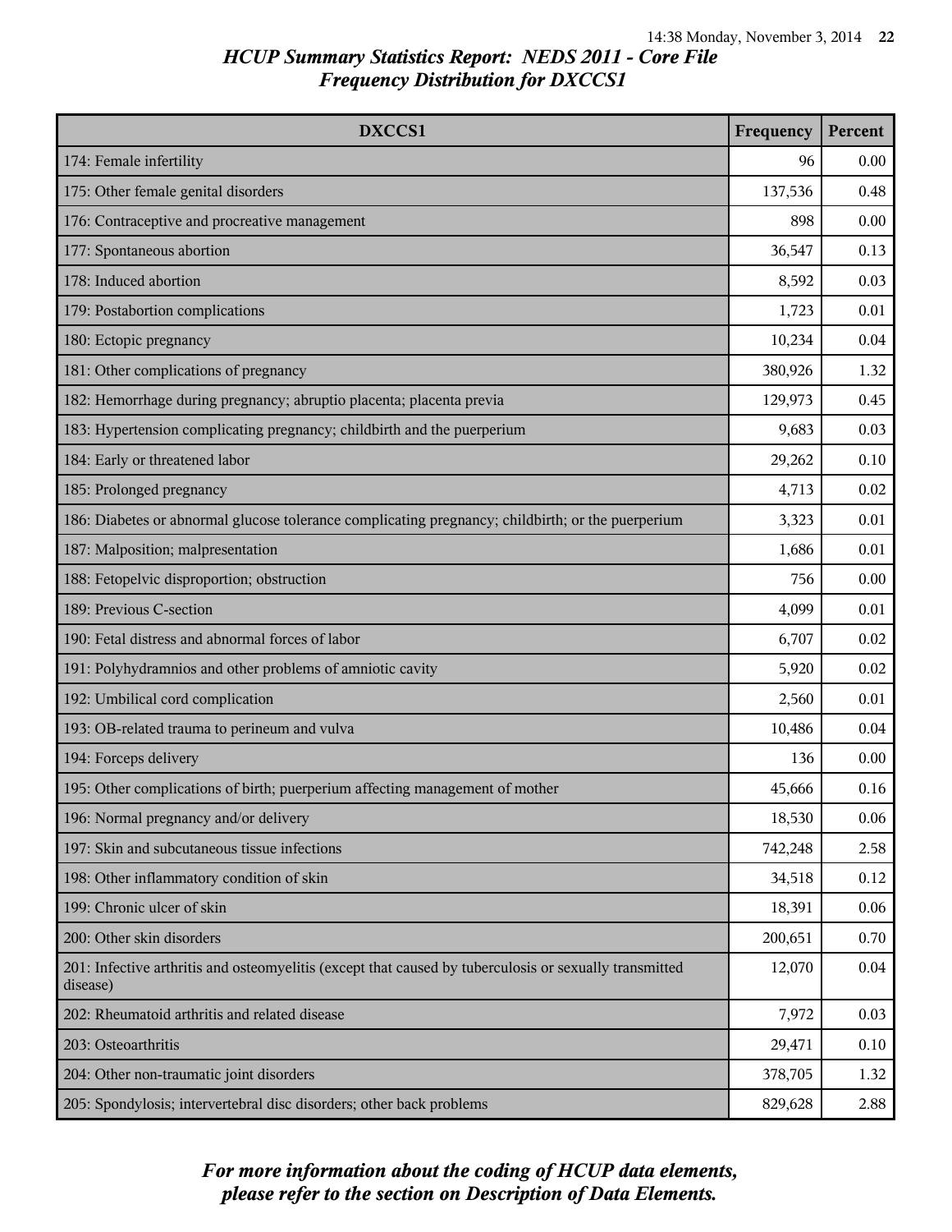# HCUP Summary Statistics Report: NEDS 2011 - Core File

## Frequency Distribution for DXCCS1

| DXCCS1 | Frequency | Percent |
|---|---|---|
| 174: Female infertility | 96 | 0.00 |
| 175: Other female genital disorders | 137,536 | 0.48 |
| 176: Contraceptive and procreative management | 898 | 0.00 |
| 177: Spontaneous abortion | 36,547 | 0.13 |
| 178: Induced abortion | 8,592 | 0.03 |
| 179: Postabortion complications | 1,723 | 0.01 |
| 180: Ectopic pregnancy | 10,234 | 0.04 |
| 181: Other complications of pregnancy | 380,926 | 1.32 |
| 182: Hemorrhage during pregnancy; abruptio placenta; placenta previa | 129,973 | 0.45 |
| 183: Hypertension complicating pregnancy; childbirth and the puerperium | 9,683 | 0.03 |
| 184: Early or threatened labor | 29,262 | 0.10 |
| 185: Prolonged pregnancy | 4,713 | 0.02 |
| 186: Diabetes or abnormal glucose tolerance complicating pregnancy; childbirth; or the puerperium | 3,323 | 0.01 |
| 187: Malposition; malpresentation | 1,686 | 0.01 |
| 188: Fetopelvic disproportion; obstruction | 756 | 0.00 |
| 189: Previous C-section | 4,099 | 0.01 |
| 190: Fetal distress and abnormal forces of labor | 6,707 | 0.02 |
| 191: Polyhydramnios and other problems of amniotic cavity | 5,920 | 0.02 |
| 192: Umbilical cord complication | 2,560 | 0.01 |
| 193: OB-related trauma to perineum and vulva | 10,486 | 0.04 |
| 194: Forceps delivery | 136 | 0.00 |
| 195: Other complications of birth; puerperium affecting management of mother | 45,666 | 0.16 |
| 196: Normal pregnancy and/or delivery | 18,530 | 0.06 |
| 197: Skin and subcutaneous tissue infections | 742,248 | 2.58 |
| 198: Other inflammatory condition of skin | 34,518 | 0.12 |
| 199: Chronic ulcer of skin | 18,391 | 0.06 |
| 200: Other skin disorders | 200,651 | 0.70 |
| 201: Infective arthritis and osteomyelitis (except that caused by tuberculosis or sexually transmitted disease) | 12,070 | 0.04 |
| 202: Rheumatoid arthritis and related disease | 7,972 | 0.03 |
| 203: Osteoarthritis | 29,471 | 0.10 |
| 204: Other non-traumatic joint disorders | 378,705 | 1.32 |
| 205: Spondylosis; intervertebral disc disorders; other back problems | 829,628 | 2.88 |

*For more information about the coding of HCUP data elements, please refer to the section on Description of Data Elements.*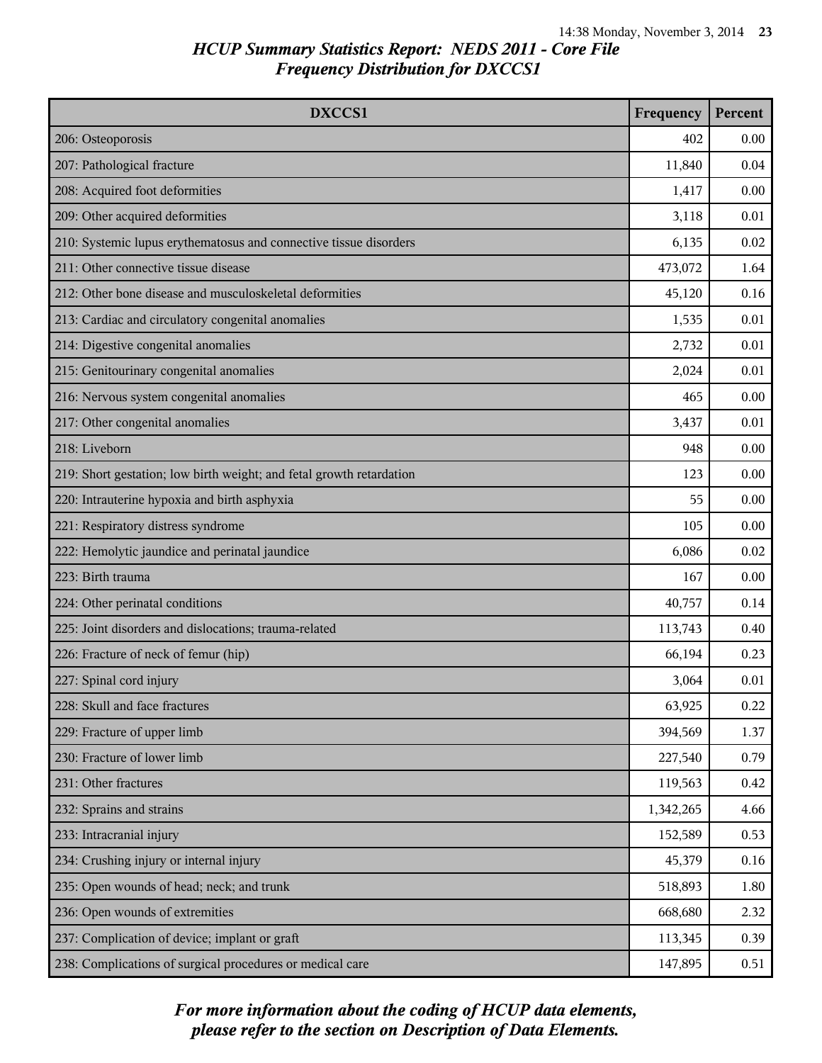## HCUP Summary Statistics Report: NEDS 2011 - Core File
## Frequency Distribution for DXCCS1

| DXCCS1 | Frequency | Percent |
|---|---|---|
| 206: Osteoporosis | 402 | 0.00 |
| 207: Pathological fracture | 11,840 | 0.04 |
| 208: Acquired foot deformities | 1,417 | 0.00 |
| 209: Other acquired deformities | 3,118 | 0.01 |
| 210: Systemic lupus erythematosus and connective tissue disorders | 6,135 | 0.02 |
| 211: Other connective tissue disease | 473,072 | 1.64 |
| 212: Other bone disease and musculoskeletal deformities | 45,120 | 0.16 |
| 213: Cardiac and circulatory congenital anomalies | 1,535 | 0.01 |
| 214: Digestive congenital anomalies | 2,732 | 0.01 |
| 215: Genitourinary congenital anomalies | 2,024 | 0.01 |
| 216: Nervous system congenital anomalies | 465 | 0.00 |
| 217: Other congenital anomalies | 3,437 | 0.01 |
| 218: Liveborn | 948 | 0.00 |
| 219: Short gestation; low birth weight; and fetal growth retardation | 123 | 0.00 |
| 220: Intrauterine hypoxia and birth asphyxia | 55 | 0.00 |
| 221: Respiratory distress syndrome | 105 | 0.00 |
| 222: Hemolytic jaundice and perinatal jaundice | 6,086 | 0.02 |
| 223: Birth trauma | 167 | 0.00 |
| 224: Other perinatal conditions | 40,757 | 0.14 |
| 225: Joint disorders and dislocations; trauma-related | 113,743 | 0.40 |
| 226: Fracture of neck of femur (hip) | 66,194 | 0.23 |
| 227: Spinal cord injury | 3,064 | 0.01 |
| 228: Skull and face fractures | 63,925 | 0.22 |
| 229: Fracture of upper limb | 394,569 | 1.37 |
| 230: Fracture of lower limb | 227,540 | 0.79 |
| 231: Other fractures | 119,563 | 0.42 |
| 232: Sprains and strains | 1,342,265 | 4.66 |
| 233: Intracranial injury | 152,589 | 0.53 |
| 234: Crushing injury or internal injury | 45,379 | 0.16 |
| 235: Open wounds of head; neck; and trunk | 518,893 | 1.80 |
| 236: Open wounds of extremities | 668,680 | 2.32 |
| 237: Complication of device; implant or graft | 113,345 | 0.39 |
| 238: Complications of surgical procedures or medical care | 147,895 | 0.51 |

*For more information about the coding of HCUP data elements, please refer to the section on Description of Data Elements.*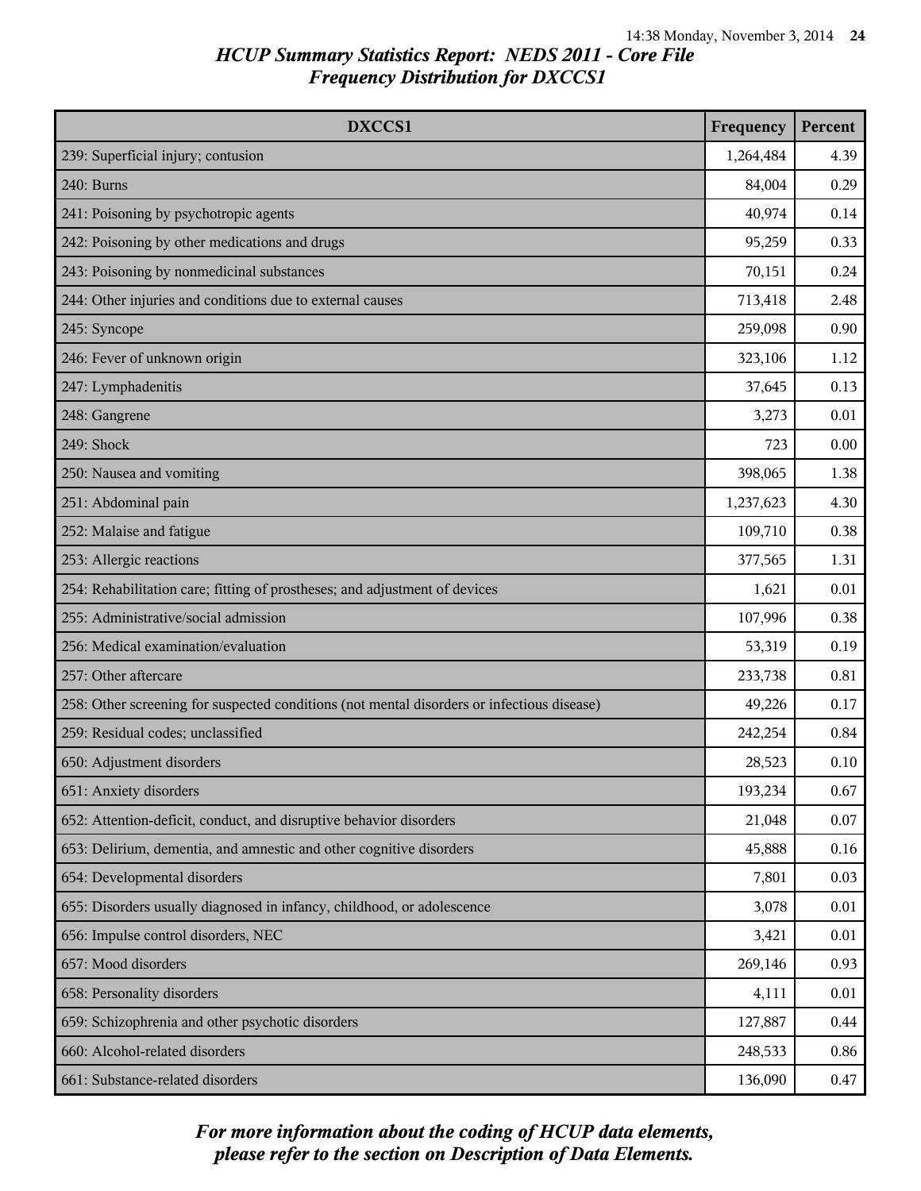## HCUP Summary Statistics Report: NEDS 2011 - Core File
## Frequency Distribution for DXCCS1

| DXCCS1 | Frequency | Percent |
|---|---|---|
| 239: Superficial injury; contusion | 1,264,484 | 4.39 |
| 240: Burns | 84,004 | 0.29 |
| 241: Poisoning by psychotropic agents | 40,974 | 0.14 |
| 242: Poisoning by other medications and drugs | 95,259 | 0.33 |
| 243: Poisoning by nonmedicinal substances | 70,151 | 0.24 |
| 244: Other injuries and conditions due to external causes | 713,418 | 2.48 |
| 245: Syncope | 259,098 | 0.90 |
| 246: Fever of unknown origin | 323,106 | 1.12 |
| 247: Lymphadenitis | 37,645 | 0.13 |
| 248: Gangrene | 3,273 | 0.01 |
| 249: Shock | 723 | 0.00 |
| 250: Nausea and vomiting | 398,065 | 1.38 |
| 251: Abdominal pain | 1,237,623 | 4.30 |
| 252: Malaise and fatigue | 109,710 | 0.38 |
| 253: Allergic reactions | 377,565 | 1.31 |
| 254: Rehabilitation care; fitting of prostheses; and adjustment of devices | 1,621 | 0.01 |
| 255: Administrative/social admission | 107,996 | 0.38 |
| 256: Medical examination/evaluation | 53,319 | 0.19 |
| 257: Other aftercare | 233,738 | 0.81 |
| 258: Other screening for suspected conditions (not mental disorders or infectious disease) | 49,226 | 0.17 |
| 259: Residual codes; unclassified | 242,254 | 0.84 |
| 650: Adjustment disorders | 28,523 | 0.10 |
| 651: Anxiety disorders | 193,234 | 0.67 |
| 652: Attention-deficit, conduct, and disruptive behavior disorders | 21,048 | 0.07 |
| 653: Delirium, dementia, and amnestic and other cognitive disorders | 45,888 | 0.16 |
| 654: Developmental disorders | 7,801 | 0.03 |
| 655: Disorders usually diagnosed in infancy, childhood, or adolescence | 3,078 | 0.01 |
| 656: Impulse control disorders, NEC | 3,421 | 0.01 |
| 657: Mood disorders | 269,146 | 0.93 |
| 658: Personality disorders | 4,111 | 0.01 |
| 659: Schizophrenia and other psychotic disorders | 127,887 | 0.44 |
| 660: Alcohol-related disorders | 248,533 | 0.86 |
| 661: Substance-related disorders | 136,090 | 0.47 |

*For more information about the coding of HCUP data elements, please refer to the section on Description of Data Elements.*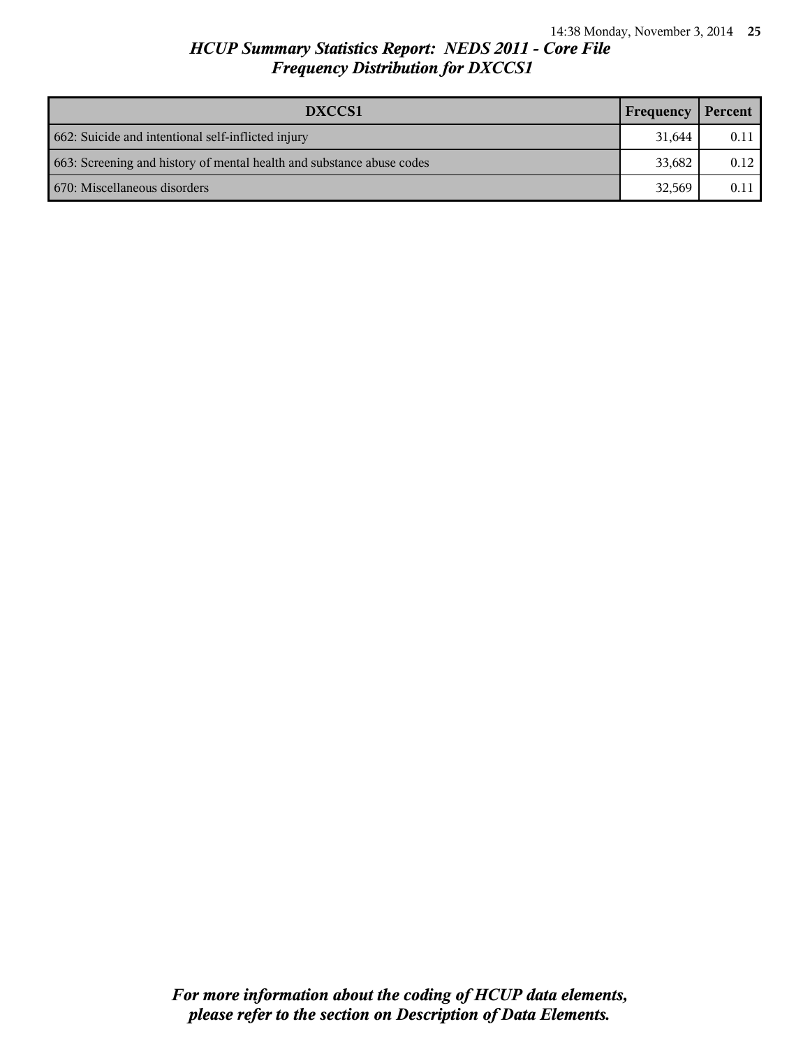| DXCCS1 | Frequency | Percent |
|---|---|---|
| 662: Suicide and intentional self-inflicted injury | 31,644 | 0.11 |
| 663: Screening and history of mental health and substance abuse codes | 33,682 | 0.12 |
| 670: Miscellaneous disorders | 32,569 | 0.11 |

*For more information about the coding of HCUP data elements, please refer to the section on Description of Data Elements.*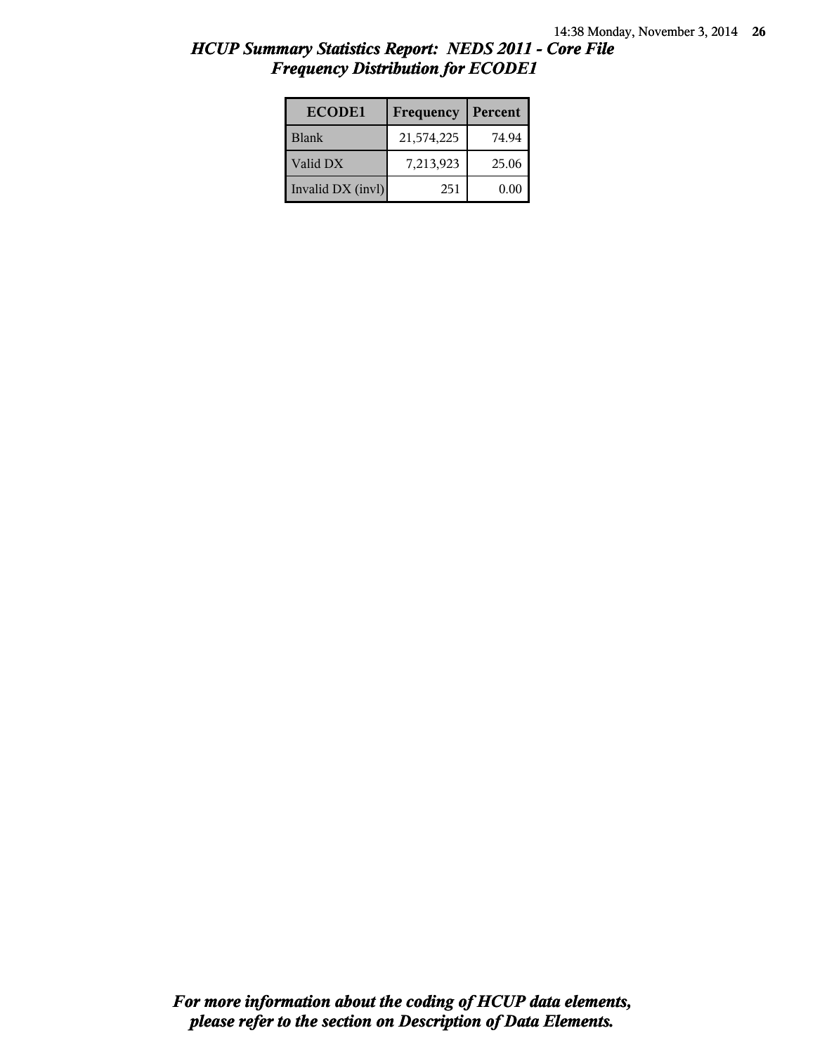# *HCUP Summary Statistics Report: NEDS 2011 - Core File*
## *Frequency Distribution for ECODE1*

| ECODE1 | Frequency | Percent |
|---|---|---|
| Blank | 21,574,225 | 74.94 |
| Valid DX | 7,213,923 | 25.06 |
| Invalid DX (invl) | 251 | 0.00 |

***For more information about the coding of HCUP data elements, please refer to the section on Description of Data Elements.***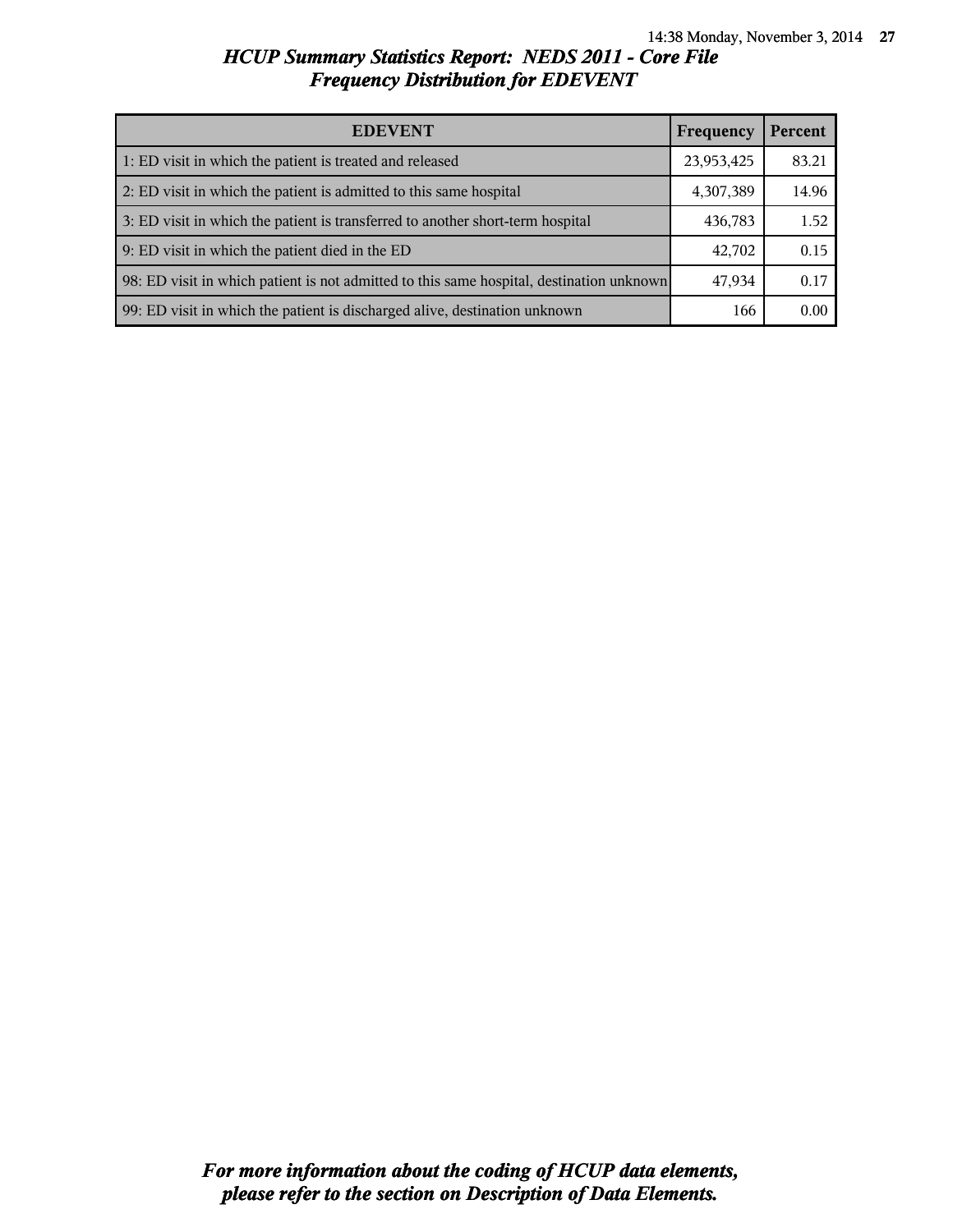# HCUP Summary Statistics Report: NEDS 2011 - Core File
## Frequency Distribution for EDEVENT

| EDEVENT | Frequency | Percent |
|---|---|---|
| 1: ED visit in which the patient is treated and released | 23,953,425 | 83.21 |
| 2: ED visit in which the patient is admitted to this same hospital | 4,307,389 | 14.96 |
| 3: ED visit in which the patient is transferred to another short-term hospital | 436,783 | 1.52 |
| 9: ED visit in which the patient died in the ED | 42,702 | 0.15 |
| 98: ED visit in which patient is not admitted to this same hospital, destination unknown | 47,934 | 0.17 |
| 99: ED visit in which the patient is discharged alive, destination unknown | 166 | 0.00 |

*For more information about the coding of HCUP data elements, please refer to the section on Description of Data Elements.*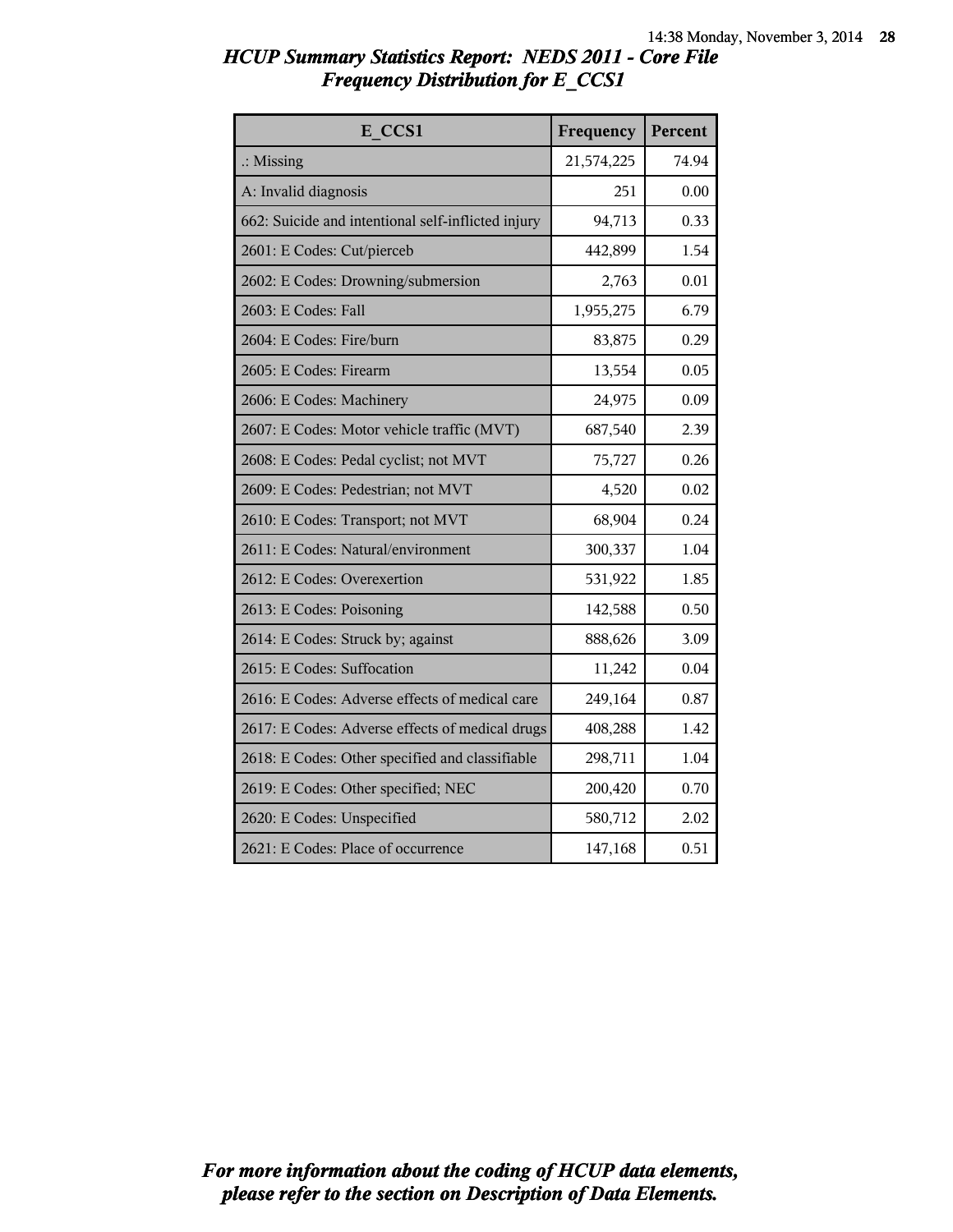# HCUP Summary Statistics Report: NEDS 2011 - Core File

## Frequency Distribution for E_CCS1

| E_CCS1 | Frequency | Percent |
|---|---|---|
| .: Missing | 21,574,225 | 74.94 |
| A: Invalid diagnosis | 251 | 0.00 |
| 662: Suicide and intentional self-inflicted injury | 94,713 | 0.33 |
| 2601: E Codes: Cut/pierceb | 442,899 | 1.54 |
| 2602: E Codes: Drowning/submersion | 2,763 | 0.01 |
| 2603: E Codes: Fall | 1,955,275 | 6.79 |
| 2604: E Codes: Fire/burn | 83,875 | 0.29 |
| 2605: E Codes: Firearm | 13,554 | 0.05 |
| 2606: E Codes: Machinery | 24,975 | 0.09 |
| 2607: E Codes: Motor vehicle traffic (MVT) | 687,540 | 2.39 |
| 2608: E Codes: Pedal cyclist; not MVT | 75,727 | 0.26 |
| 2609: E Codes: Pedestrian; not MVT | 4,520 | 0.02 |
| 2610: E Codes: Transport; not MVT | 68,904 | 0.24 |
| 2611: E Codes: Natural/environment | 300,337 | 1.04 |
| 2612: E Codes: Overexertion | 531,922 | 1.85 |
| 2613: E Codes: Poisoning | 142,588 | 0.50 |
| 2614: E Codes: Struck by; against | 888,626 | 3.09 |
| 2615: E Codes: Suffocation | 11,242 | 0.04 |
| 2616: E Codes: Adverse effects of medical care | 249,164 | 0.87 |
| 2617: E Codes: Adverse effects of medical drugs | 408,288 | 1.42 |
| 2618: E Codes: Other specified and classifiable | 298,711 | 1.04 |
| 2619: E Codes: Other specified; NEC | 200,420 | 0.70 |
| 2620: E Codes: Unspecified | 580,712 | 2.02 |
| 2621: E Codes: Place of occurrence | 147,168 | 0.51 |

*For more information about the coding of HCUP data elements, please refer to the section on Description of Data Elements.*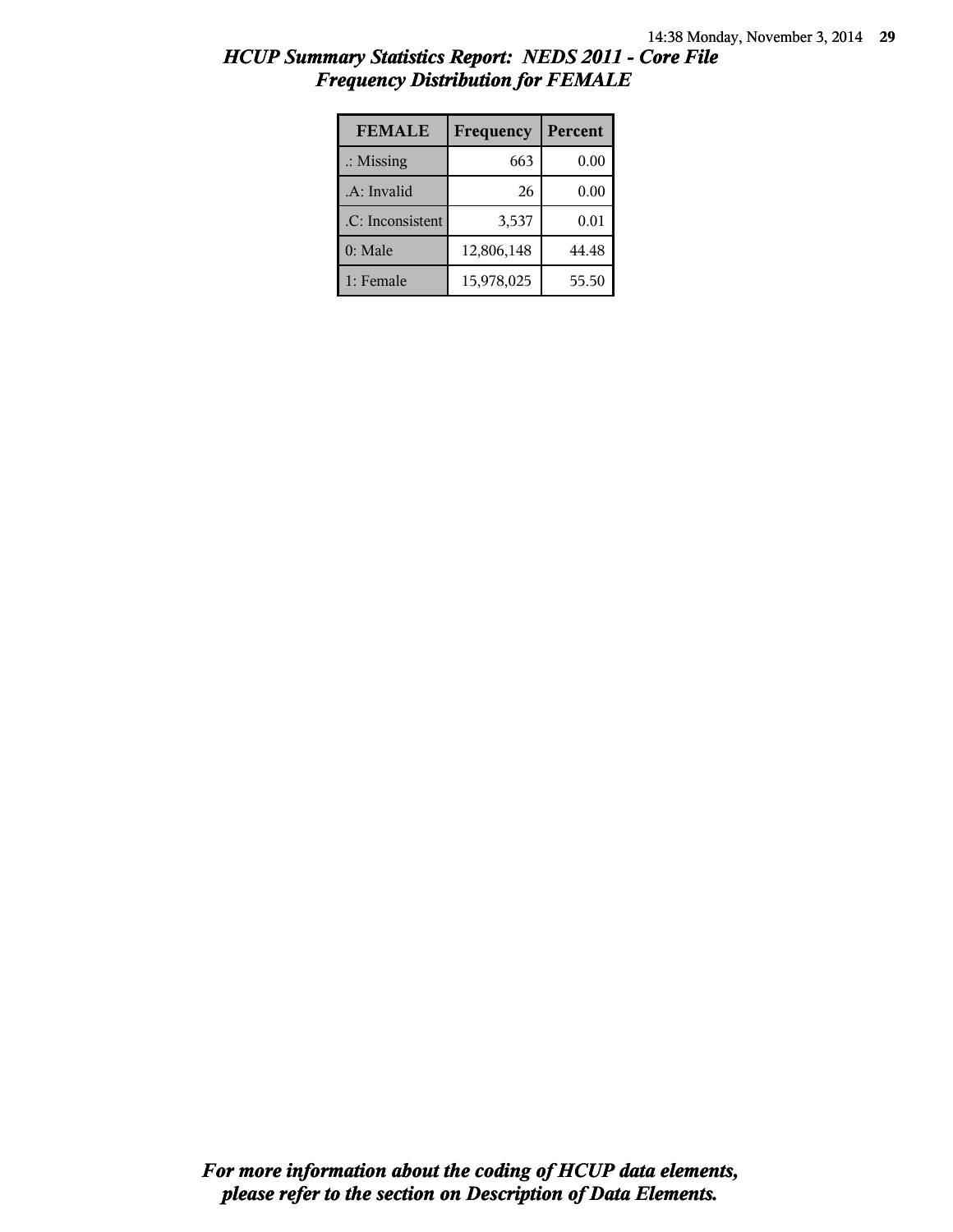## *HCUP Summary Statistics Report: NEDS 2011 - Core File*
## *Frequency Distribution for FEMALE*

| FEMALE | Frequency | Percent |
|---|---|---|
| .: Missing | 663 | 0.00 |
| .A: Invalid | 26 | 0.00 |
| .C: Inconsistent | 3,537 | 0.01 |
| 0: Male | 12,806,148 | 44.48 |
| 1: Female | 15,978,025 | 55.50 |

***For more information about the coding of HCUP data elements, please refer to the section on Description of Data Elements.***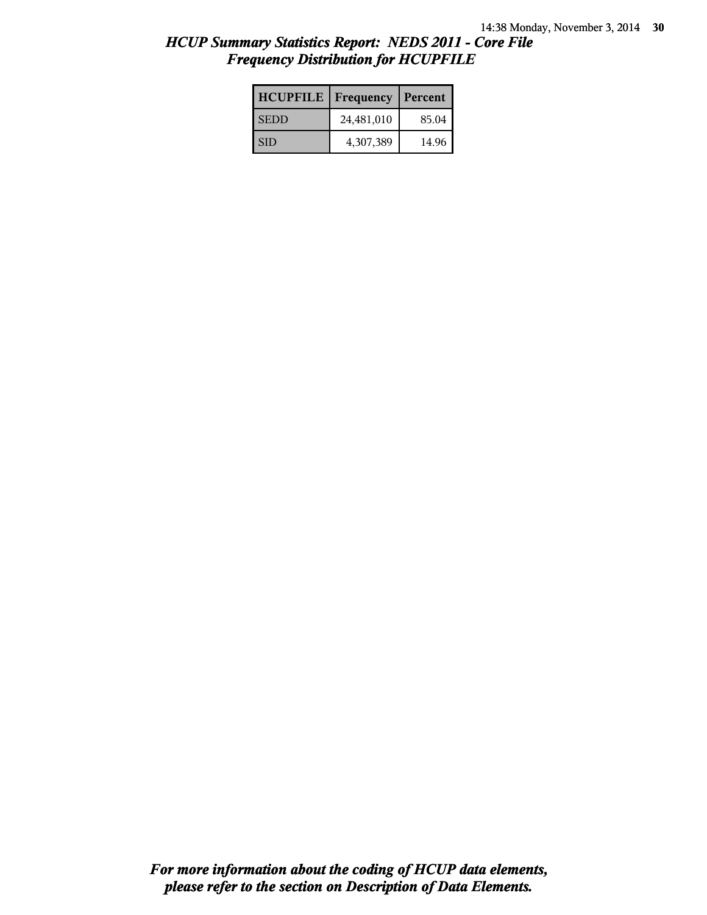## *HCUP Summary Statistics Report: NEDS 2011 - Core File*
## *Frequency Distribution for HCUPFILE*

| HCUPFILE | Frequency | Percent |
|---|---|---|
| SEDD | 24,481,010 | 85.04 |
| SID | 4,307,389 | 14.96 |

***For more information about the coding of HCUP data elements, please refer to the section on Description of Data Elements.***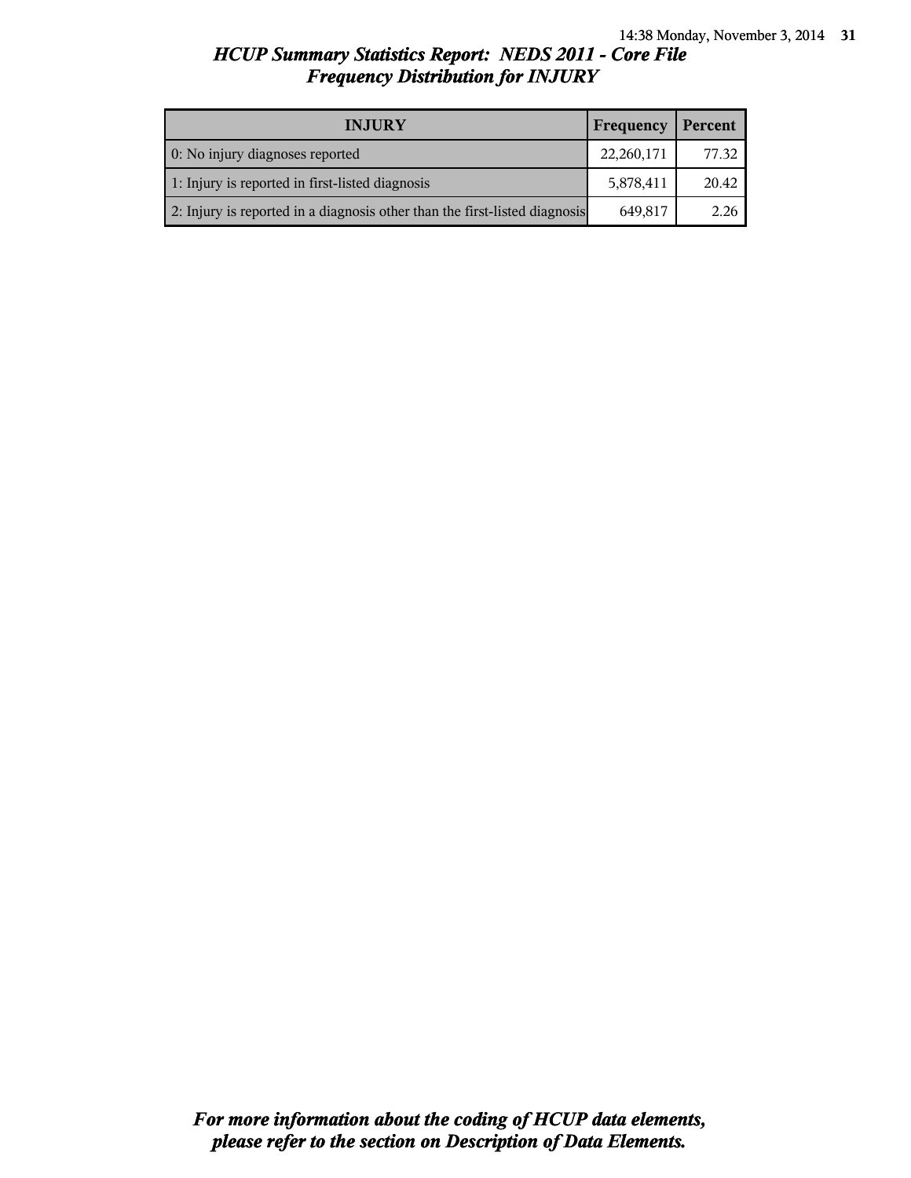# HCUP Summary Statistics Report: NEDS 2011 - Core File
## Frequency Distribution for INJURY

| INJURY | Frequency | Percent |
|---|---|---|
| 0: No injury diagnoses reported | 22,260,171 | 77.32 |
| 1: Injury is reported in first-listed diagnosis | 5,878,411 | 20.42 |
| 2: Injury is reported in a diagnosis other than the first-listed diagnosis | 649,817 | 2.26 |

*For more information about the coding of HCUP data elements, please refer to the section on Description of Data Elements.*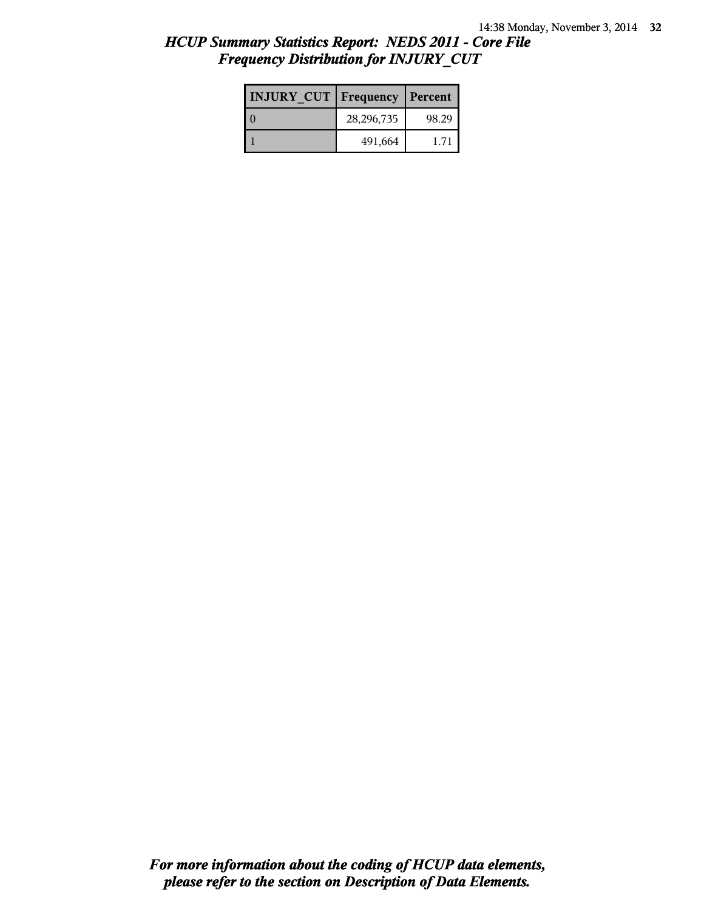## *HCUP Summary Statistics Report: NEDS 2011 - Core File*
## *Frequency Distribution for INJURY_CUT*

| INJURY_CUT | Frequency | Percent |
|---|---|---|
| 0 | 28,296,735 | 98.29 |
| 1 | 491,664 | 1.71 |

***For more information about the coding of HCUP data elements, please refer to the section on Description of Data Elements.***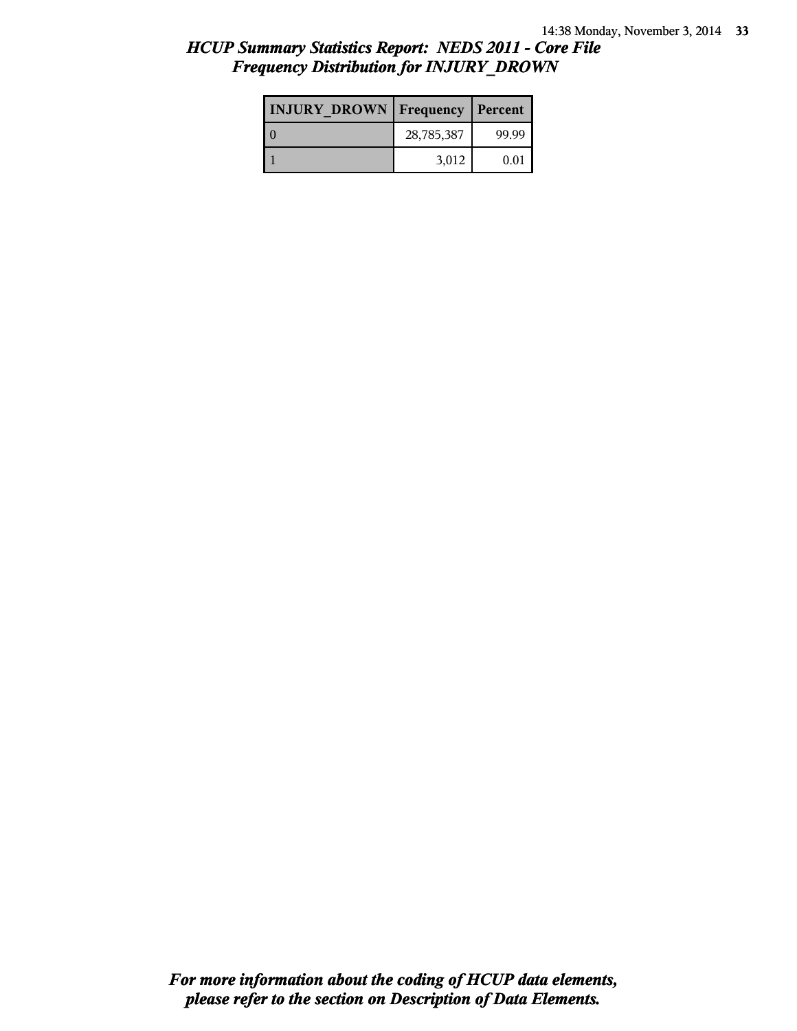# *HCUP Summary Statistics Report: NEDS 2011 - Core File*
## *Frequency Distribution for INJURY_DROWN*

| INJURY_DROWN | Frequency | Percent |
|---|---|---|
| 0 | 28,785,387 | 99.99 |
| 1 | 3,012 | 0.01 |

***For more information about the coding of HCUP data elements, please refer to the section on Description of Data Elements.***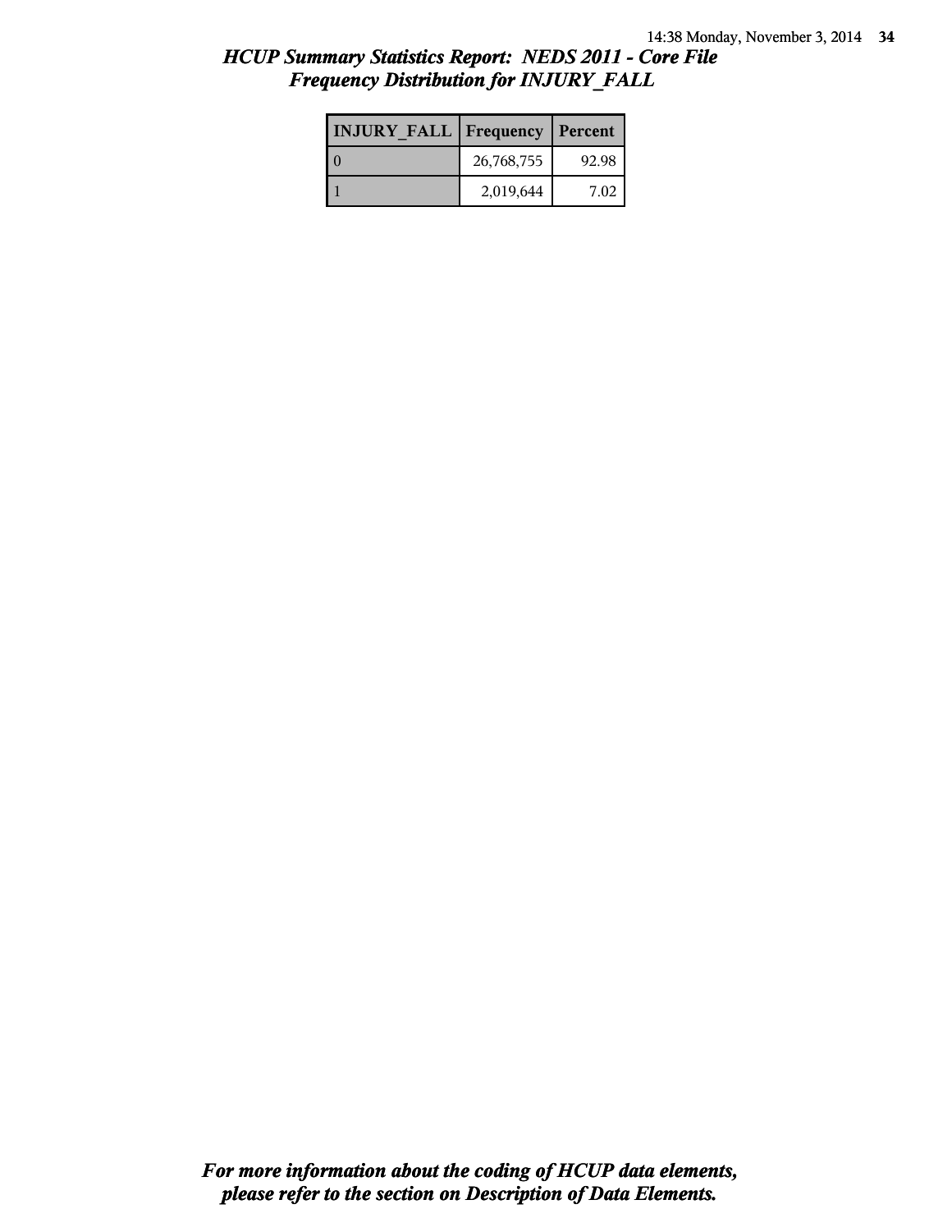## *HCUP Summary Statistics Report: NEDS 2011 - Core File*
## *Frequency Distribution for INJURY_FALL*

| INJURY_FALL | Frequency | Percent |
|---|---|---|
| 0 | 26,768,755 | 92.98 |
| 1 | 2,019,644 | 7.02 |

***For more information about the coding of HCUP data elements, please refer to the section on Description of Data Elements.***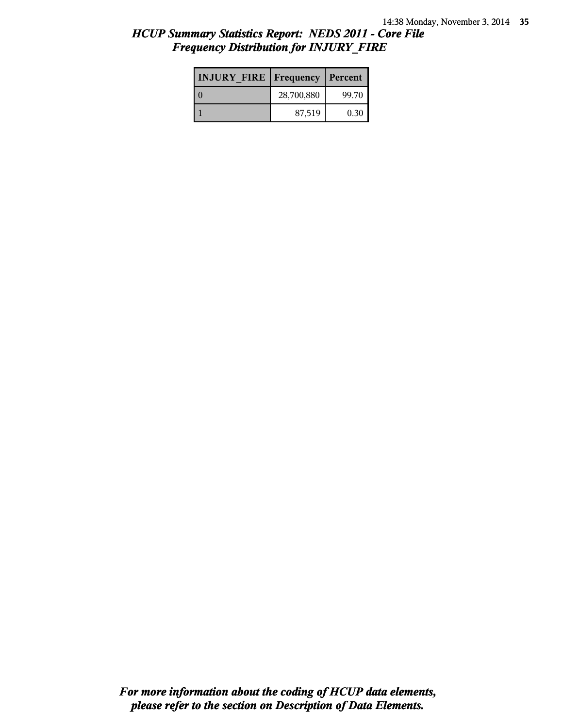## *HCUP Summary Statistics Report: NEDS 2011 - Core File*
## *Frequency Distribution for INJURY_FIRE*

| INJURY_FIRE | Frequency | Percent |
|---|---|---|
| 0 | 28,700,880 | 99.70 |
| 1 | 87,519 | 0.30 |

***For more information about the coding of HCUP data elements, please refer to the section on Description of Data Elements.***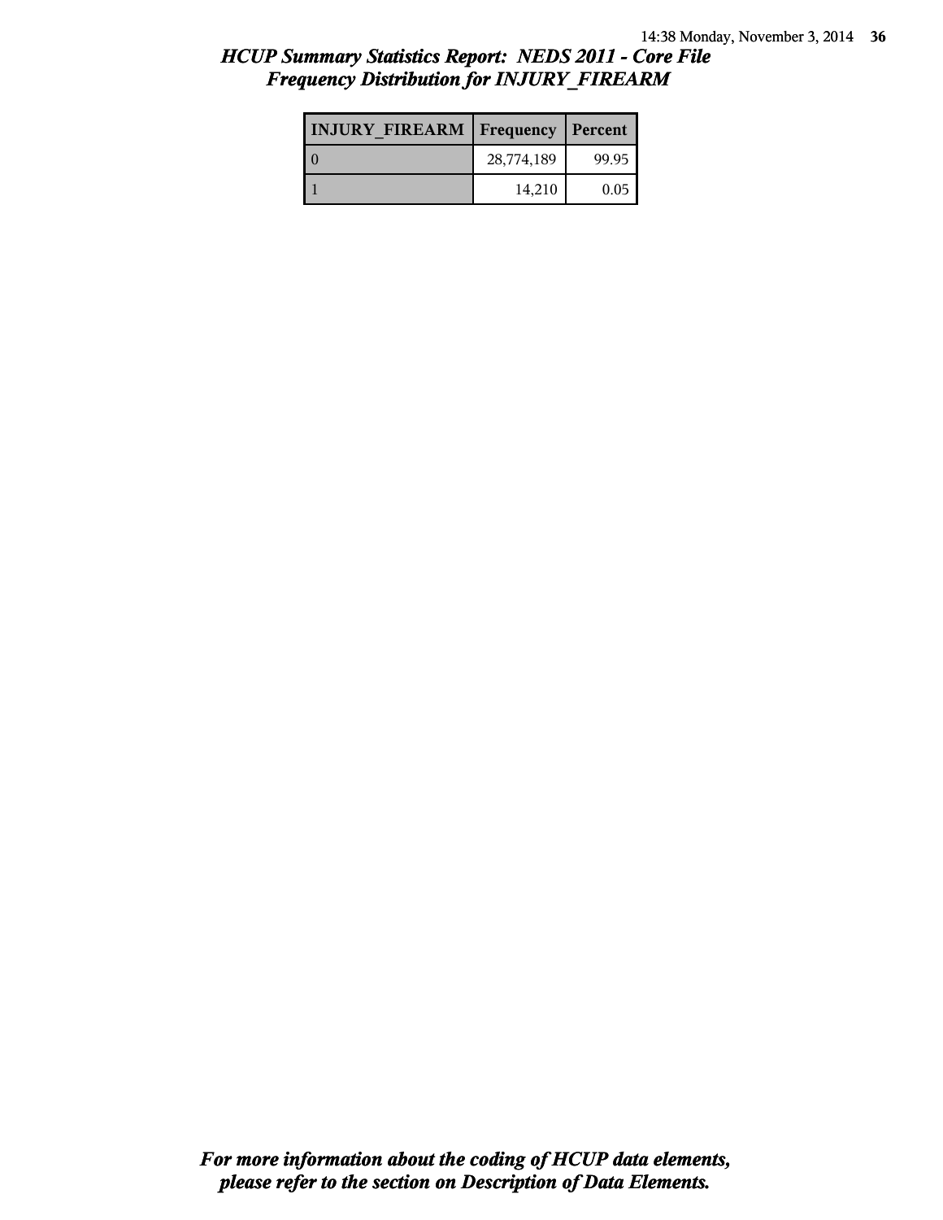# *HCUP Summary Statistics Report: NEDS 2011 - Core File*
## *Frequency Distribution for INJURY_FIREARM*

| INJURY_FIREARM | Frequency | Percent |
|---|---|---|
| 0 | 28,774,189 | 99.95 |
| 1 | 14,210 | 0.05 |

***For more information about the coding of HCUP data elements, please refer to the section on Description of Data Elements.***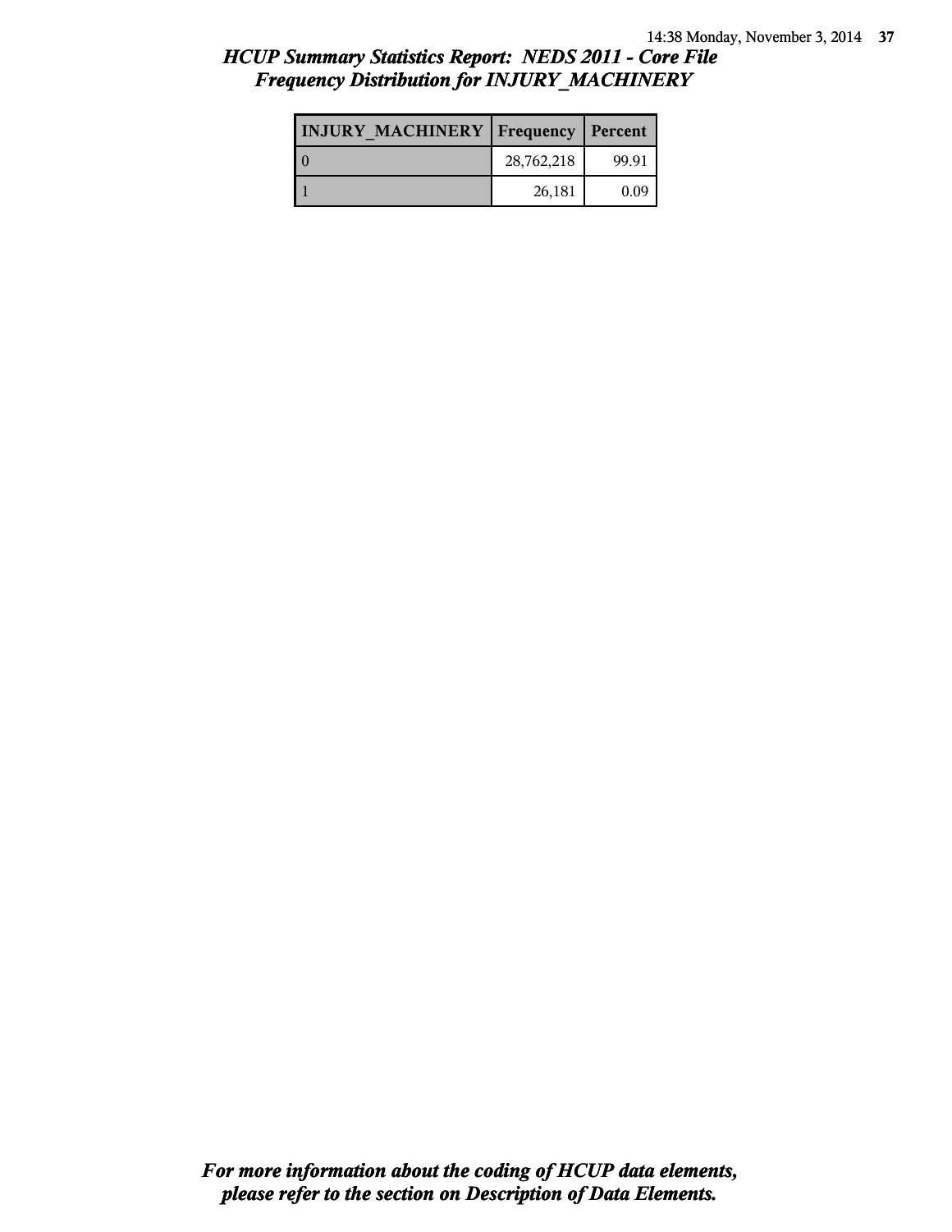## *HCUP Summary Statistics Report: NEDS 2011 - Core File*
## *Frequency Distribution for INJURY_MACHINERY*

| INJURY_MACHINERY | Frequency | Percent |
|---|---|---|
| 0 | 28,762,218 | 99.91 |
| 1 | 26,181 | 0.09 |

***For more information about the coding of HCUP data elements, please refer to the section on Description of Data Elements.***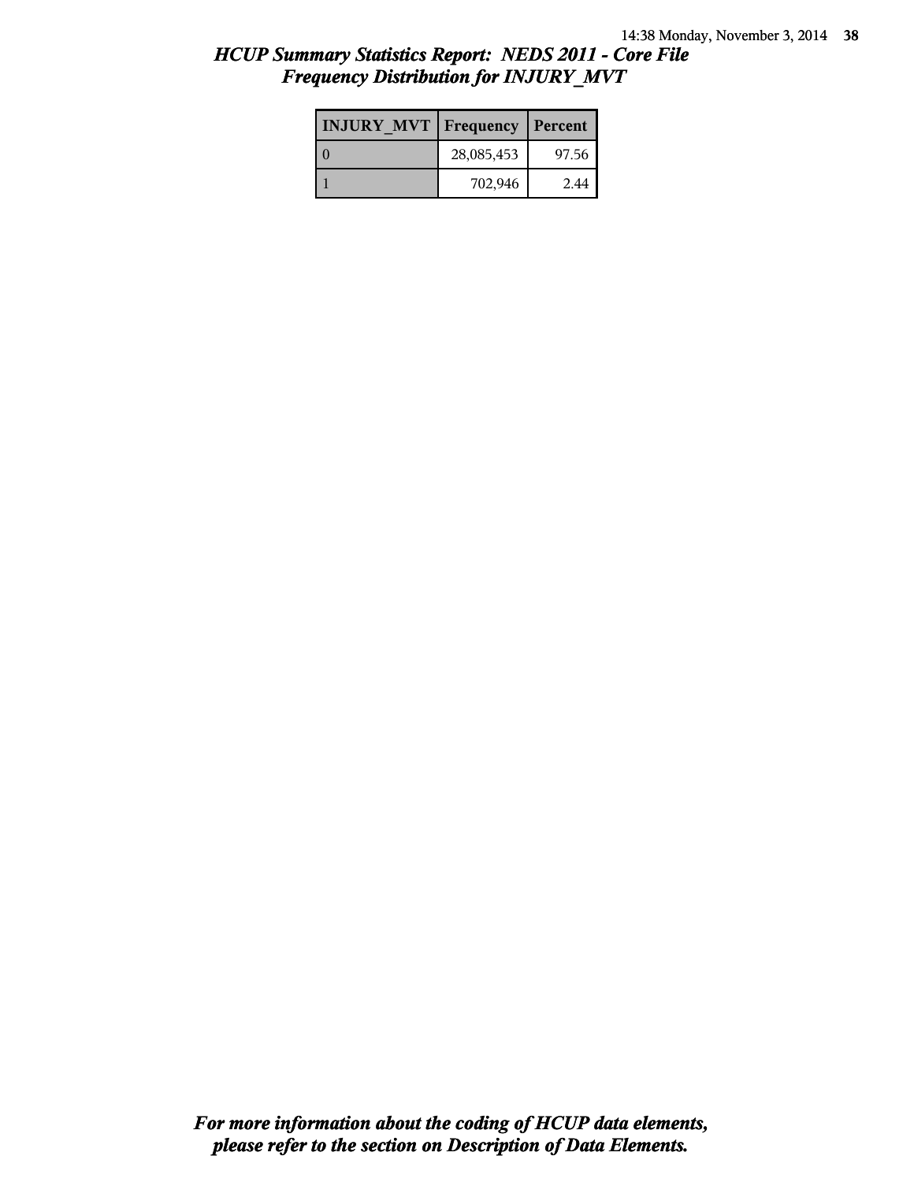## *HCUP Summary Statistics Report: NEDS 2011 - Core File*
## *Frequency Distribution for INJURY_MVT*

| INJURY_MVT | Frequency | Percent |
|---|---|---|
| 0 | 28,085,453 | 97.56 |
| 1 | 702,946 | 2.44 |

***For more information about the coding of HCUP data elements, please refer to the section on Description of Data Elements.***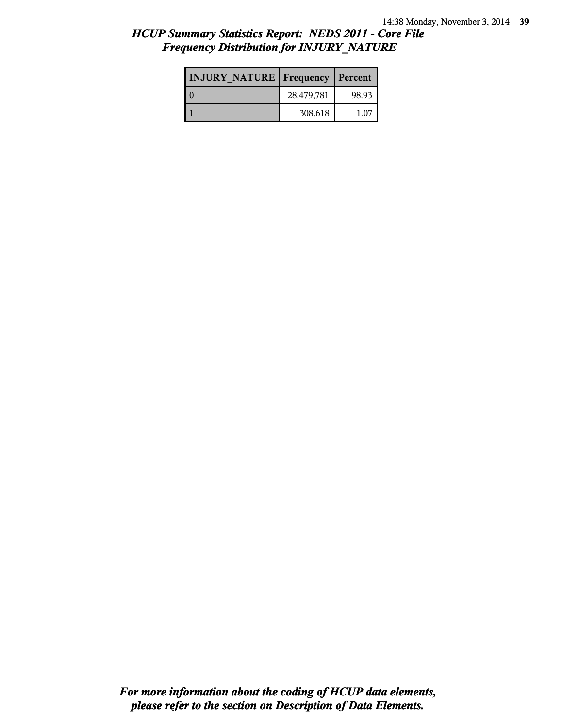# *HCUP Summary Statistics Report: NEDS 2011 - Core File*
## *Frequency Distribution for INJURY_NATURE*

| INJURY_NATURE | Frequency | Percent |
|---|---|---|
| 0 | 28,479,781 | 98.93 |
| 1 | 308,618 | 1.07 |

***For more information about the coding of HCUP data elements, please refer to the section on Description of Data Elements.***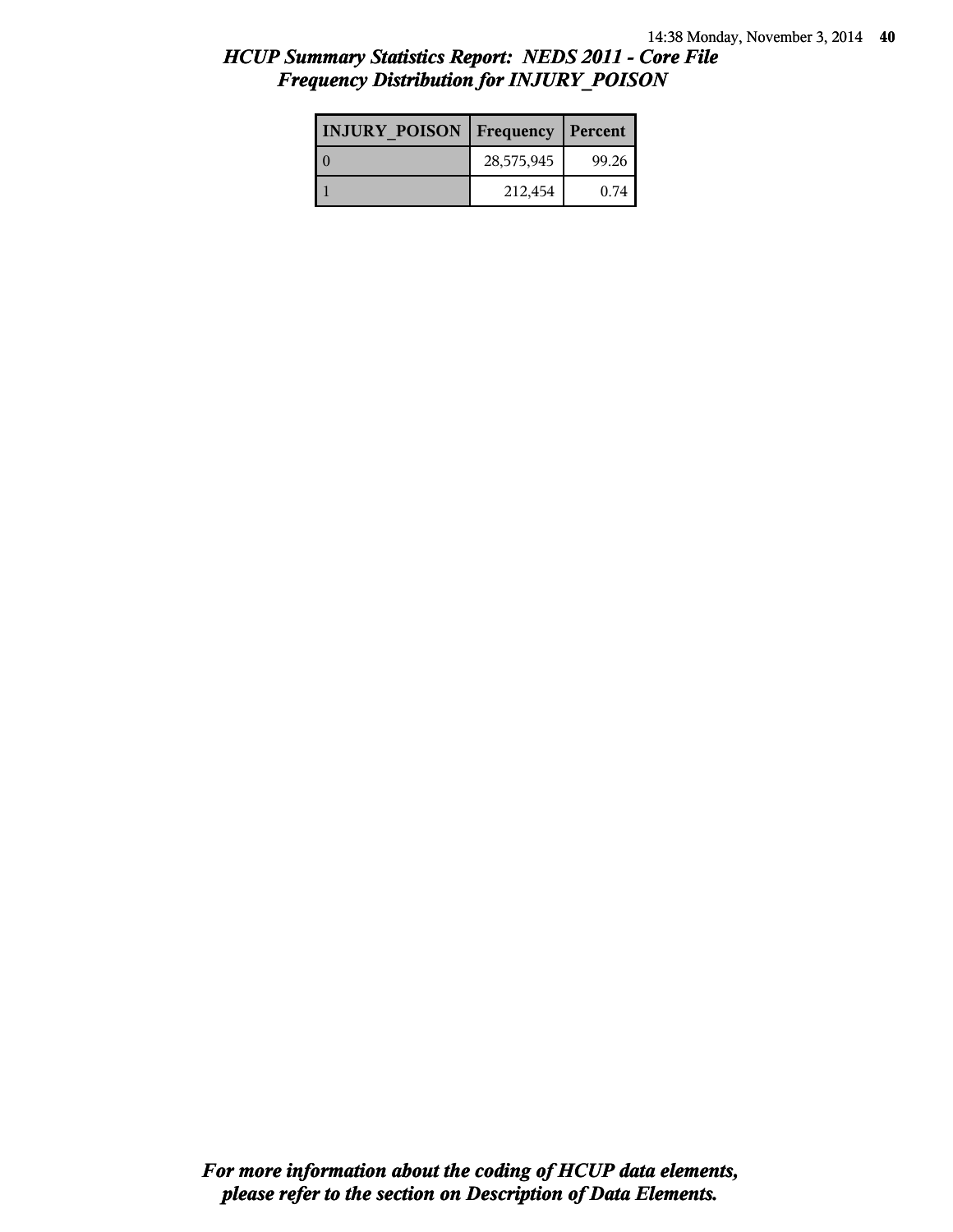## *HCUP Summary Statistics Report: NEDS 2011 - Core File*
## *Frequency Distribution for INJURY_POISON*

| INJURY_POISON | Frequency | Percent |
|---|---|---|
| 0 | 28,575,945 | 99.26 |
| 1 | 212,454 | 0.74 |

***For more information about the coding of HCUP data elements, please refer to the section on Description of Data Elements.***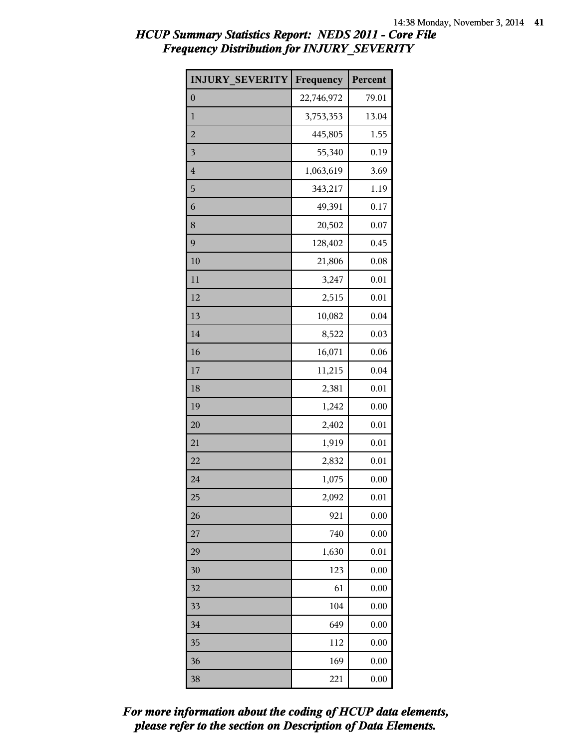# HCUP Summary Statistics Report: NEDS 2011 - Core File
## Frequency Distribution for INJURY_SEVERITY

| INJURY_SEVERITY | Frequency | Percent |
|---|---|---|
| 0 | 22,746,972 | 79.01 |
| 1 | 3,753,353 | 13.04 |
| 2 | 445,805 | 1.55 |
| 3 | 55,340 | 0.19 |
| 4 | 1,063,619 | 3.69 |
| 5 | 343,217 | 1.19 |
| 6 | 49,391 | 0.17 |
| 8 | 20,502 | 0.07 |
| 9 | 128,402 | 0.45 |
| 10 | 21,806 | 0.08 |
| 11 | 3,247 | 0.01 |
| 12 | 2,515 | 0.01 |
| 13 | 10,082 | 0.04 |
| 14 | 8,522 | 0.03 |
| 16 | 16,071 | 0.06 |
| 17 | 11,215 | 0.04 |
| 18 | 2,381 | 0.01 |
| 19 | 1,242 | 0.00 |
| 20 | 2,402 | 0.01 |
| 21 | 1,919 | 0.01 |
| 22 | 2,832 | 0.01 |
| 24 | 1,075 | 0.00 |
| 25 | 2,092 | 0.01 |
| 26 | 921 | 0.00 |
| 27 | 740 | 0.00 |
| 29 | 1,630 | 0.01 |
| 30 | 123 | 0.00 |
| 32 | 61 | 0.00 |
| 33 | 104 | 0.00 |
| 34 | 649 | 0.00 |
| 35 | 112 | 0.00 |
| 36 | 169 | 0.00 |
| 38 | 221 | 0.00 |

*For more information about the coding of HCUP data elements, please refer to the section on Description of Data Elements.*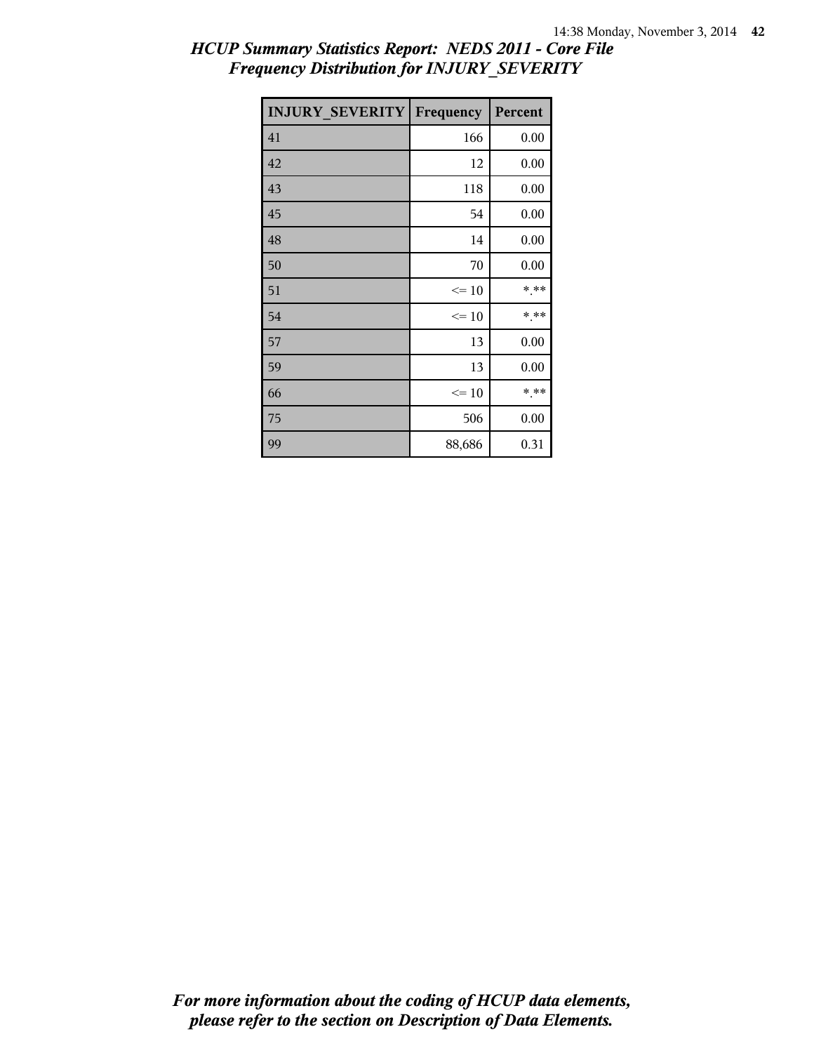# HCUP Summary Statistics Report: NEDS 2011 - Core File
## Frequency Distribution for INJURY_SEVERITY

| INJURY_SEVERITY | Frequency | Percent |
|---|---|---|
| 41 | 166 | 0.00 |
| 42 | 12 | 0.00 |
| 43 | 118 | 0.00 |
| 45 | 54 | 0.00 |
| 48 | 14 | 0.00 |
| 50 | 70 | 0.00 |
| 51 | <= 10 | *.** |
| 54 | <= 10 | *.** |
| 57 | 13 | 0.00 |
| 59 | 13 | 0.00 |
| 66 | <= 10 | *.** |
| 75 | 506 | 0.00 |
| 99 | 88,686 | 0.31 |

*For more information about the coding of HCUP data elements, please refer to the section on Description of Data Elements.*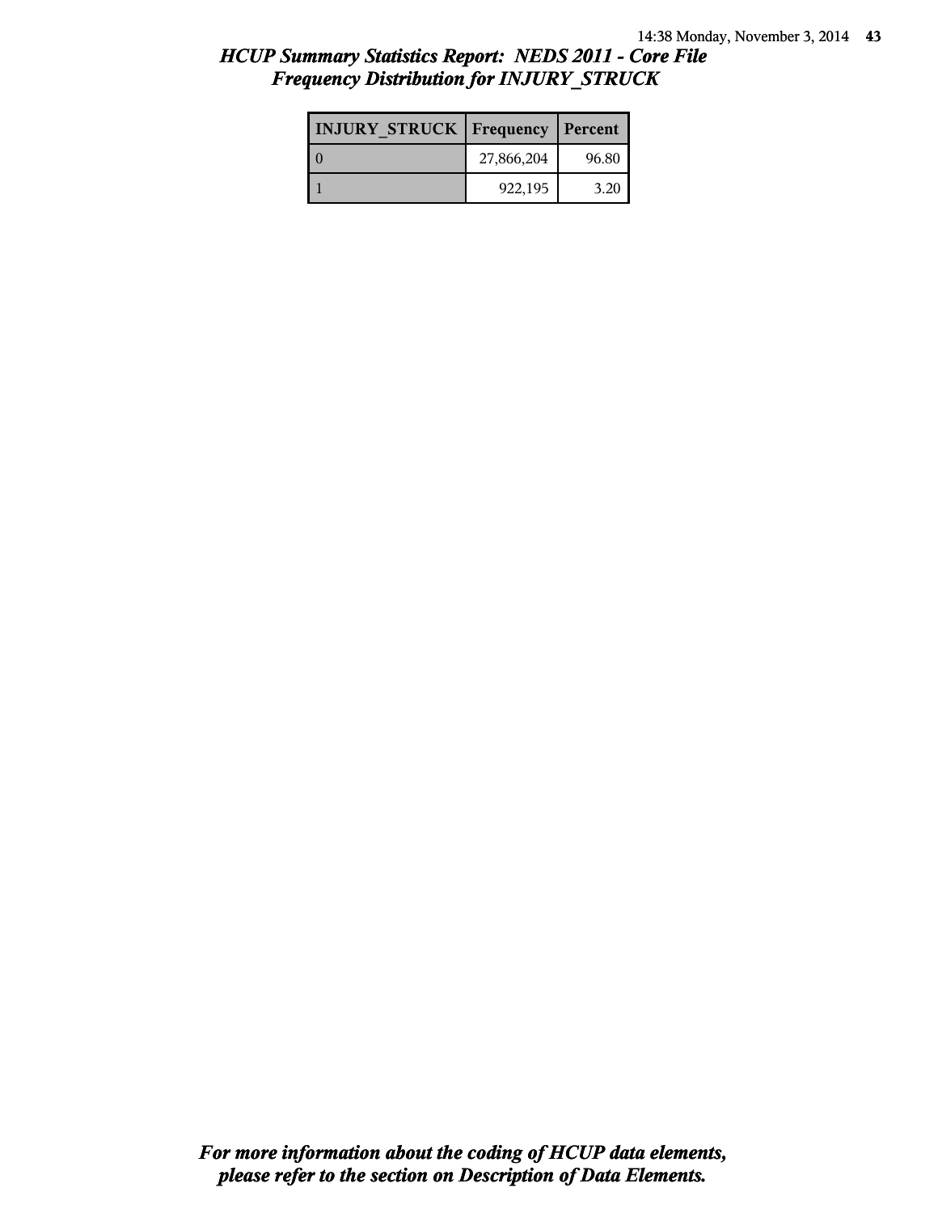## *HCUP Summary Statistics Report: NEDS 2011 - Core File*
## *Frequency Distribution for INJURY_STRUCK*

| INJURY_STRUCK | Frequency | Percent |
|---|---|---|
| 0 | 27,866,204 | 96.80 |
| 1 | 922,195 | 3.20 |

***For more information about the coding of HCUP data elements, please refer to the section on Description of Data Elements.***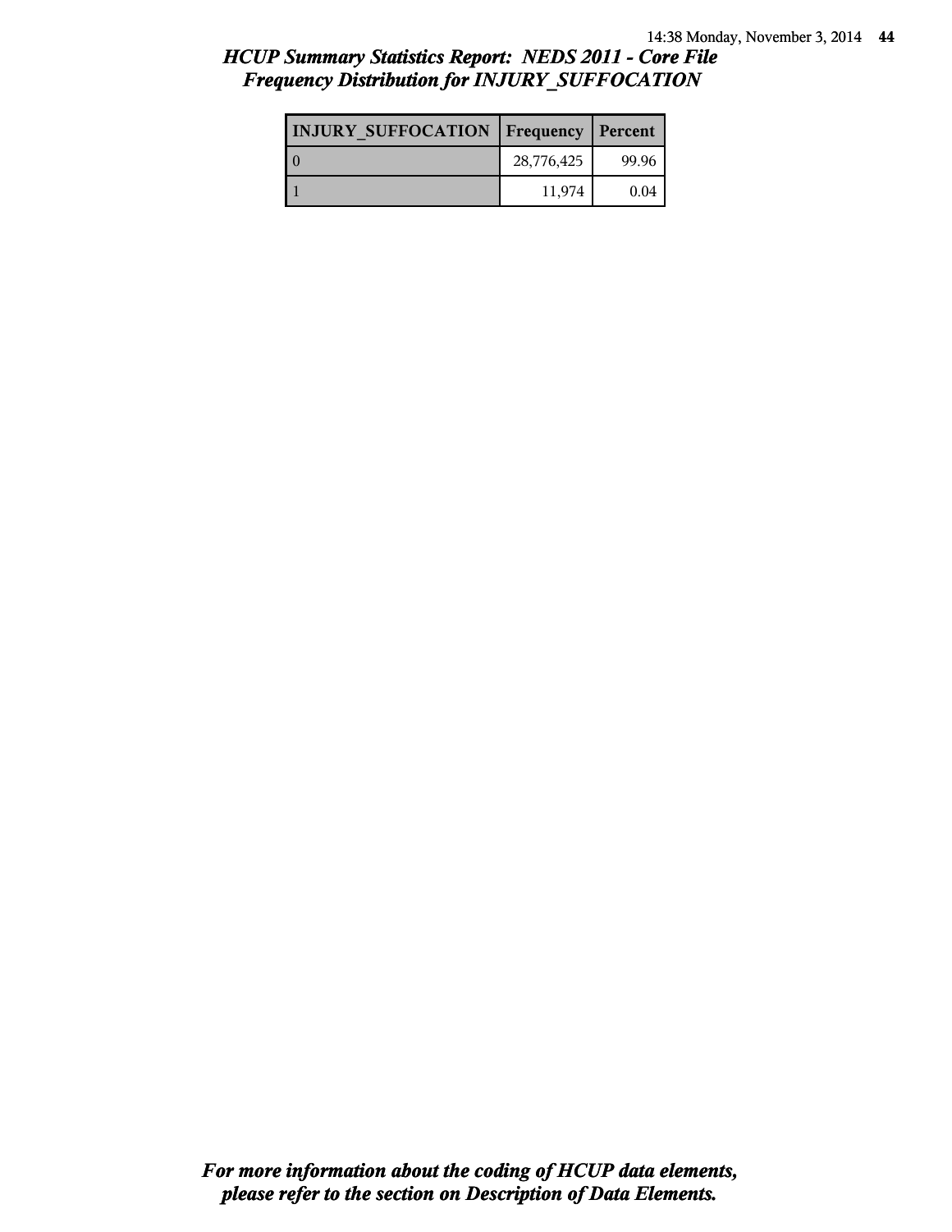## *HCUP Summary Statistics Report: NEDS 2011 - Core File*
## *Frequency Distribution for INJURY_SUFFOCATION*

| INJURY_SUFFOCATION | Frequency | Percent |
| --- | --- | --- |
| 0 | 28,776,425 | 99.96 |
| 1 | 11,974 | 0.04 |

***For more information about the coding of HCUP data elements, please refer to the section on Description of Data Elements.***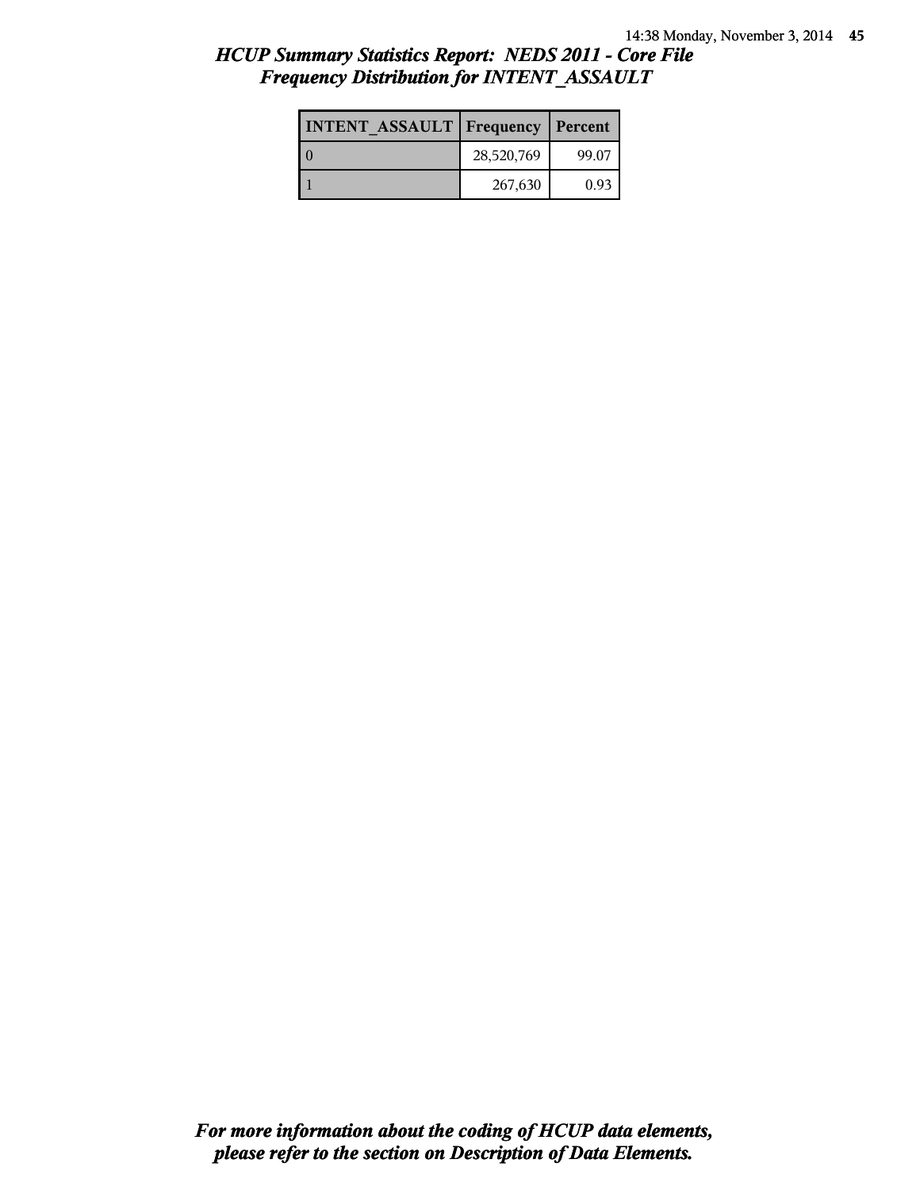## HCUP Summary Statistics Report: NEDS 2011 - Core File
## Frequency Distribution for INTENT_ASSAULT

| INTENT_ASSAULT | Frequency | Percent |
|---|---|---|
| 0 | 28,520,769 | 99.07 |
| 1 | 267,630 | 0.93 |

*For more information about the coding of HCUP data elements, please refer to the section on Description of Data Elements.*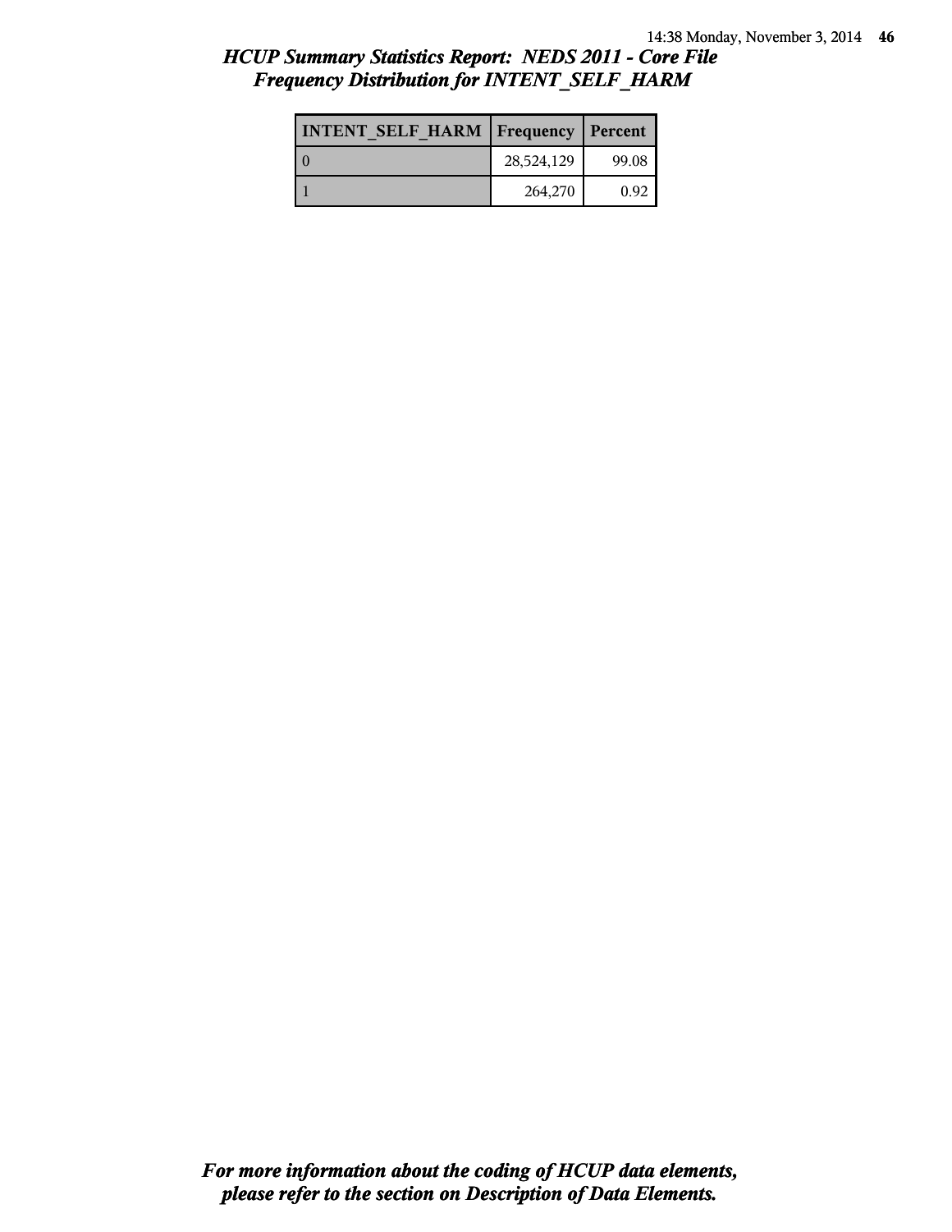## *HCUP Summary Statistics Report: NEDS 2011 - Core File*
## *Frequency Distribution for INTENT_SELF_HARM*

| INTENT_SELF_HARM | Frequency | Percent |
| --- | --- | --- |
| 0 | 28,524,129 | 99.08 |
| 1 | 264,270 | 0.92 |

***For more information about the coding of HCUP data elements, please refer to the section on Description of Data Elements.***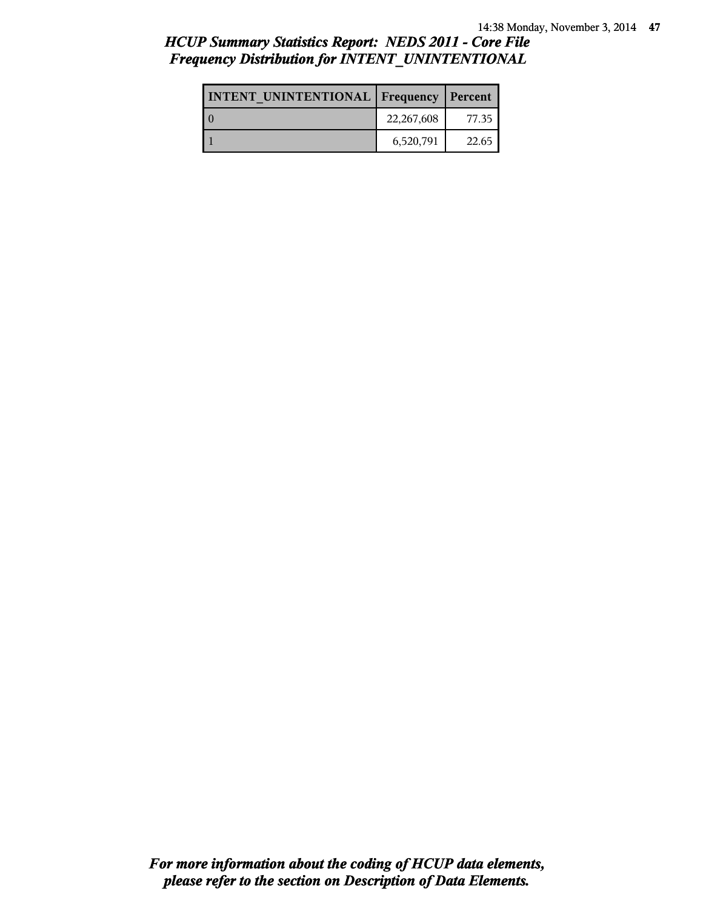## *HCUP Summary Statistics Report: NEDS 2011 - Core File*
## *Frequency Distribution for INTENT_UNINTENTIONAL*

| INTENT_UNINTENTIONAL | Frequency | Percent |
|---|---|---|
| 0 | 22,267,608 | 77.35 |
| 1 | 6,520,791 | 22.65 |

***For more information about the coding of HCUP data elements, please refer to the section on Description of Data Elements.***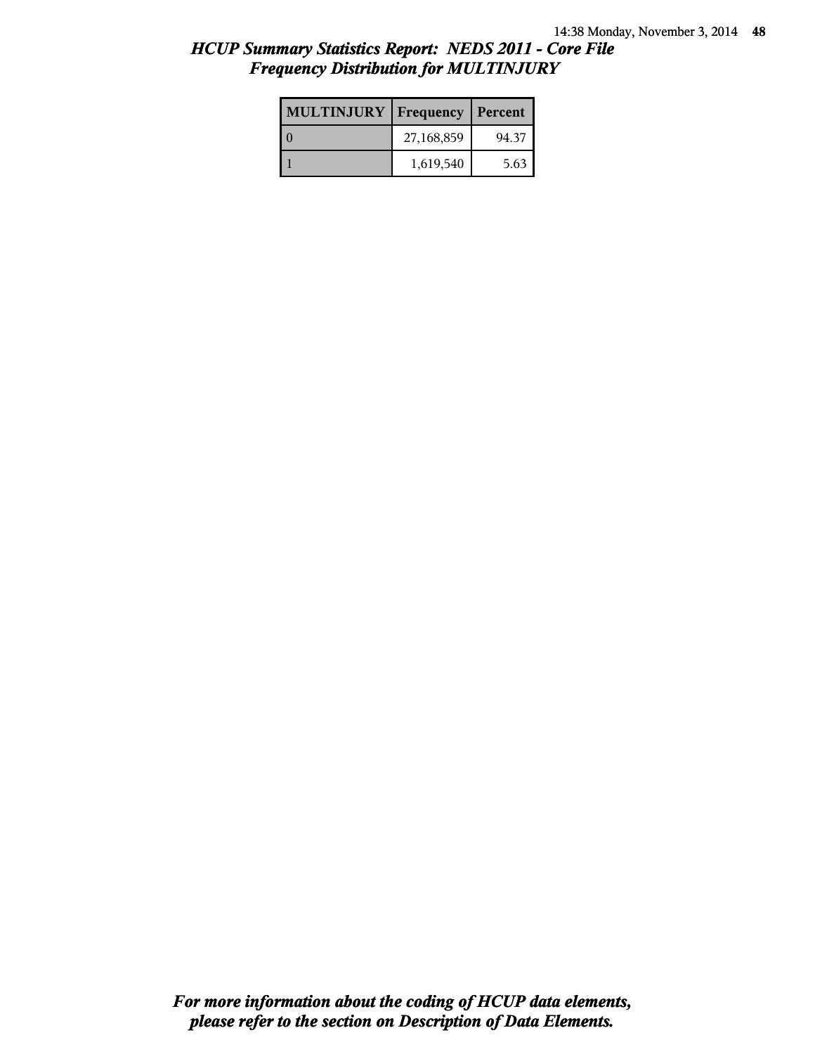## *HCUP Summary Statistics Report: NEDS 2011 - Core File*
## *Frequency Distribution for MULTINJURY*

| MULTINJURY | Frequency | Percent |
|---|---|---|
| 0 | 27,168,859 | 94.37 |
| 1 | 1,619,540 | 5.63 |

***For more information about the coding of HCUP data elements, please refer to the section on Description of Data Elements.***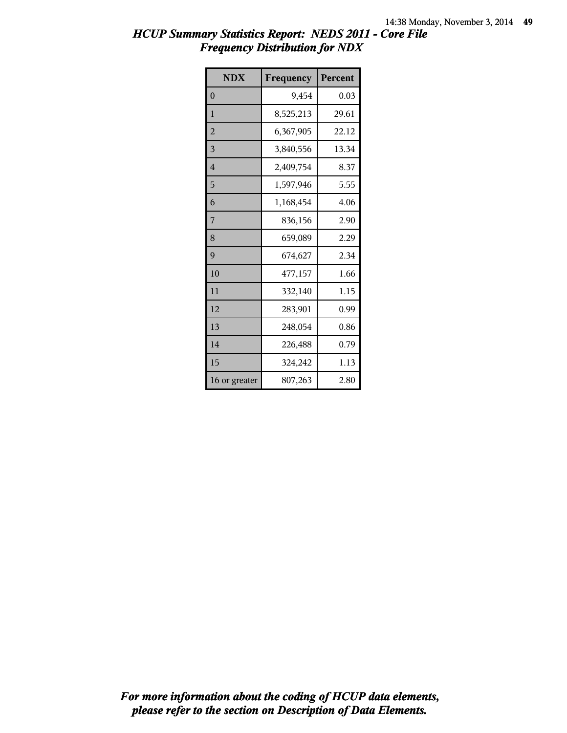## *HCUP Summary Statistics Report: NEDS 2011 - Core File*
## *Frequency Distribution for NDX*

| NDX | Frequency | Percent |
|---|---|---|
| 0 | 9,454 | 0.03 |
| 1 | 8,525,213 | 29.61 |
| 2 | 6,367,905 | 22.12 |
| 3 | 3,840,556 | 13.34 |
| 4 | 2,409,754 | 8.37 |
| 5 | 1,597,946 | 5.55 |
| 6 | 1,168,454 | 4.06 |
| 7 | 836,156 | 2.90 |
| 8 | 659,089 | 2.29 |
| 9 | 674,627 | 2.34 |
| 10 | 477,157 | 1.66 |
| 11 | 332,140 | 1.15 |
| 12 | 283,901 | 0.99 |
| 13 | 248,054 | 0.86 |
| 14 | 226,488 | 0.79 |
| 15 | 324,242 | 1.13 |
| 16 or greater | 807,263 | 2.80 |

***For more information about the coding of HCUP data elements, please refer to the section on Description of Data Elements.***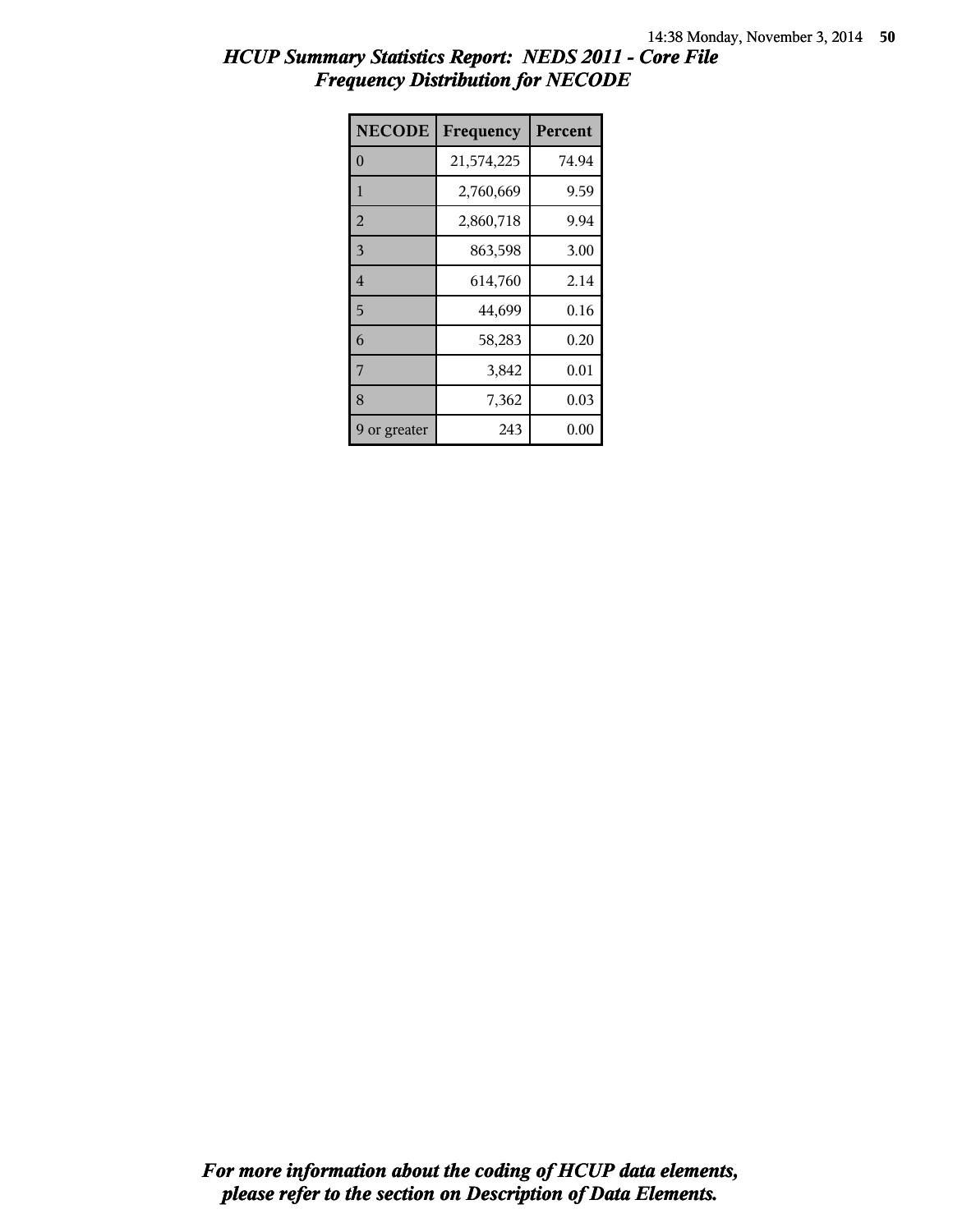## *HCUP Summary Statistics Report: NEDS 2011 - Core File*
## *Frequency Distribution for NECODE*

| NECODE | Frequency | Percent |
|---|---|---|
| 0 | 21,574,225 | 74.94 |
| 1 | 2,760,669 | 9.59 |
| 2 | 2,860,718 | 9.94 |
| 3 | 863,598 | 3.00 |
| 4 | 614,760 | 2.14 |
| 5 | 44,699 | 0.16 |
| 6 | 58,283 | 0.20 |
| 7 | 3,842 | 0.01 |
| 8 | 7,362 | 0.03 |
| 9 or greater | 243 | 0.00 |

***For more information about the coding of HCUP data elements, please refer to the section on Description of Data Elements.***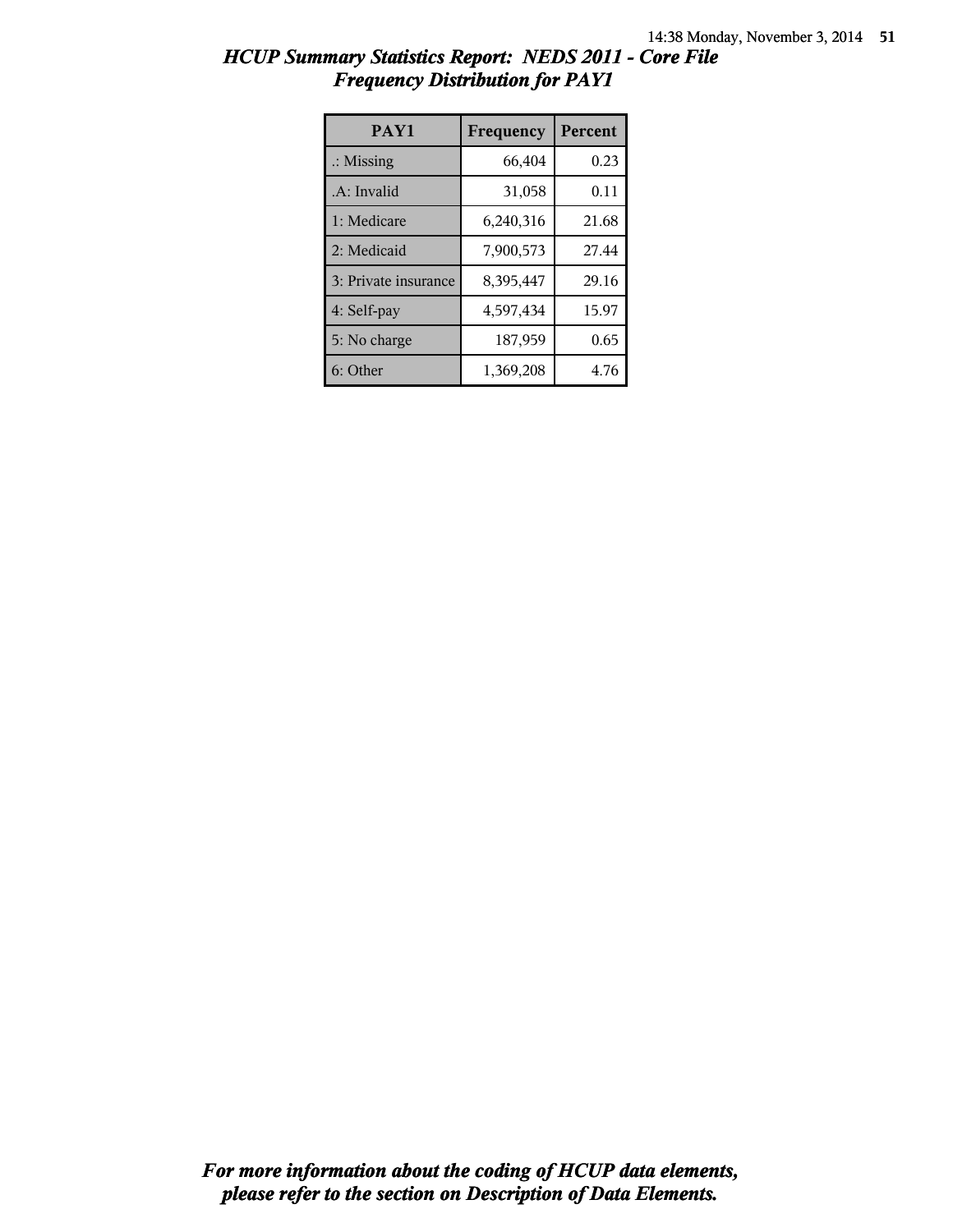## *HCUP Summary Statistics Report: NEDS 2011 - Core File*
## *Frequency Distribution for PAY1*

| PAY1 | Frequency | Percent |
|---|---|---|
| .: Missing | 66,404 | 0.23 |
| .A: Invalid | 31,058 | 0.11 |
| 1: Medicare | 6,240,316 | 21.68 |
| 2: Medicaid | 7,900,573 | 27.44 |
| 3: Private insurance | 8,395,447 | 29.16 |
| 4: Self-pay | 4,597,434 | 15.97 |
| 5: No charge | 187,959 | 0.65 |
| 6: Other | 1,369,208 | 4.76 |

***For more information about the coding of HCUP data elements, please refer to the section on Description of Data Elements.***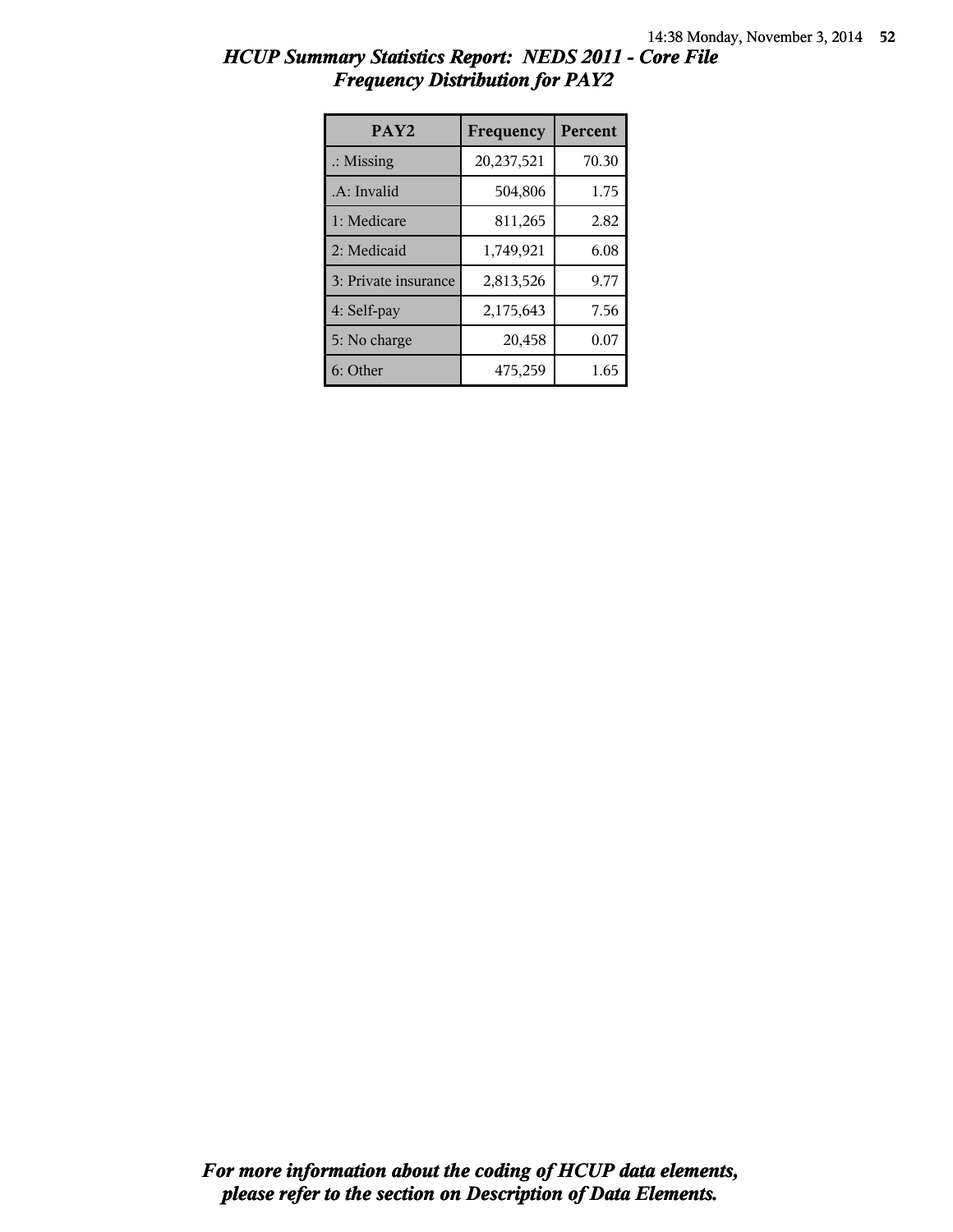## *HCUP Summary Statistics Report: NEDS 2011 - Core File*
## *Frequency Distribution for PAY2*

| PAY2 | Frequency | Percent |
|---|---|---|
| .: Missing | 20,237,521 | 70.30 |
| .A: Invalid | 504,806 | 1.75 |
| 1: Medicare | 811,265 | 2.82 |
| 2: Medicaid | 1,749,921 | 6.08 |
| 3: Private insurance | 2,813,526 | 9.77 |
| 4: Self-pay | 2,175,643 | 7.56 |
| 5: No charge | 20,458 | 0.07 |
| 6: Other | 475,259 | 1.65 |

***For more information about the coding of HCUP data elements, please refer to the section on Description of Data Elements.***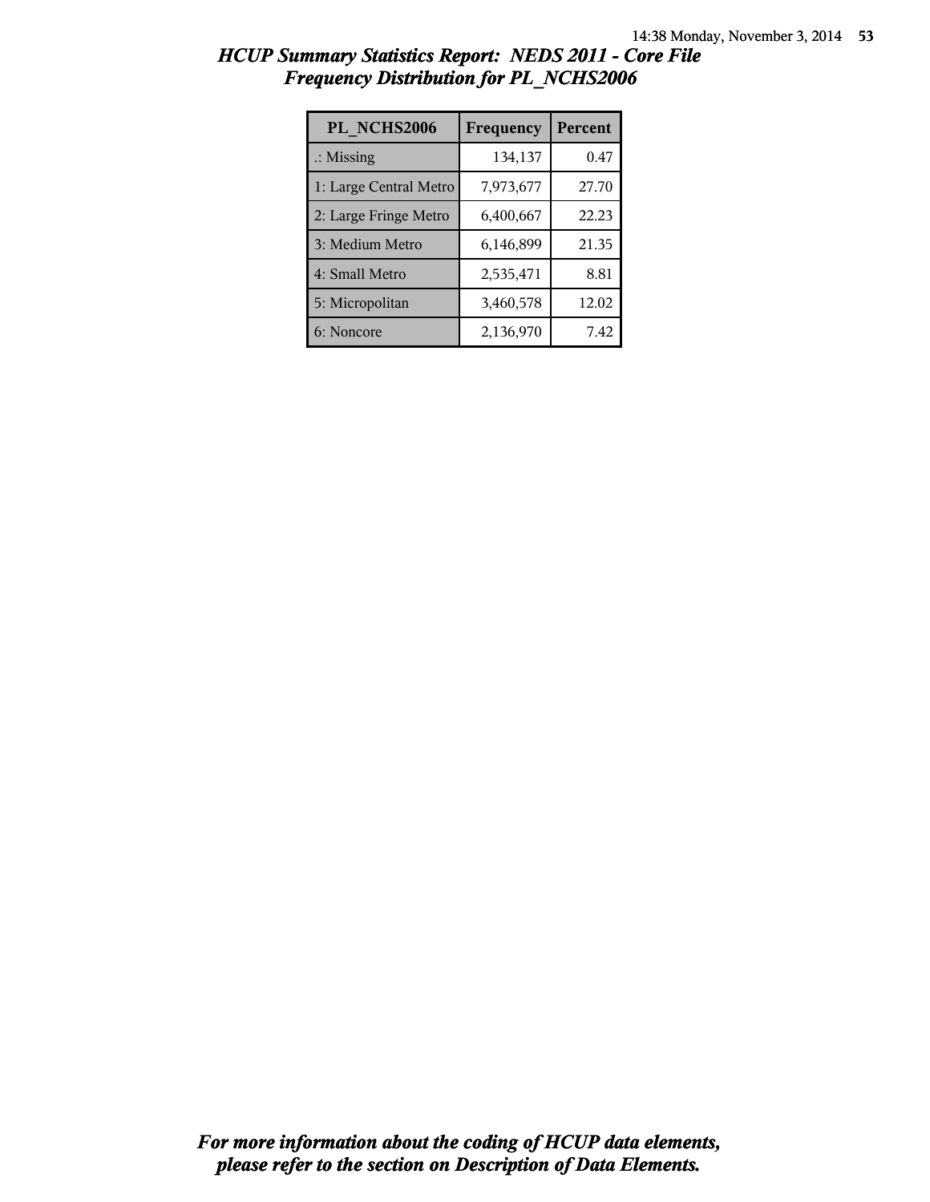## *HCUP Summary Statistics Report: NEDS 2011 - Core File*
## *Frequency Distribution for PL_NCHS2006*

| PL_NCHS2006 | Frequency | Percent |
|---|---|---|
| .: Missing | 134,137 | 0.47 |
| 1: Large Central Metro | 7,973,677 | 27.70 |
| 2: Large Fringe Metro | 6,400,667 | 22.23 |
| 3: Medium Metro | 6,146,899 | 21.35 |
| 4: Small Metro | 2,535,471 | 8.81 |
| 5: Micropolitan | 3,460,578 | 12.02 |
| 6: Noncore | 2,136,970 | 7.42 |

***For more information about the coding of HCUP data elements, please refer to the section on Description of Data Elements.***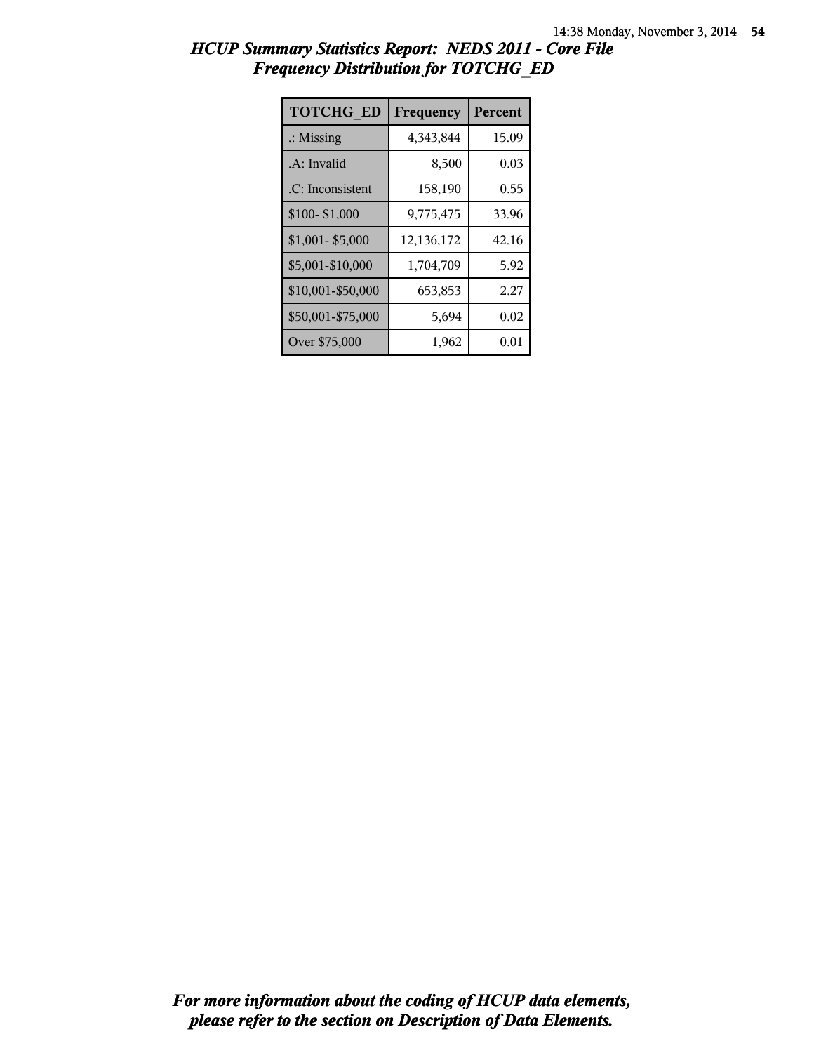# HCUP Summary Statistics Report: NEDS 2011 - Core File
## Frequency Distribution for TOTCHG_ED

| TOTCHG_ED | Frequency | Percent |
|---|---|---|
| .: Missing | 4,343,844 | 15.09 |
| .A: Invalid | 8,500 | 0.03 |
| .C: Inconsistent | 158,190 | 0.55 |
| $100- $1,000 | 9,775,475 | 33.96 |
| $1,001- $5,000 | 12,136,172 | 42.16 |
| $5,001-$10,000 | 1,704,709 | 5.92 |
| $10,001-$50,000 | 653,853 | 2.27 |
| $50,001-$75,000 | 5,694 | 0.02 |
| Over $75,000 | 1,962 | 0.01 |

*For more information about the coding of HCUP data elements, please refer to the section on Description of Data Elements.*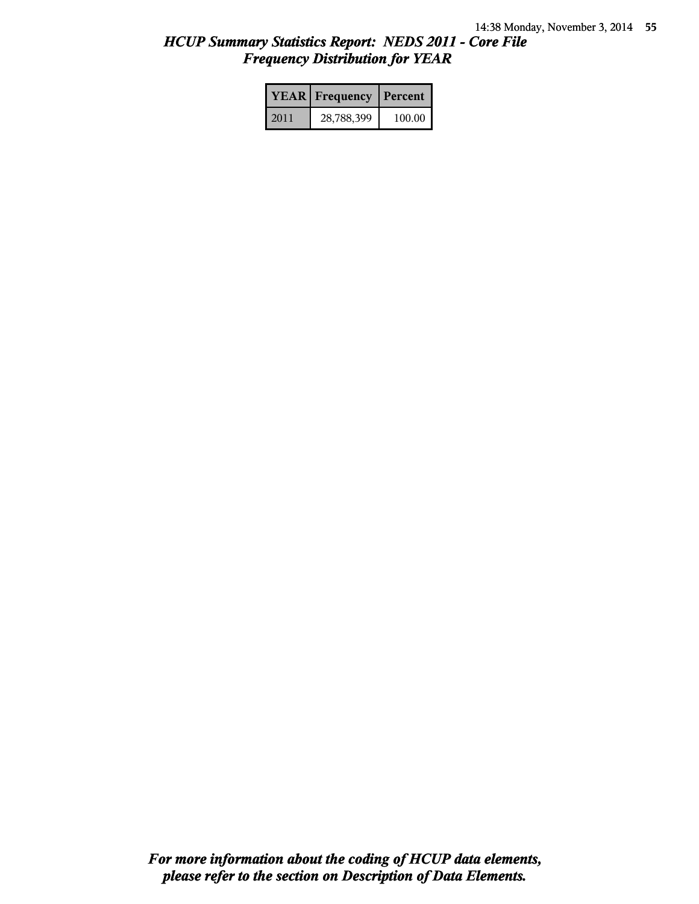## HCUP Summary Statistics Report: NEDS 2011 - Core File
## Frequency Distribution for YEAR

| YEAR | Frequency | Percent |
|---|---|---|
| 2011 | 28,788,399 | 100.00 |

***For more information about the coding of HCUP data elements, please refer to the section on Description of Data Elements.***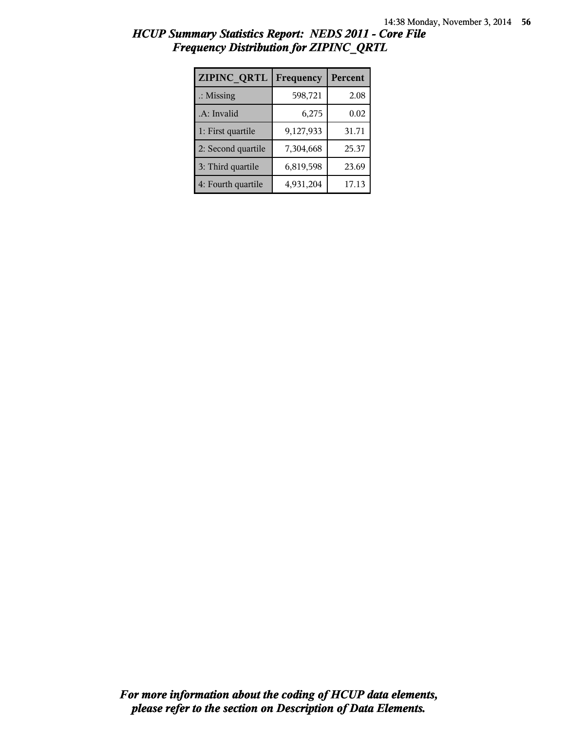# *HCUP Summary Statistics Report: NEDS 2011 - Core File*
## *Frequency Distribution for ZIPINC_QRTL*

| ZIPINC_QRTL | Frequency | Percent |
|---|---|---|
| .: Missing | 598,721 | 2.08 |
| .A: Invalid | 6,275 | 0.02 |
| 1: First quartile | 9,127,933 | 31.71 |
| 2: Second quartile | 7,304,668 | 25.37 |
| 3: Third quartile | 6,819,598 | 23.69 |
| 4: Fourth quartile | 4,931,204 | 17.13 |

***For more information about the coding of HCUP data elements, please refer to the section on Description of Data Elements.***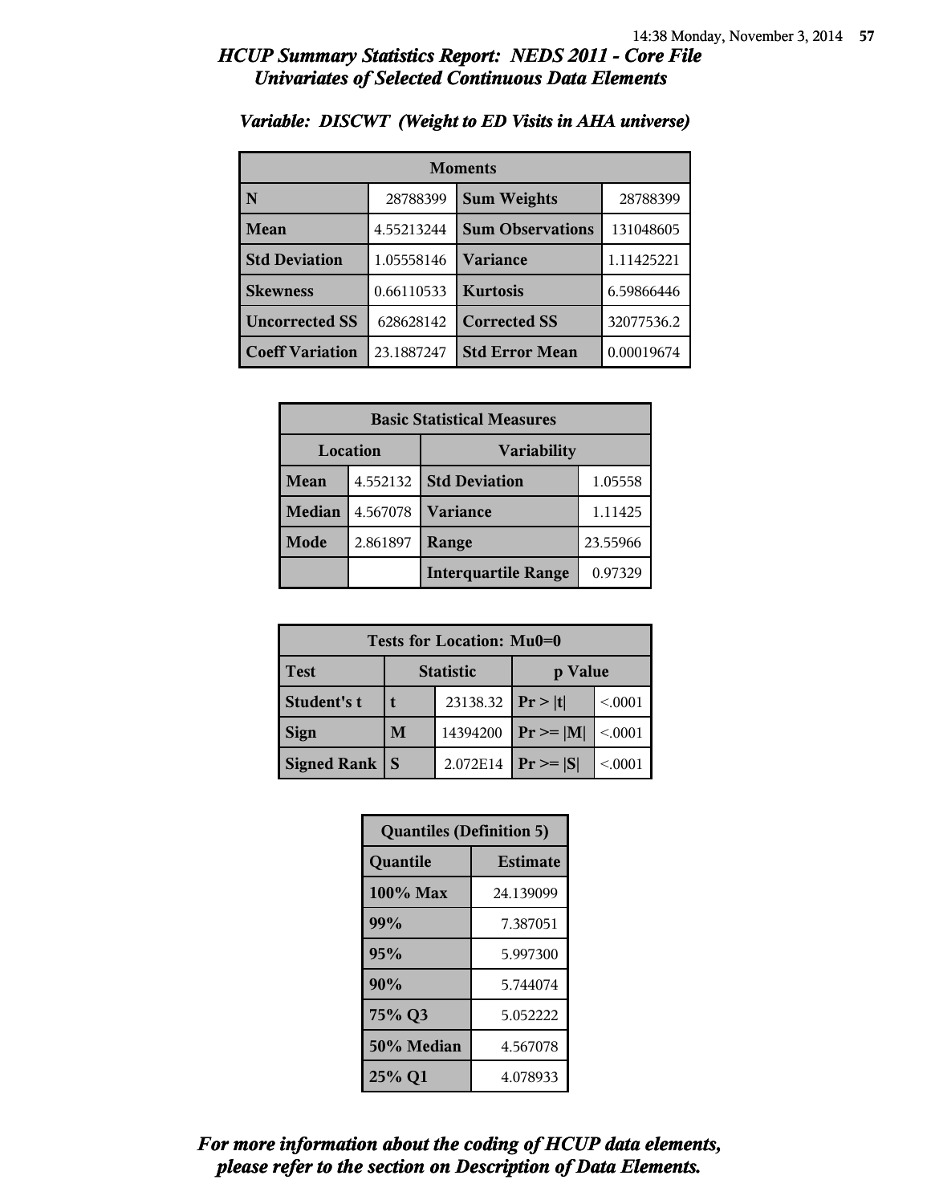# HCUP Summary Statistics Report: NEDS 2011 - Core File
## Univariates of Selected Continuous Data Elements

### Variable: DISCWT (Weight to ED Visits in AHA universe)

| Moments | | | |
|---|---|---|---|
| N | 28788399 | Sum Weights | 28788399 |
| Mean | 4.55213244 | Sum Observations | 131048605 |
| Std Deviation | 1.05558146 | Variance | 1.11425221 |
| Skewness | 0.66110533 | Kurtosis | 6.59866446 |
| Uncorrected SS | 628628142 | Corrected SS | 32077536.2 |
| Coeff Variation | 23.1887247 | Std Error Mean | 0.00019674 |

| Basic Statistical Measures | | | |
|---|---|---|---|
| Location | | Variability | |
| Mean | 4.552132 | Std Deviation | 1.05558 |
| Median | 4.567078 | Variance | 1.11425 |
| Mode | 2.861897 | Range | 23.55966 |
| | | Interquartile Range | 0.97329 |

| Tests for Location: Mu0=0 | | | | |
|---|---|---|---|---|
| Test | Statistic | | p Value | |
| Student's t | t | 23138.32 | Pr > \|t\| | <.0001 |
| Sign | M | 14394200 | Pr >= \|M\| | <.0001 |
| Signed Rank | S | 2.072E14 | Pr >= \|S\| | <.0001 |

| Quantiles (Definition 5) | |
|---|---|
| Quantile | Estimate |
| 100% Max | 24.139099 |
| 99% | 7.387051 |
| 95% | 5.997300 |
| 90% | 5.744074 |
| 75% Q3 | 5.052222 |
| 50% Median | 4.567078 |
| 25% Q1 | 4.078933 |

*For more information about the coding of HCUP data elements, please refer to the section on Description of Data Elements.*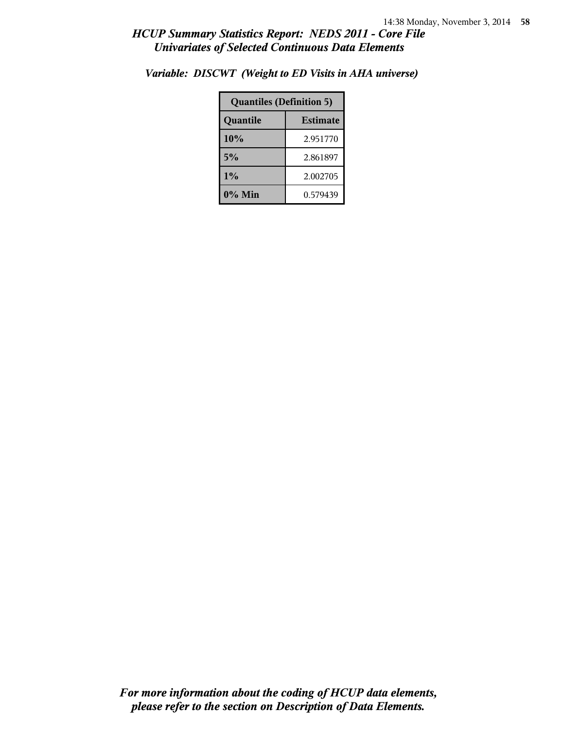*HCUP Summary Statistics Report: NEDS 2011 - Core File*
*Univariates of Selected Continuous Data Elements*

*Variable: DISCWT (Weight to ED Visits in AHA universe)*

| Quantiles (Definition 5) | |
|---|---|
| **Quantile** | **Estimate** |
| **10%** | 2.951770 |
| **5%** | 2.861897 |
| **1%** | 2.002705 |
| **0% Min** | 0.579439 |

*For more information about the coding of HCUP data elements, please refer to the section on Description of Data Elements.*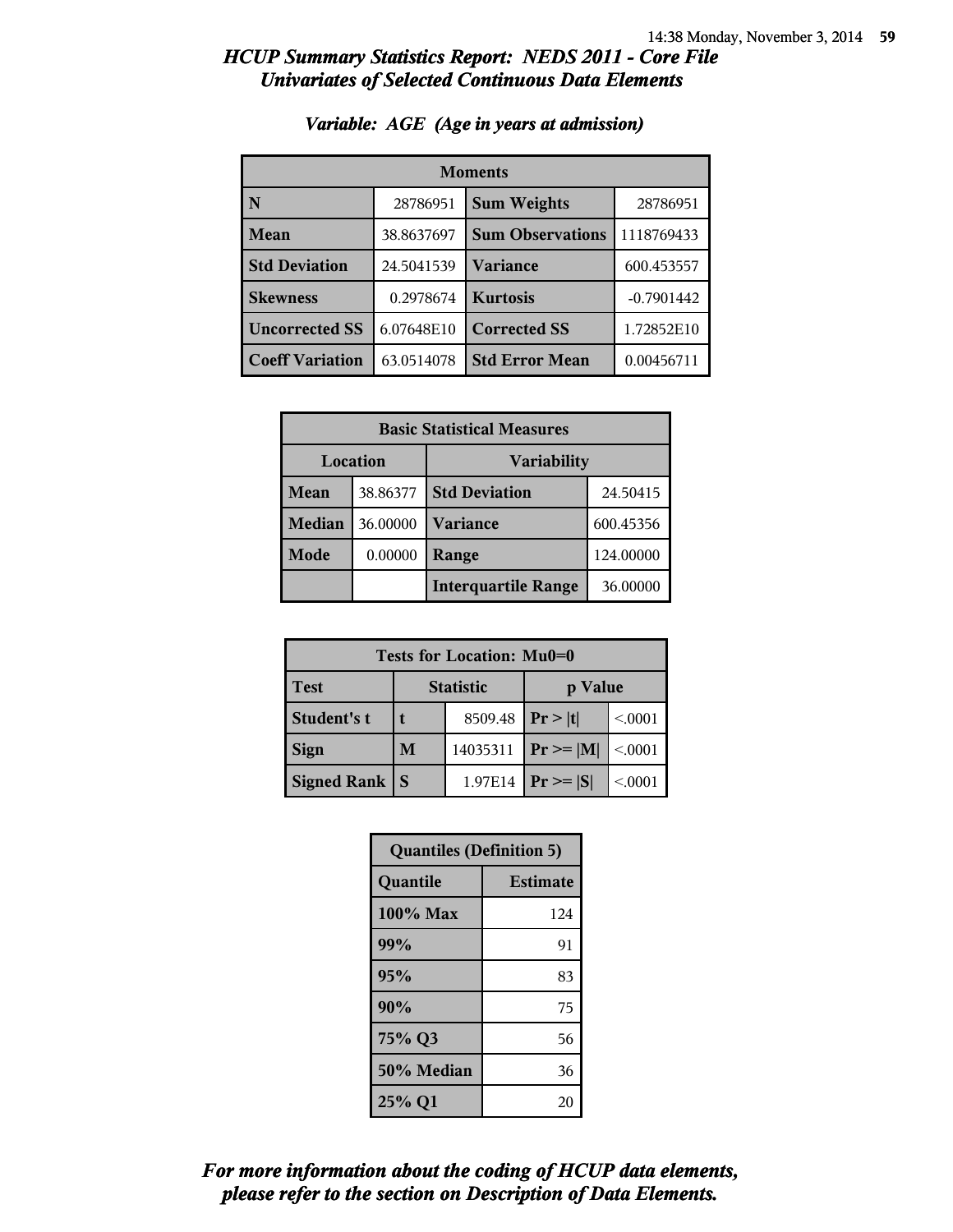## *HCUP Summary Statistics Report: NEDS 2011 - Core File*
## *Univariates of Selected Continuous Data Elements*

### *Variable: AGE (Age in years at admission)*

| Moments | | | |
|---|---|---|---|
| **N** | 28786951 | **Sum Weights** | 28786951 |
| **Mean** | 38.8637697 | **Sum Observations** | 1118769433 |
| **Std Deviation** | 24.5041539 | **Variance** | 600.453557 |
| **Skewness** | 0.2978674 | **Kurtosis** | -0.7901442 |
| **Uncorrected SS** | 6.07648E10 | **Corrected SS** | 1.72852E10 |
| **Coeff Variation** | 63.0514078 | **Std Error Mean** | 0.00456711 |

| Basic Statistical Measures | | | |
|---|---|---|---|
| Location | | Variability | |
| **Mean** | 38.86377 | **Std Deviation** | 24.50415 |
| **Median** | 36.00000 | **Variance** | 600.45356 |
| **Mode** | 0.00000 | **Range** | 124.00000 |
| | | **Interquartile Range** | 36.00000 |

| Tests for Location: Mu0=0 | | | | |
|---|---|---|---|---|
| **Test** | Statistic | | p Value | |
| **Student's t** | t | 8509.48 | Pr > \|t\| | <.0001 |
| **Sign** | M | 14035311 | Pr >= \|M\| | <.0001 |
| **Signed Rank** | S | 1.97E14 | Pr >= \|S\| | <.0001 |

| Quantiles (Definition 5) | |
|---|---|
| **Quantile** | **Estimate** |
| **100% Max** | 124 |
| **99%** | 91 |
| **95%** | 83 |
| **90%** | 75 |
| **75% Q3** | 56 |
| **50% Median** | 36 |
| **25% Q1** | 20 |

***For more information about the coding of HCUP data elements, please refer to the section on Description of Data Elements.***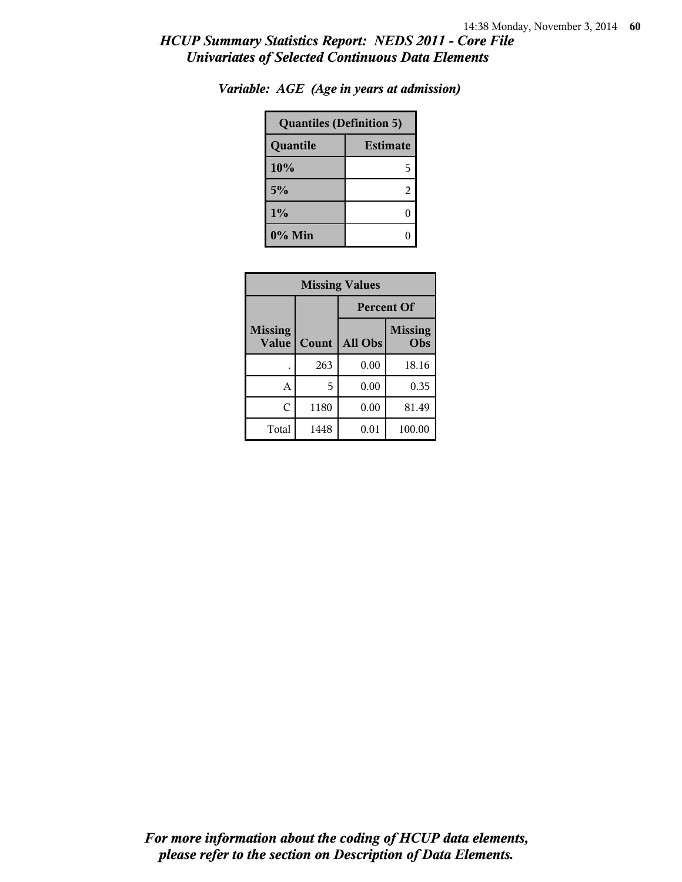## *HCUP Summary Statistics Report: NEDS 2011 - Core File*
## *Univariates of Selected Continuous Data Elements*

### *Variable: AGE (Age in years at admission)*

| Quantiles (Definition 5) | |
|---|---|
| **Quantile** | **Estimate** |
| **10%** | 5 |
| **5%** | 2 |
| **1%** | 0 |
| **0% Min** | 0 |

| Missing Values | | | |
|---|---|---|---|
| | | Percent Of | |
| **Missing Value** | **Count** | **All Obs** | **Missing Obs** |
| . | 263 | 0.00 | 18.16 |
| A | 5 | 0.00 | 0.35 |
| C | 1180 | 0.00 | 81.49 |
| Total | 1448 | 0.01 | 100.00 |

*For more information about the coding of HCUP data elements, please refer to the section on Description of Data Elements.*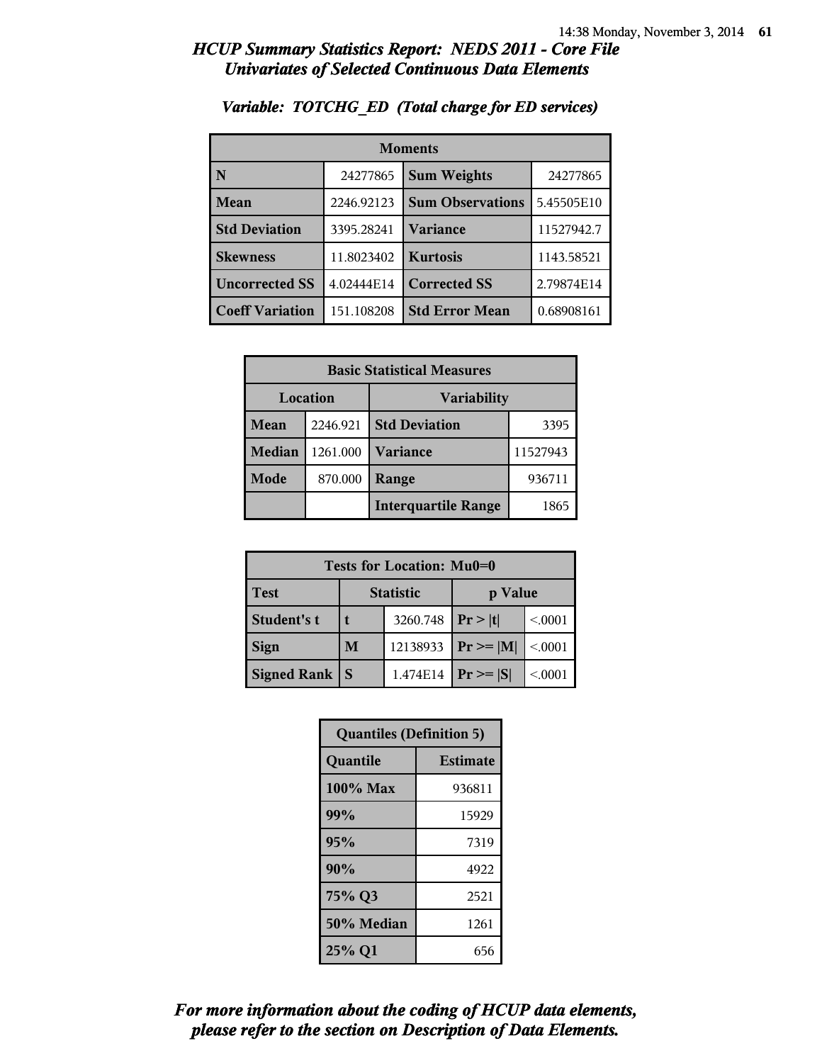# HCUP Summary Statistics Report: NEDS 2011 - Core File
## Univariates of Selected Continuous Data Elements

### Variable: TOTCHG_ED (Total charge for ED services)

| Moments | | | |
|---|---|---|---|
| N | 24277865 | Sum Weights | 24277865 |
| Mean | 2246.92123 | Sum Observations | 5.45505E10 |
| Std Deviation | 3395.28241 | Variance | 11527942.7 |
| Skewness | 11.8023402 | Kurtosis | 1143.58521 |
| Uncorrected SS | 4.02444E14 | Corrected SS | 2.79874E14 |
| Coeff Variation | 151.108208 | Std Error Mean | 0.68908161 |

| Basic Statistical Measures | | | |
|---|---|---|---|
| Location | | Variability | |
| Mean | 2246.921 | Std Deviation | 3395 |
| Median | 1261.000 | Variance | 11527943 |
| Mode | 870.000 | Range | 936711 |
| | | Interquartile Range | 1865 |

| Tests for Location: Mu0=0 | | | | |
|---|---|---|---|---|
| Test | Statistic | | p Value | |
| Student's t | t | 3260.748 | Pr > \|t\| | <.0001 |
| Sign | M | 12138933 | Pr >= \|M\| | <.0001 |
| Signed Rank | S | 1.474E14 | Pr >= \|S\| | <.0001 |

| Quantiles (Definition 5) | |
|---|---|
| Quantile | Estimate |
| 100% Max | 936811 |
| 99% | 15929 |
| 95% | 7319 |
| 90% | 4922 |
| 75% Q3 | 2521 |
| 50% Median | 1261 |
| 25% Q1 | 656 |

*For more information about the coding of HCUP data elements, please refer to the section on Description of Data Elements.*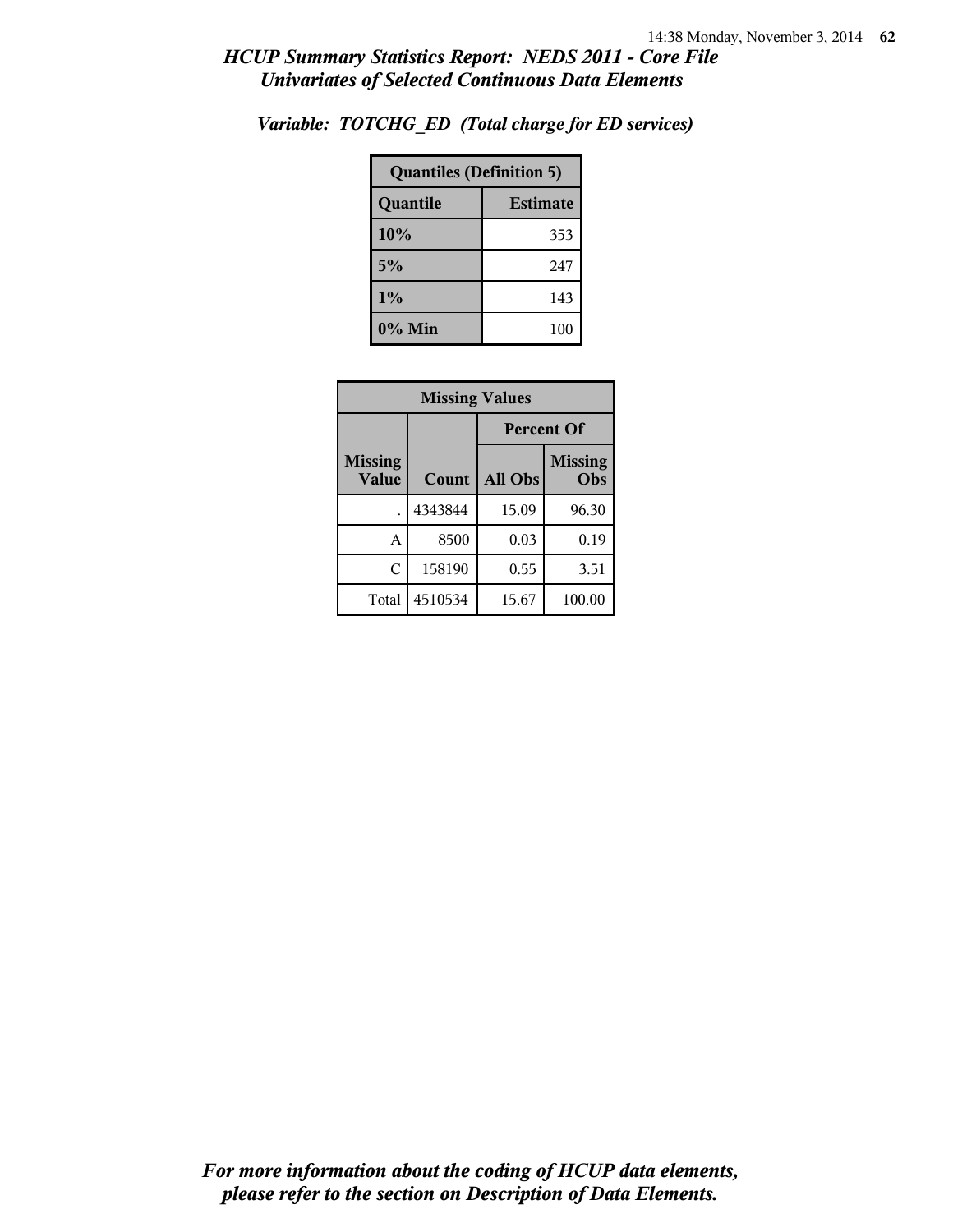## *HCUP Summary Statistics Report: NEDS 2011 - Core File*
## *Univariates of Selected Continuous Data Elements*

### *Variable: TOTCHG_ED (Total charge for ED services)*

| Quantiles (Definition 5) | |
|---|---|
| **Quantile** | **Estimate** |
| **10%** | 353 |
| **5%** | 247 |
| **1%** | 143 |
| **0% Min** | 100 |

| Missing Values | | | |
|---|---|---|---|
| | | Percent Of | |
| **Missing Value** | **Count** | **All Obs** | **Missing Obs** |
| . | 4343844 | 15.09 | 96.30 |
| A | 8500 | 0.03 | 0.19 |
| C | 158190 | 0.55 | 3.51 |
| Total | 4510534 | 15.67 | 100.00 |

*For more information about the coding of HCUP data elements, please refer to the section on Description of Data Elements.*